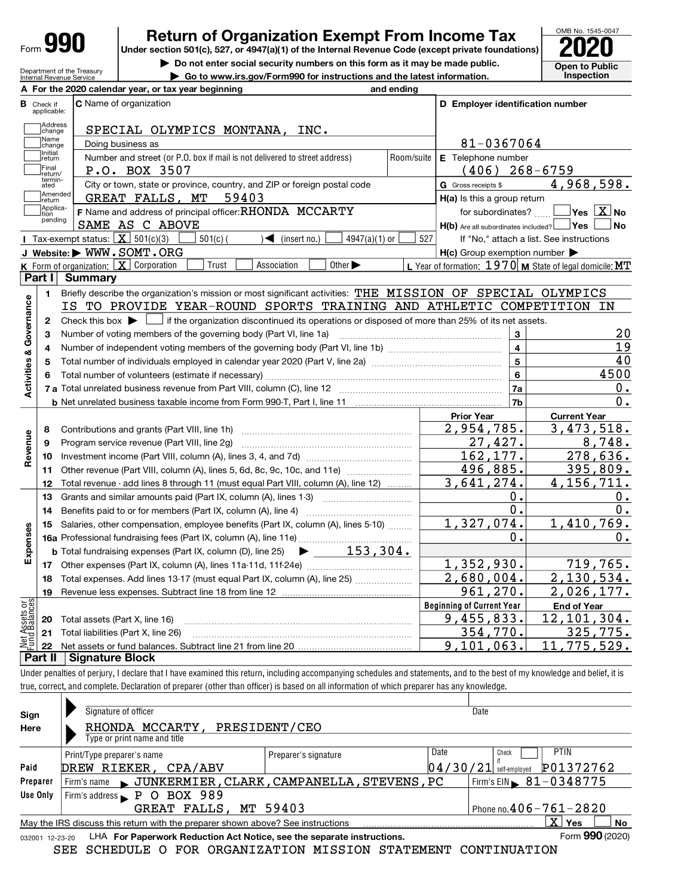# Form 990 — Return of Organization Exempt From Income Tax (2020)

Under section 501(c), 527, or 4947(a)(1) of the Internal Revenue Code (except private foundations)

▶ Do not enter social security numbers on this form as it may be made public.

▶ Go to www.irs.gov/Form990 for instructions and the latest information.

Department of the Treasury
Internal Revenue Service

OMB No. 1545-0047

**Open to Public Inspection**

**A** For the 2020 calendar year, or tax year beginning and ending

**B** Check if applicable: Address change / Name change / Initial return / Final return/terminated / Amended return / Application pending

**C** Name of organization: SPECIAL OLYMPICS MONTANA, INC.

Doing business as

Number and street (or P.O. box if mail is not delivered to street address): P.O. BOX 3507 — Room/suite

City or town, state or province, country, and ZIP or foreign postal code: GREAT FALLS, MT 59403

**D** Employer identification number: 81-0367064

**E** Telephone number: (406) 268-6759

**G** Gross receipts $ 4,968,598.

**F** Name and address of principal officer: RHONDA MCCARTY, SAME AS C ABOVE

**H(a)** Is this a group return for subordinates? Yes [ ] No [X]

**H(b)** Are all subordinates included? Yes [ ] No [ ]
If "No," attach a list. See instructions

**H(c)** Group exemption number ▶

**I** Tax-exempt status: [X] 501(c)(3) [ ] 501(c) ( ) ◀ (insert no.) [ ] 4947(a)(1) or [ ] 527

**J** Website: ▶ WWW.SOMT.ORG

**K** Form of organization: [X] Corporation [ ] Trust [ ] Association [ ] Other ▶

**L** Year of formation: 1970 **M** State of legal domicile: MT

## Part I Summary

**Activities & Governance**

1. Briefly describe the organization's mission or most significant activities: THE MISSION OF SPECIAL OLYMPICS IS TO PROVIDE YEAR-ROUND SPORTS TRAINING AND ATHLETIC COMPETITION IN
2. Check this box ▶ [ ] if the organization discontinued its operations or disposed of more than 25% of its net assets.

| | | | |
|---|---|---|---|
| 3 | Number of voting members of the governing body (Part VI, line 1a) | 3 | 20 |
| 4 | Number of independent voting members of the governing body (Part VI, line 1b) | 4 | 19 |
| 5 | Total number of individuals employed in calendar year 2020 (Part V, line 2a) | 5 | 40 |
| 6 | Total number of volunteers (estimate if necessary) | 6 | 4500 |
| 7a | Total unrelated business revenue from Part VIII, column (C), line 12 | 7a | 0. |
| b | Net unrelated business taxable income from Form 990-T, Part I, line 11 | 7b | 0. |

| | | Prior Year | Current Year |
|---|---|---|---|
| **Revenue** | | | |
| 8 | Contributions and grants (Part VIII, line 1h) | 2,954,785. | 3,473,518. |
| 9 | Program service revenue (Part VIII, line 2g) | 27,427. | 8,748. |
| 10 | Investment income (Part VIII, column (A), lines 3, 4, and 7d) | 162,177. | 278,636. |
| 11 | Other revenue (Part VIII, column (A), lines 5, 6d, 8c, 9c, 10c, and 11e) | 496,885. | 395,809. |
| 12 | Total revenue - add lines 8 through 11 (must equal Part VIII, column (A), line 12) | 3,641,274. | 4,156,711. |
| **Expenses** | | | |
| 13 | Grants and similar amounts paid (Part IX, column (A), lines 1-3) | 0. | 0. |
| 14 | Benefits paid to or for members (Part IX, column (A), line 4) | 0. | 0. |
| 15 | Salaries, other compensation, employee benefits (Part IX, column (A), lines 5-10) | 1,327,074. | 1,410,769. |
| 16a | Professional fundraising fees (Part IX, column (A), line 11e) | 0. | 0. |
| b | Total fundraising expenses (Part IX, column (D), line 25) ▶ 153,304. | | |
| 17 | Other expenses (Part IX, column (A), lines 11a-11d, 11f-24e) | 1,352,930. | 719,765. |
| 18 | Total expenses. Add lines 13-17 (must equal Part IX, column (A), line 25) | 2,680,004. | 2,130,534. |
| 19 | Revenue less expenses. Subtract line 18 from line 12 | 961,270. | 2,026,177. |

| **Net Assets or Fund Balances** | | Beginning of Current Year | End of Year |
|---|---|---|---|
| 20 | Total assets (Part X, line 16) | 9,455,833. | 12,101,304. |
| 21 | Total liabilities (Part X, line 26) | 354,770. | 325,775. |
| 22 | Net assets or fund balances. Subtract line 21 from line 20 | 9,101,063. | 11,775,529. |

## Part II Signature Block

Under penalties of perjury, I declare that I have examined this return, including accompanying schedules and statements, and to the best of my knowledge and belief, it is true, correct, and complete. Declaration of preparer (other than officer) is based on all information of which preparer has any knowledge.

**Sign Here**

Signature of officer — Date

RHONDA MCCARTY, PRESIDENT/CEO
Type or print name and title

**Paid Preparer Use Only**

| Print/Type preparer's name | Preparer's signature | Date | Check if self-employed | PTIN |
|---|---|---|---|---|
| DREW RIEKER, CPA/ABV | | 04/30/21 | | P01372762 |

Firm's name ▶ JUNKERMIER, CLARK, CAMPANELLA, STEVENS, PC — Firm's EIN ▶ 81-0348775

Firm's address ▶ P O BOX 989, GREAT FALLS, MT 59403 — Phone no. 406-761-2820

May the IRS discuss this return with the preparer shown above? See instructions [X] Yes [ ] No

032001 12-23-20 LHA For Paperwork Reduction Act Notice, see the separate instructions. Form **990** (2020)

SEE SCHEDULE O FOR ORGANIZATION MISSION STATEMENT CONTINUATION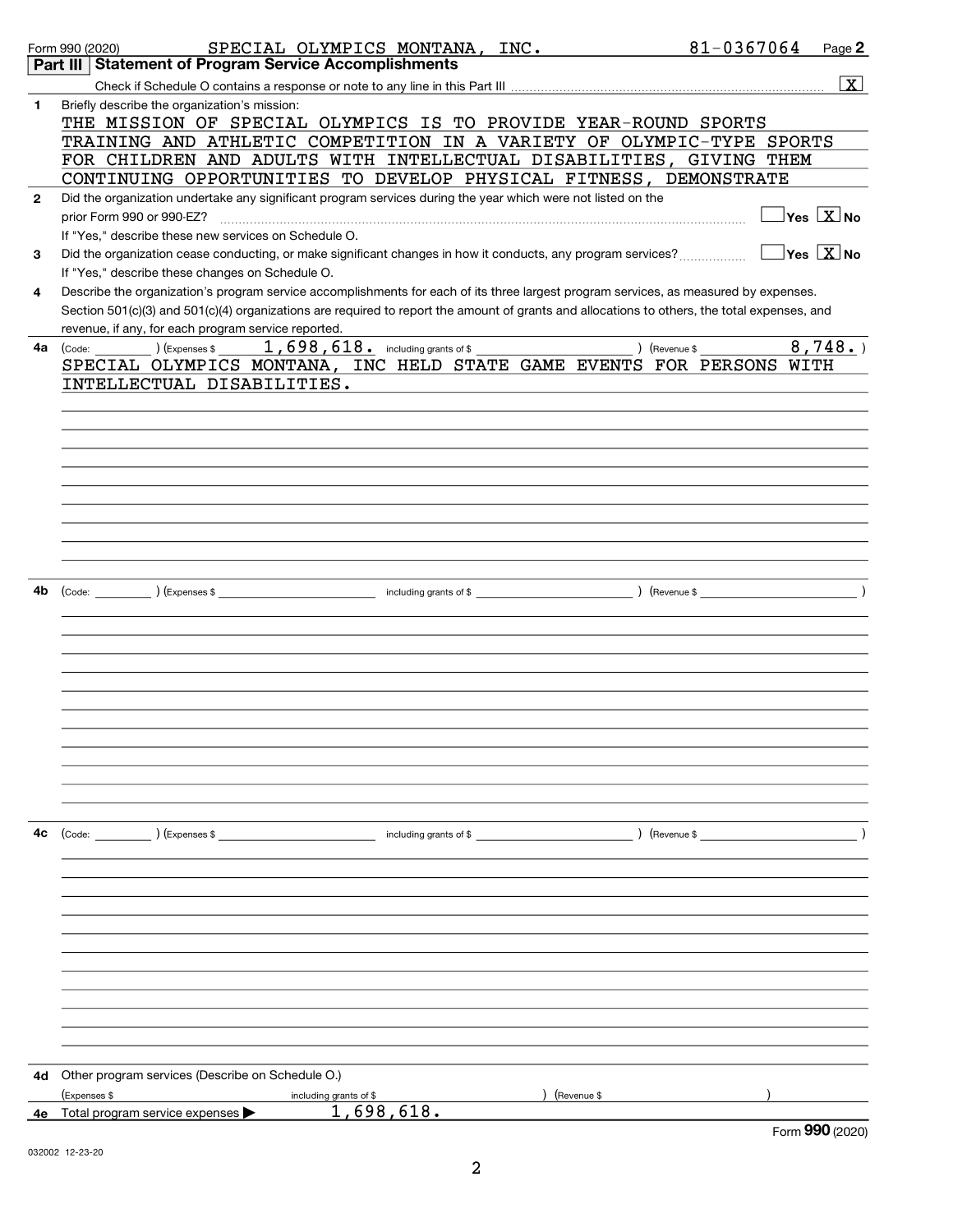Form 990 (2020) SPECIAL OLYMPICS MONTANA, INC. 81-0367064 Page 2

## Part III | Statement of Program Service Accomplishments

Check if Schedule O contains a response or note to any line in this Part III .......... [X]

**1** Briefly describe the organization's mission:

THE MISSION OF SPECIAL OLYMPICS IS TO PROVIDE YEAR-ROUND SPORTS TRAINING AND ATHLETIC COMPETITION IN A VARIETY OF OLYMPIC-TYPE SPORTS FOR CHILDREN AND ADULTS WITH INTELLECTUAL DISABILITIES, GIVING THEM CONTINUING OPPORTUNITIES TO DEVELOP PHYSICAL FITNESS, DEMONSTRATE

**2** Did the organization undertake any significant program services during the year which were not listed on the prior Form 990 or 990-EZ? .......... [ ] Yes [X] No

If "Yes," describe these new services on Schedule O.

**3** Did the organization cease conducting, or make significant changes in how it conducts, any program services? .......... [ ] Yes [X] No

If "Yes," describe these changes on Schedule O.

**4** Describe the organization's program service accomplishments for each of its three largest program services, as measured by expenses. Section 501(c)(3) and 501(c)(4) organizations are required to report the amount of grants and allocations to others, the total expenses, and revenue, if any, for each program service reported.

**4a** (Code: ) (Expenses $ 1,698,618. including grants of $ ) (Revenue $ 8,748. )

SPECIAL OLYMPICS MONTANA, INC HELD STATE GAME EVENTS FOR PERSONS WITH INTELLECTUAL DISABILITIES.

**4b** (Code: ) (Expenses $ including grants of $ ) (Revenue $ )

**4c** (Code: ) (Expenses $ including grants of $ ) (Revenue $ )

**4d** Other program services (Describe on Schedule O.)

(Expenses $ including grants of $ ) (Revenue $ )

**4e** Total program service expenses ▶ 1,698,618.

Form 990 (2020)

032002 12-23-20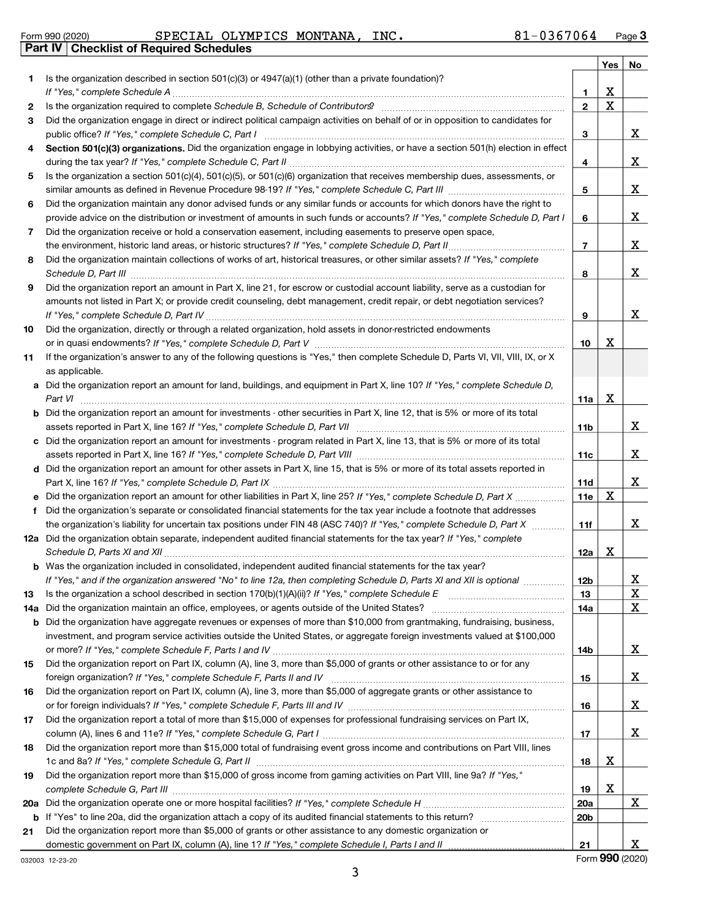Form 990 (2020) SPECIAL OLYMPICS MONTANA, INC. 81-0367064 Page 3

## Part IV Checklist of Required Schedules

| | | | Yes | No |
|---|---|---|---|---|
| 1 | Is the organization described in section 501(c)(3) or 4947(a)(1) (other than a private foundation)? *If "Yes," complete Schedule A* | 1 | X | |
| 2 | Is the organization required to complete *Schedule B, Schedule of Contributors*? | 2 | X | |
| 3 | Did the organization engage in direct or indirect political campaign activities on behalf of or in opposition to candidates for public office? *If "Yes," complete Schedule C, Part I* | 3 | | X |
| 4 | **Section 501(c)(3) organizations.** Did the organization engage in lobbying activities, or have a section 501(h) election in effect during the tax year? *If "Yes," complete Schedule C, Part II* | 4 | | X |
| 5 | Is the organization a section 501(c)(4), 501(c)(5), or 501(c)(6) organization that receives membership dues, assessments, or similar amounts as defined in Revenue Procedure 98-19? *If "Yes," complete Schedule C, Part III* | 5 | | X |
| 6 | Did the organization maintain any donor advised funds or any similar funds or accounts for which donors have the right to provide advice on the distribution or investment of amounts in such funds or accounts? *If "Yes," complete Schedule D, Part I* | 6 | | X |
| 7 | Did the organization receive or hold a conservation easement, including easements to preserve open space, the environment, historic land areas, or historic structures? *If "Yes," complete Schedule D, Part II* | 7 | | X |
| 8 | Did the organization maintain collections of works of art, historical treasures, or other similar assets? *If "Yes," complete Schedule D, Part III* | 8 | | X |
| 9 | Did the organization report an amount in Part X, line 21, for escrow or custodial account liability, serve as a custodian for amounts not listed in Part X; or provide credit counseling, debt management, credit repair, or debt negotiation services? *If "Yes," complete Schedule D, Part IV* | 9 | | X |
| 10 | Did the organization, directly or through a related organization, hold assets in donor-restricted endowments or in quasi endowments? *If "Yes," complete Schedule D, Part V* | 10 | X | |
| 11 | If the organization's answer to any of the following questions is "Yes," then complete Schedule D, Parts VI, VII, VIII, IX, or X as applicable. | | | |
| a | Did the organization report an amount for land, buildings, and equipment in Part X, line 10? *If "Yes," complete Schedule D, Part VI* | 11a | X | |
| b | Did the organization report an amount for investments - other securities in Part X, line 12, that is 5% or more of its total assets reported in Part X, line 16? *If "Yes," complete Schedule D, Part VII* | 11b | | X |
| c | Did the organization report an amount for investments - program related in Part X, line 13, that is 5% or more of its total assets reported in Part X, line 16? *If "Yes," complete Schedule D, Part VIII* | 11c | | X |
| d | Did the organization report an amount for other assets in Part X, line 15, that is 5% or more of its total assets reported in Part X, line 16? *If "Yes," complete Schedule D, Part IX* | 11d | | X |
| e | Did the organization report an amount for other liabilities in Part X, line 25? *If "Yes," complete Schedule D, Part X* | 11e | X | |
| f | Did the organization's separate or consolidated financial statements for the tax year include a footnote that addresses the organization's liability for uncertain tax positions under FIN 48 (ASC 740)? *If "Yes," complete Schedule D, Part X* | 11f | | X |
| 12a | Did the organization obtain separate, independent audited financial statements for the tax year? *If "Yes," complete Schedule D, Parts XI and XII* | 12a | X | |
| b | Was the organization included in consolidated, independent audited financial statements for the tax year? *If "Yes," and if the organization answered "No" to line 12a, then completing Schedule D, Parts XI and XII is optional* | 12b | | X |
| 13 | Is the organization a school described in section 170(b)(1)(A)(ii)? *If "Yes," complete Schedule E* | 13 | | X |
| 14a | Did the organization maintain an office, employees, or agents outside of the United States? | 14a | | X |
| b | Did the organization have aggregate revenues or expenses of more than $10,000 from grantmaking, fundraising, business, investment, and program service activities outside the United States, or aggregate foreign investments valued at $100,000 or more? *If "Yes," complete Schedule F, Parts I and IV* | 14b | | X |
| 15 | Did the organization report on Part IX, column (A), line 3, more than $5,000 of grants or other assistance to or for any foreign organization? *If "Yes," complete Schedule F, Parts II and IV* | 15 | | X |
| 16 | Did the organization report on Part IX, column (A), line 3, more than $5,000 of aggregate grants or other assistance to or for foreign individuals? *If "Yes," complete Schedule F, Parts III and IV* | 16 | | X |
| 17 | Did the organization report a total of more than $15,000 of expenses for professional fundraising services on Part IX, column (A), lines 6 and 11e? *If "Yes," complete Schedule G, Part I* | 17 | | X |
| 18 | Did the organization report more than $15,000 total of fundraising event gross income and contributions on Part VIII, lines 1c and 8a? *If "Yes," complete Schedule G, Part II* | 18 | X | |
| 19 | Did the organization report more than $15,000 of gross income from gaming activities on Part VIII, line 9a? *If "Yes," complete Schedule G, Part III* | 19 | X | |
| 20a | Did the organization operate one or more hospital facilities? *If "Yes," complete Schedule H* | 20a | | X |
| b | If "Yes" to line 20a, did the organization attach a copy of its audited financial statements to this return? | 20b | | |
| 21 | Did the organization report more than $5,000 of grants or other assistance to any domestic organization or domestic government on Part IX, column (A), line 1? *If "Yes," complete Schedule I, Parts I and II* | 21 | | X |

032003 12-23-20 Form **990** (2020)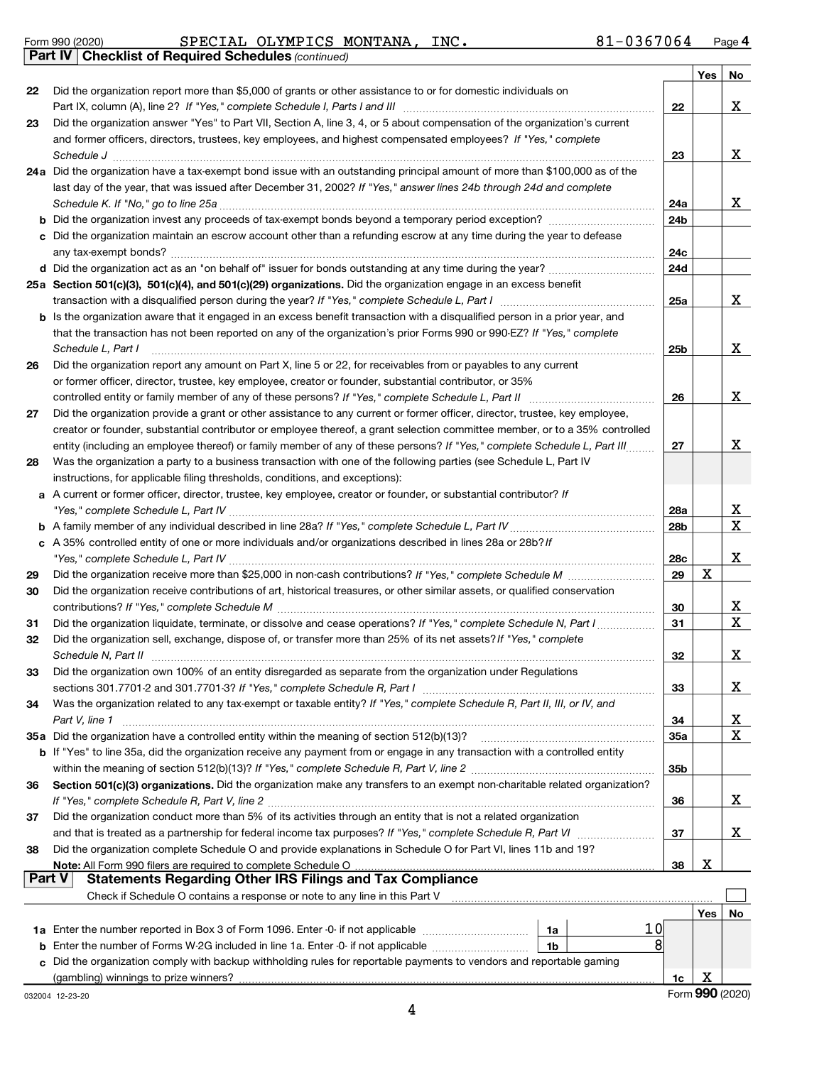Form 990 (2020) SPECIAL OLYMPICS MONTANA, INC. 81-0367064 Page **4**

## Part IV Checklist of Required Schedules *(continued)*

| | | | Yes | No |
|---|---|---|---|---|
| 22 | Did the organization report more than $5,000 of grants or other assistance to or for domestic individuals on Part IX, column (A), line 2? *If "Yes," complete Schedule I, Parts I and III* | 22 | | X |
| 23 | Did the organization answer "Yes" to Part VII, Section A, line 3, 4, or 5 about compensation of the organization's current and former officers, directors, trustees, key employees, and highest compensated employees? *If "Yes," complete Schedule J* | 23 | | X |
| 24a | Did the organization have a tax-exempt bond issue with an outstanding principal amount of more than $100,000 as of the last day of the year, that was issued after December 31, 2002? *If "Yes," answer lines 24b through 24d and complete Schedule K. If "No," go to line 25a* | 24a | | X |
| b | Did the organization invest any proceeds of tax-exempt bonds beyond a temporary period exception? | 24b | | |
| c | Did the organization maintain an escrow account other than a refunding escrow at any time during the year to defease any tax-exempt bonds? | 24c | | |
| d | Did the organization act as an "on behalf of" issuer for bonds outstanding at any time during the year? | 24d | | |
| 25a | **Section 501(c)(3), 501(c)(4), and 501(c)(29) organizations.** Did the organization engage in an excess benefit transaction with a disqualified person during the year? *If "Yes," complete Schedule L, Part I* | 25a | | X |
| b | Is the organization aware that it engaged in an excess benefit transaction with a disqualified person in a prior year, and that the transaction has not been reported on any of the organization's prior Forms 990 or 990-EZ? *If "Yes," complete Schedule L, Part I* | 25b | | X |
| 26 | Did the organization report any amount on Part X, line 5 or 22, for receivables from or payables to any current or former officer, director, trustee, key employee, creator or founder, substantial contributor, or 35% controlled entity or family member of any of these persons? *If "Yes," complete Schedule L, Part II* | 26 | | X |
| 27 | Did the organization provide a grant or other assistance to any current or former officer, director, trustee, key employee, creator or founder, substantial contributor or employee thereof, a grant selection committee member, or to a 35% controlled entity (including an employee thereof) or family member of any of these persons? *If "Yes," complete Schedule L, Part III* | 27 | | X |
| 28 | Was the organization a party to a business transaction with one of the following parties (see Schedule L, Part IV instructions, for applicable filing thresholds, conditions, and exceptions): | | | |
| a | A current or former officer, director, trustee, key employee, creator or founder, or substantial contributor? *If "Yes," complete Schedule L, Part IV* | 28a | | X |
| b | A family member of any individual described in line 28a? *If "Yes," complete Schedule L, Part IV* | 28b | | X |
| c | A 35% controlled entity of one or more individuals and/or organizations described in lines 28a or 28b? *If "Yes," complete Schedule L, Part IV* | 28c | | X |
| 29 | Did the organization receive more than $25,000 in non-cash contributions? *If "Yes," complete Schedule M* | 29 | X | |
| 30 | Did the organization receive contributions of art, historical treasures, or other similar assets, or qualified conservation contributions? *If "Yes," complete Schedule M* | 30 | | X |
| 31 | Did the organization liquidate, terminate, or dissolve and cease operations? *If "Yes," complete Schedule N, Part I* | 31 | | X |
| 32 | Did the organization sell, exchange, dispose of, or transfer more than 25% of its net assets? *If "Yes," complete Schedule N, Part II* | 32 | | X |
| 33 | Did the organization own 100% of an entity disregarded as separate from the organization under Regulations sections 301.7701-2 and 301.7701-3? *If "Yes," complete Schedule R, Part I* | 33 | | X |
| 34 | Was the organization related to any tax-exempt or taxable entity? *If "Yes," complete Schedule R, Part II, III, or IV, and Part V, line 1* | 34 | | X |
| 35a | Did the organization have a controlled entity within the meaning of section 512(b)(13)? | 35a | | X |
| b | If "Yes" to line 35a, did the organization receive any payment from or engage in any transaction with a controlled entity within the meaning of section 512(b)(13)? *If "Yes," complete Schedule R, Part V, line 2* | 35b | | |
| 36 | **Section 501(c)(3) organizations.** Did the organization make any transfers to an exempt non-charitable related organization? *If "Yes," complete Schedule R, Part V, line 2* | 36 | | X |
| 37 | Did the organization conduct more than 5% of its activities through an entity that is not a related organization and that is treated as a partnership for federal income tax purposes? *If "Yes," complete Schedule R, Part VI* | 37 | | X |
| 38 | Did the organization complete Schedule O and provide explanations in Schedule O for Part VI, lines 11b and 19? **Note:** All Form 990 filers are required to complete Schedule O | 38 | X | |

## Part V Statements Regarding Other IRS Filings and Tax Compliance

Check if Schedule O contains a response or note to any line in this Part V ☐

| | | | | | Yes | No |
|---|---|---|---|---|---|---|
| 1a | Enter the number reported in Box 3 of Form 1096. Enter -0- if not applicable | 1a | 10 | | | |
| b | Enter the number of Forms W-2G included in line 1a. Enter -0- if not applicable | 1b | 8 | | | |
| c | Did the organization comply with backup withholding rules for reportable payments to vendors and reportable gaming (gambling) winnings to prize winners? | | | 1c | X | |

032004 12-23-20 Form **990** (2020)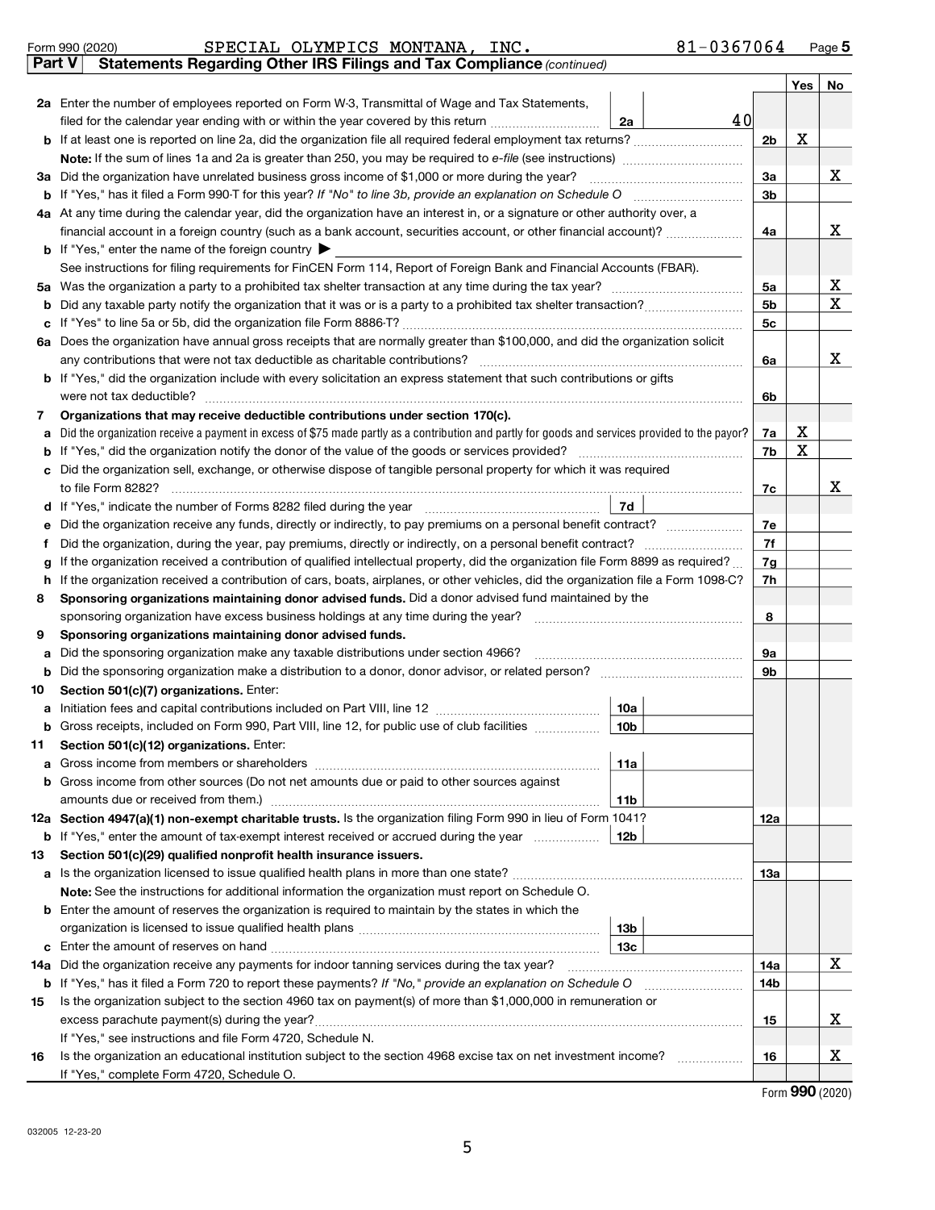Form 990 (2020) SPECIAL OLYMPICS MONTANA, INC. 81-0367064 Page 5

**Part V Statements Regarding Other IRS Filings and Tax Compliance** *(continued)*

| | | | | | Yes | No |
|---|---|---|---|---|---|---|
| **2a** | Enter the number of employees reported on Form W-3, Transmittal of Wage and Tax Statements, filed for the calendar year ending with or within the year covered by this return | 2a | 40 | | | |
| **b** | If at least one is reported on line 2a, did the organization file all required federal employment tax returns? | | | 2b | X | |
| | **Note:** If the sum of lines 1a and 2a is greater than 250, you may be required to *e-file* (see instructions) | | | | | |
| **3a** | Did the organization have unrelated business gross income of $1,000 or more during the year? | | | 3a | | X |
| **b** | If "Yes," has it filed a Form 990-T for this year? *If "No" to line 3b, provide an explanation on Schedule O* | | | 3b | | |
| **4a** | At any time during the calendar year, did the organization have an interest in, or a signature or other authority over, a financial account in a foreign country (such as a bank account, securities account, or other financial account)? | | | 4a | | X |
| **b** | If "Yes," enter the name of the foreign country ▶ | | | | | |
| | See instructions for filing requirements for FinCEN Form 114, Report of Foreign Bank and Financial Accounts (FBAR). | | | | | |
| **5a** | Was the organization a party to a prohibited tax shelter transaction at any time during the tax year? | | | 5a | | X |
| **b** | Did any taxable party notify the organization that it was or is a party to a prohibited tax shelter transaction? | | | 5b | | X |
| **c** | If "Yes" to line 5a or 5b, did the organization file Form 8886-T? | | | 5c | | |
| **6a** | Does the organization have annual gross receipts that are normally greater than $100,000, and did the organization solicit any contributions that were not tax deductible as charitable contributions? | | | 6a | | X |
| **b** | If "Yes," did the organization include with every solicitation an express statement that such contributions or gifts were not tax deductible? | | | 6b | | |
| **7** | **Organizations that may receive deductible contributions under section 170(c).** | | | | | |
| **a** | Did the organization receive a payment in excess of $75 made partly as a contribution and partly for goods and services provided to the payor? | | | 7a | X | |
| **b** | If "Yes," did the organization notify the donor of the value of the goods or services provided? | | | 7b | X | |
| **c** | Did the organization sell, exchange, or otherwise dispose of tangible personal property for which it was required to file Form 8282? | | | 7c | | X |
| **d** | If "Yes," indicate the number of Forms 8282 filed during the year | 7d | | | | |
| **e** | Did the organization receive any funds, directly or indirectly, to pay premiums on a personal benefit contract? | | | 7e | | |
| **f** | Did the organization, during the year, pay premiums, directly or indirectly, on a personal benefit contract? | | | 7f | | |
| **g** | If the organization received a contribution of qualified intellectual property, did the organization file Form 8899 as required? | | | 7g | | |
| **h** | If the organization received a contribution of cars, boats, airplanes, or other vehicles, did the organization file a Form 1098-C? | | | 7h | | |
| **8** | **Sponsoring organizations maintaining donor advised funds.** Did a donor advised fund maintained by the sponsoring organization have excess business holdings at any time during the year? | | | 8 | | |
| **9** | **Sponsoring organizations maintaining donor advised funds.** | | | | | |
| **a** | Did the sponsoring organization make any taxable distributions under section 4966? | | | 9a | | |
| **b** | Did the sponsoring organization make a distribution to a donor, donor advisor, or related person? | | | 9b | | |
| **10** | **Section 501(c)(7) organizations.** Enter: | | | | | |
| **a** | Initiation fees and capital contributions included on Part VIII, line 12 | 10a | | | | |
| **b** | Gross receipts, included on Form 990, Part VIII, line 12, for public use of club facilities | 10b | | | | |
| **11** | **Section 501(c)(12) organizations.** Enter: | | | | | |
| **a** | Gross income from members or shareholders | 11a | | | | |
| **b** | Gross income from other sources (Do not net amounts due or paid to other sources against amounts due or received from them.) | 11b | | | | |
| **12a** | **Section 4947(a)(1) non-exempt charitable trusts.** Is the organization filing Form 990 in lieu of Form 1041? | | | 12a | | |
| **b** | If "Yes," enter the amount of tax-exempt interest received or accrued during the year | 12b | | | | |
| **13** | **Section 501(c)(29) qualified nonprofit health insurance issuers.** | | | | | |
| **a** | Is the organization licensed to issue qualified health plans in more than one state? | | | 13a | | |
| | **Note:** See the instructions for additional information the organization must report on Schedule O. | | | | | |
| **b** | Enter the amount of reserves the organization is required to maintain by the states in which the organization is licensed to issue qualified health plans | 13b | | | | |
| **c** | Enter the amount of reserves on hand | 13c | | | | |
| **14a** | Did the organization receive any payments for indoor tanning services during the tax year? | | | 14a | | X |
| **b** | If "Yes," has it filed a Form 720 to report these payments? *If "No," provide an explanation on Schedule O* | | | 14b | | |
| **15** | Is the organization subject to the section 4960 tax on payment(s) of more than $1,000,000 in remuneration or excess parachute payment(s) during the year? | | | 15 | | X |
| | If "Yes," see instructions and file Form 4720, Schedule N. | | | | | |
| **16** | Is the organization an educational institution subject to the section 4968 excise tax on net investment income? | | | 16 | | X |
| | If "Yes," complete Form 4720, Schedule O. | | | | | |

Form **990** (2020)

032005 12-23-20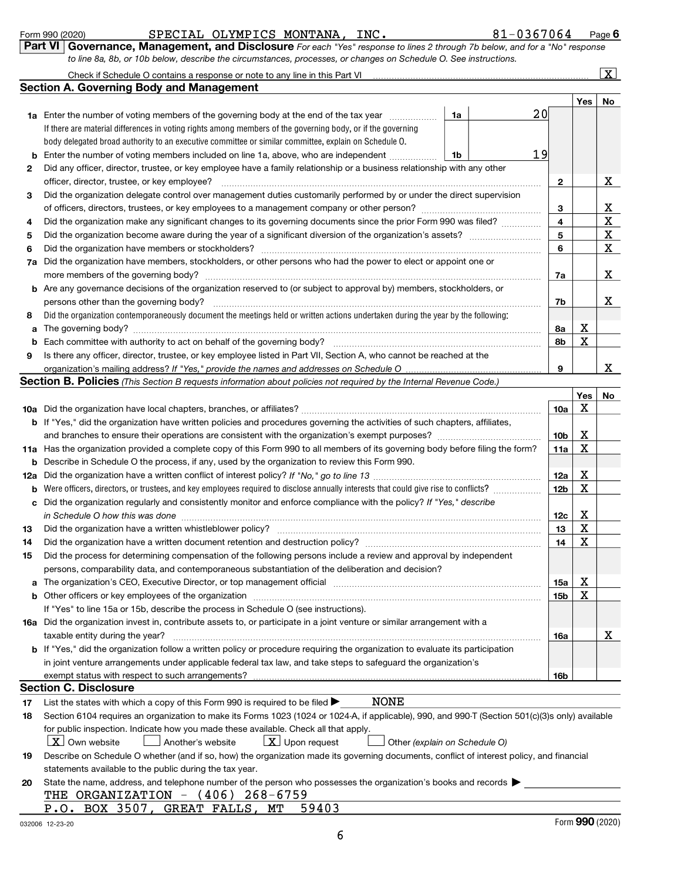Form 990 (2020) SPECIAL OLYMPICS MONTANA, INC. 81-0367064 Page **6**

## Part VI Governance, Management, and Disclosure

*For each "Yes" response to lines 2 through 7b below, and for a "No" response to line 8a, 8b, or 10b below, describe the circumstances, processes, or changes on Schedule O. See instructions.*

Check if Schedule O contains a response or note to any line in this Part VI ..... [X]

### Section A. Governing Body and Management

| | | | | Yes | No |
|---|---|---|---|---|---|
| **1a** | Enter the number of voting members of the governing body at the end of the tax year ..... **1a** 20<br>If there are material differences in voting rights among members of the governing body, or if the governing body delegated broad authority to an executive committee or similar committee, explain on Schedule O. | | | | |
| **b** | Enter the number of voting members included on line 1a, above, who are independent ..... **1b** 19 | | | | |
| **2** | Did any officer, director, trustee, or key employee have a family relationship or a business relationship with any other officer, director, trustee, or key employee? | | 2 | | X |
| **3** | Did the organization delegate control over management duties customarily performed by or under the direct supervision of officers, directors, trustees, or key employees to a management company or other person? | | 3 | | X |
| **4** | Did the organization make any significant changes to its governing documents since the prior Form 990 was filed? | | 4 | | X |
| **5** | Did the organization become aware during the year of a significant diversion of the organization's assets? | | 5 | | X |
| **6** | Did the organization have members or stockholders? | | 6 | | X |
| **7a** | Did the organization have members, stockholders, or other persons who had the power to elect or appoint one or more members of the governing body? | | 7a | | X |
| **b** | Are any governance decisions of the organization reserved to (or subject to approval by) members, stockholders, or persons other than the governing body? | | 7b | | X |
| **8** | Did the organization contemporaneously document the meetings held or written actions undertaken during the year by the following: | | | | |
| **a** | The governing body? | | 8a | X | |
| **b** | Each committee with authority to act on behalf of the governing body? | | 8b | X | |
| **9** | Is there any officer, director, trustee, or key employee listed in Part VII, Section A, who cannot be reached at the organization's mailing address? *If "Yes," provide the names and addresses on Schedule O* | | 9 | | X |

### Section B. Policies *(This Section B requests information about policies not required by the Internal Revenue Code.)*

| | | | Yes | No |
|---|---|---|---|---|
| **10a** | Did the organization have local chapters, branches, or affiliates? | 10a | X | |
| **b** | If "Yes," did the organization have written policies and procedures governing the activities of such chapters, affiliates, and branches to ensure their operations are consistent with the organization's exempt purposes? | 10b | X | |
| **11a** | Has the organization provided a complete copy of this Form 990 to all members of its governing body before filing the form? | 11a | X | |
| **b** | Describe in Schedule O the process, if any, used by the organization to review this Form 990. | | | |
| **12a** | Did the organization have a written conflict of interest policy? *If "No," go to line 13* | 12a | X | |
| **b** | Were officers, directors, or trustees, and key employees required to disclose annually interests that could give rise to conflicts? | 12b | X | |
| **c** | Did the organization regularly and consistently monitor and enforce compliance with the policy? *If "Yes," describe in Schedule O how this was done* | 12c | X | |
| **13** | Did the organization have a written whistleblower policy? | 13 | X | |
| **14** | Did the organization have a written document retention and destruction policy? | 14 | X | |
| **15** | Did the process for determining compensation of the following persons include a review and approval by independent persons, comparability data, and contemporaneous substantiation of the deliberation and decision? | | | |
| **a** | The organization's CEO, Executive Director, or top management official | 15a | X | |
| **b** | Other officers or key employees of the organization | 15b | X | |
| | If "Yes" to line 15a or 15b, describe the process in Schedule O (see instructions). | | | |
| **16a** | Did the organization invest in, contribute assets to, or participate in a joint venture or similar arrangement with a taxable entity during the year? | 16a | | X |
| **b** | If "Yes," did the organization follow a written policy or procedure requiring the organization to evaluate its participation in joint venture arrangements under applicable federal tax law, and take steps to safeguard the organization's exempt status with respect to such arrangements? | 16b | | |

### Section C. Disclosure

**17** List the states with which a copy of this Form 990 is required to be filed ▶ NONE

**18** Section 6104 requires an organization to make its Forms 1023 (1024 or 1024-A, if applicable), 990, and 990-T (Section 501(c)(3)s only) available for public inspection. Indicate how you made these available. Check all that apply.

[X] Own website [ ] Another's website [X] Upon request [ ] Other *(explain on Schedule O)*

**19** Describe on Schedule O whether (and if so, how) the organization made its governing documents, conflict of interest policy, and financial statements available to the public during the tax year.

**20** State the name, address, and telephone number of the person who possesses the organization's books and records ▶

THE ORGANIZATION - (406) 268-6759
P.O. BOX 3507, GREAT FALLS, MT 59403

032006 12-23-20 Form **990** (2020)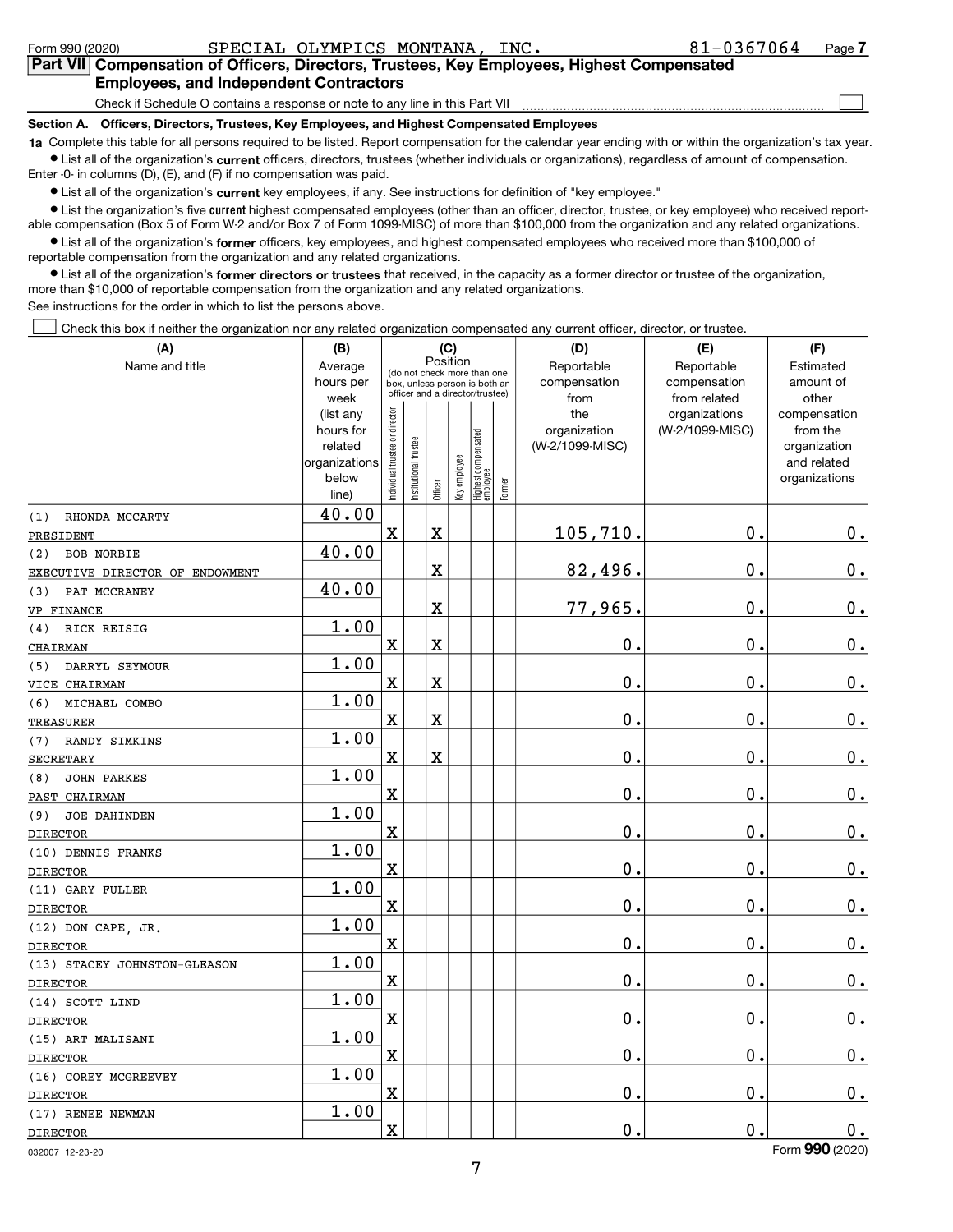Form 990 (2020) SPECIAL OLYMPICS MONTANA, INC. 81-0367064 Page 7

## Part VII Compensation of Officers, Directors, Trustees, Key Employees, Highest Compensated Employees, and Independent Contractors

Check if Schedule O contains a response or note to any line in this Part VII ☐

### Section A. Officers, Directors, Trustees, Key Employees, and Highest Compensated Employees

**1a** Complete this table for all persons required to be listed. Report compensation for the calendar year ending with or within the organization's tax year.

- List all of the organization's **current** officers, directors, trustees (whether individuals or organizations), regardless of amount of compensation. Enter -0- in columns (D), (E), and (F) if no compensation was paid.
- List all of the organization's **current** key employees, if any. See instructions for definition of "key employee."
- List the organization's five **current** highest compensated employees (other than an officer, director, trustee, or key employee) who received reportable compensation (Box 5 of Form W-2 and/or Box 7 of Form 1099-MISC) of more than $100,000 from the organization and any related organizations.
- List all of the organization's **former** officers, key employees, and highest compensated employees who received more than $100,000 of reportable compensation from the organization and any related organizations.
- List all of the organization's **former directors or trustees** that received, in the capacity as a former director or trustee of the organization, more than $10,000 of reportable compensation from the organization and any related organizations.

See instructions for the order in which to list the persons above.

☐ Check this box if neither the organization nor any related organization compensated any current officer, director, or trustee.

| (A) Name and title | (B) Average hours per week (list any hours for related organizations below line) | (C) Position: Individual trustee or director | Institutional trustee | Officer | Key employee | Highest compensated employee | Former | (D) Reportable compensation from the organization (W-2/1099-MISC) | (E) Reportable compensation from related organizations (W-2/1099-MISC) | (F) Estimated amount of other compensation from the organization and related organizations |
|---|---|---|---|---|---|---|---|---|---|---|
| (1) RHONDA MCCARTY<br>PRESIDENT | 40.00 | X | | X | | | | 105,710. | 0. | 0. |
| (2) BOB NORBIE<br>EXECUTIVE DIRECTOR OF ENDOWMENT | 40.00 | | | X | | | | 82,496. | 0. | 0. |
| (3) PAT MCCRANEY<br>VP FINANCE | 40.00 | | | X | | | | 77,965. | 0. | 0. |
| (4) RICK REISIG<br>CHAIRMAN | 1.00 | X | | X | | | | 0. | 0. | 0. |
| (5) DARRYL SEYMOUR<br>VICE CHAIRMAN | 1.00 | X | | X | | | | 0. | 0. | 0. |
| (6) MICHAEL COMBO<br>TREASURER | 1.00 | X | | X | | | | 0. | 0. | 0. |
| (7) RANDY SIMKINS<br>SECRETARY | 1.00 | X | | X | | | | 0. | 0. | 0. |
| (8) JOHN PARKES<br>PAST CHAIRMAN | 1.00 | X | | | | | | 0. | 0. | 0. |
| (9) JOE DAHINDEN<br>DIRECTOR | 1.00 | X | | | | | | 0. | 0. | 0. |
| (10) DENNIS FRANKS<br>DIRECTOR | 1.00 | X | | | | | | 0. | 0. | 0. |
| (11) GARY FULLER<br>DIRECTOR | 1.00 | X | | | | | | 0. | 0. | 0. |
| (12) DON CAPE, JR.<br>DIRECTOR | 1.00 | X | | | | | | 0. | 0. | 0. |
| (13) STACEY JOHNSTON-GLEASON<br>DIRECTOR | 1.00 | X | | | | | | 0. | 0. | 0. |
| (14) SCOTT LIND<br>DIRECTOR | 1.00 | X | | | | | | 0. | 0. | 0. |
| (15) ART MALISANI<br>DIRECTOR | 1.00 | X | | | | | | 0. | 0. | 0. |
| (16) COREY MCGREEVEY<br>DIRECTOR | 1.00 | X | | | | | | 0. | 0. | 0. |
| (17) RENEE NEWMAN<br>DIRECTOR | 1.00 | X | | | | | | 0. | 0. | 0. |

032007 12-23-20 Form **990** (2020)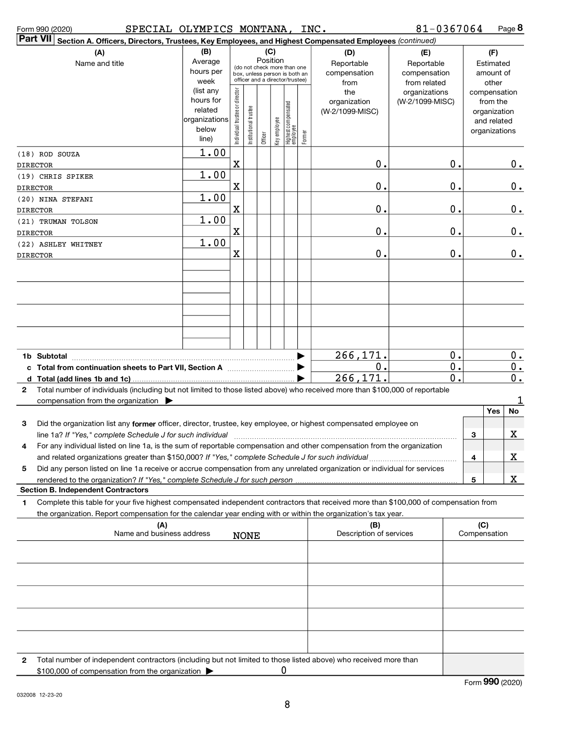Form 990 (2020) SPECIAL OLYMPICS MONTANA, INC. 81-0367064 Page **8**

**Part VII** **Section A. Officers, Directors, Trustees, Key Employees, and Highest Compensated Employees** *(continued)*

| (A) Name and title | (B) Average hours per week (list any hours for related organizations below line) | (C) Position: Individual trustee or director | Institutional trustee | Officer | Key employee | Highest compensated employee | Former | (D) Reportable compensation from the organization (W-2/1099-MISC) | (E) Reportable compensation from related organizations (W-2/1099-MISC) | (F) Estimated amount of other compensation from the organization and related organizations |
|---|---|---|---|---|---|---|---|---|---|---|
| (18) ROD SOUZA<br>DIRECTOR | 1.00 | X | | | | | | 0. | 0. | 0. |
| (19) CHRIS SPIKER<br>DIRECTOR | 1.00 | X | | | | | | 0. | 0. | 0. |
| (20) NINA STEFANI<br>DIRECTOR | 1.00 | X | | | | | | 0. | 0. | 0. |
| (21) TRUMAN TOLSON<br>DIRECTOR | 1.00 | X | | | | | | 0. | 0. | 0. |
| (22) ASHLEY WHITNEY<br>DIRECTOR | 1.00 | X | | | | | | 0. | 0. | 0. |

| | (D) | (E) | (F) |
|---|---|---|---|
| **1b Subtotal** | 266,171. | 0. | 0. |
| **c Total from continuation sheets to Part VII, Section A** | 0. | 0. | 0. |
| **d Total (add lines 1b and 1c)** | 266,171. | 0. | 0. |

**2** Total number of individuals (including but not limited to those listed above) who received more than $100,000 of reportable compensation from the organization ▶ 1

| | | | Yes | No |
|---|---|---|---|---|
| **3** | Did the organization list any **former** officer, director, trustee, key employee, or highest compensated employee on line 1a? *If "Yes," complete Schedule J for such individual* | 3 | | X |
| **4** | For any individual listed on line 1a, is the sum of reportable compensation and other compensation from the organization and related organizations greater than $150,000? *If "Yes," complete Schedule J for such individual* | 4 | | X |
| **5** | Did any person listed on line 1a receive or accrue compensation from any unrelated organization or individual for services rendered to the organization? *If "Yes," complete Schedule J for such person* | 5 | | X |

**Section B. Independent Contractors**

**1** Complete this table for your five highest compensated independent contractors that received more than $100,000 of compensation from the organization. Report compensation for the calendar year ending with or within the organization's tax year.

| (A) Name and business address | (B) Description of services | (C) Compensation |
|---|---|---|
| NONE | | |

**2** Total number of independent contractors (including but not limited to those listed above) who received more than $100,000 of compensation from the organization ▶ 0

Form **990** (2020)

032008 12-23-20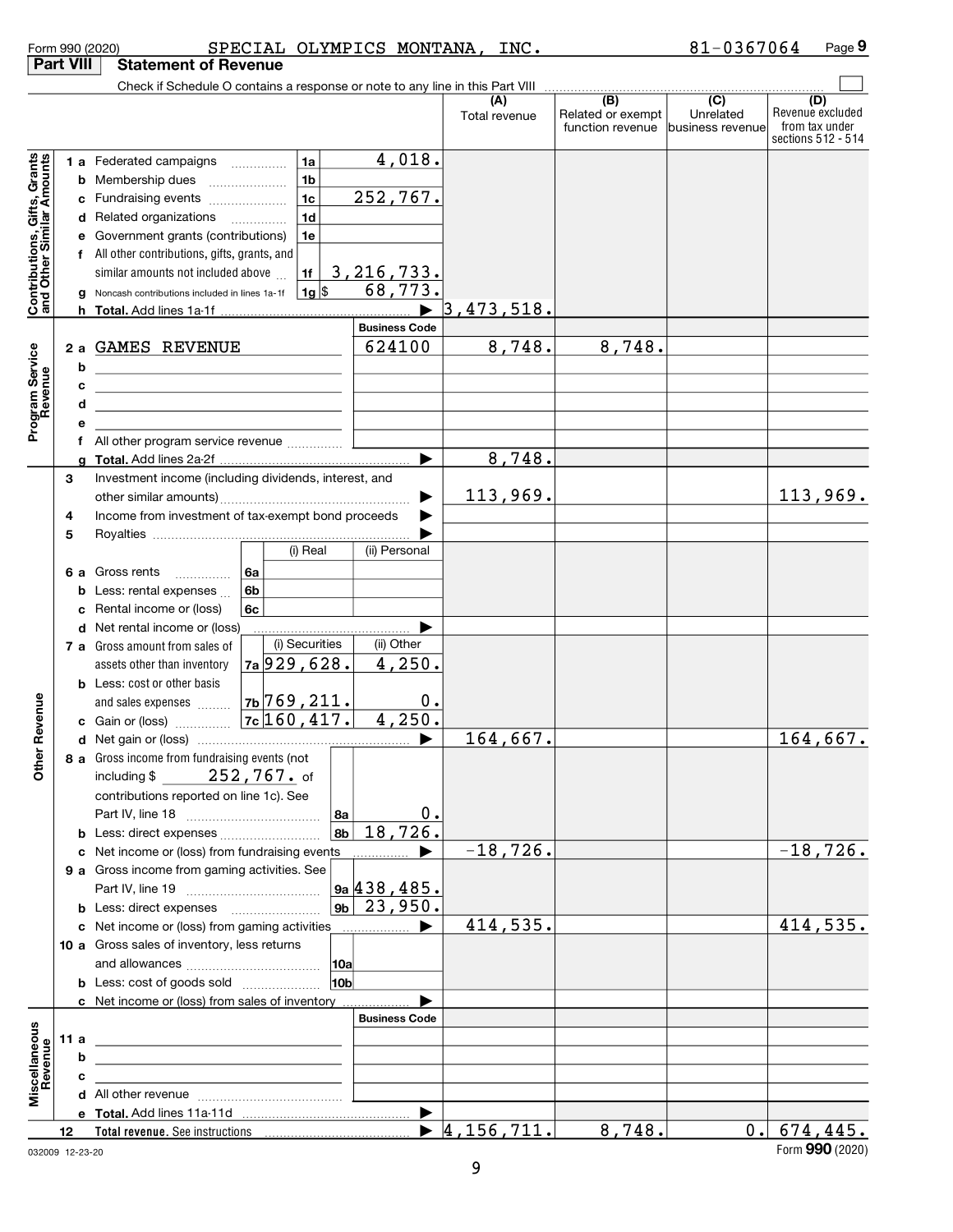Form 990 (2020) SPECIAL OLYMPICS MONTANA, INC. 81-0367064 Page 9

## Part VIII Statement of Revenue

Check if Schedule O contains a response or note to any line in this Part VIII

| | | | | (A) Total revenue | (B) Related or exempt function revenue | (C) Unrelated business revenue | (D) Revenue excluded from tax under sections 512 - 514 |
|---|---|---|---|---|---|---|---|
| **Contributions, Gifts, Grants and Other Similar Amounts** | 1 a Federated campaigns | 1a | 4,018. | | | | |
| | b Membership dues | 1b | | | | | |
| | c Fundraising events | 1c | 252,767. | | | | |
| | d Related organizations | 1d | | | | | |
| | e Government grants (contributions) | 1e | | | | | |
| | f All other contributions, gifts, grants, and similar amounts not included above | 1f | 3,216,733. | | | | |
| | g Noncash contributions included in lines 1a-1f | 1g | $ 68,773. | | | | |
| | h **Total.** Add lines 1a-1f | | ▶ | 3,473,518. | | | |
| **Program Service Revenue** | | | Business Code | | | | |
| | 2 a GAMES REVENUE | | 624100 | 8,748. | 8,748. | | |
| | b | | | | | | |
| | c | | | | | | |
| | d | | | | | | |
| | e | | | | | | |
| | f All other program service revenue | | | | | | |
| | g **Total.** Add lines 2a-2f | | ▶ | 8,748. | | | |
| **Other Revenue** | 3 Investment income (including dividends, interest, and other similar amounts) | | ▶ | 113,969. | | | 113,969. |
| | 4 Income from investment of tax-exempt bond proceeds | | ▶ | | | | |
| | 5 Royalties | | ▶ | | | | |
| | | (i) Real | (ii) Personal | | | | |
| | 6 a Gross rents | 6a | | | | | |
| | b Less: rental expenses | 6b | | | | | |
| | c Rental income or (loss) | 6c | | | | | |
| | d Net rental income or (loss) | | ▶ | | | | |
| | | (i) Securities | (ii) Other | | | | |
| | 7 a Gross amount from sales of assets other than inventory | 7a 929,628. | 4,250. | | | | |
| | b Less: cost or other basis and sales expenses | 7b 769,211. | 0. | | | | |
| | c Gain or (loss) | 7c 160,417. | 4,250. | | | | |
| | d Net gain or (loss) | | ▶ | 164,667. | | | 164,667. |
| | 8 a Gross income from fundraising events (not including $ 252,767. of contributions reported on line 1c). See Part IV, line 18 | 8a | 0. | | | | |
| | b Less: direct expenses | 8b | 18,726. | | | | |
| | c Net income or (loss) from fundraising events | | ▶ | -18,726. | | | -18,726. |
| | 9 a Gross income from gaming activities. See Part IV, line 19 | 9a | 438,485. | | | | |
| | b Less: direct expenses | 9b | 23,950. | | | | |
| | c Net income or (loss) from gaming activities | | ▶ | 414,535. | | | 414,535. |
| | 10 a Gross sales of inventory, less returns and allowances | 10a | | | | | |
| | b Less: cost of goods sold | 10b | | | | | |
| | c Net income or (loss) from sales of inventory | | ▶ | | | | |
| **Miscellaneous Revenue** | | | Business Code | | | | |
| | 11 a | | | | | | |
| | b | | | | | | |
| | c | | | | | | |
| | d All other revenue | | | | | | |
| | e **Total.** Add lines 11a-11d | | ▶ | | | | |
| | 12 **Total revenue.** See instructions | | ▶ | 4,156,711. | 8,748. | 0. | 674,445. |

032009 12-23-20

Form **990** (2020)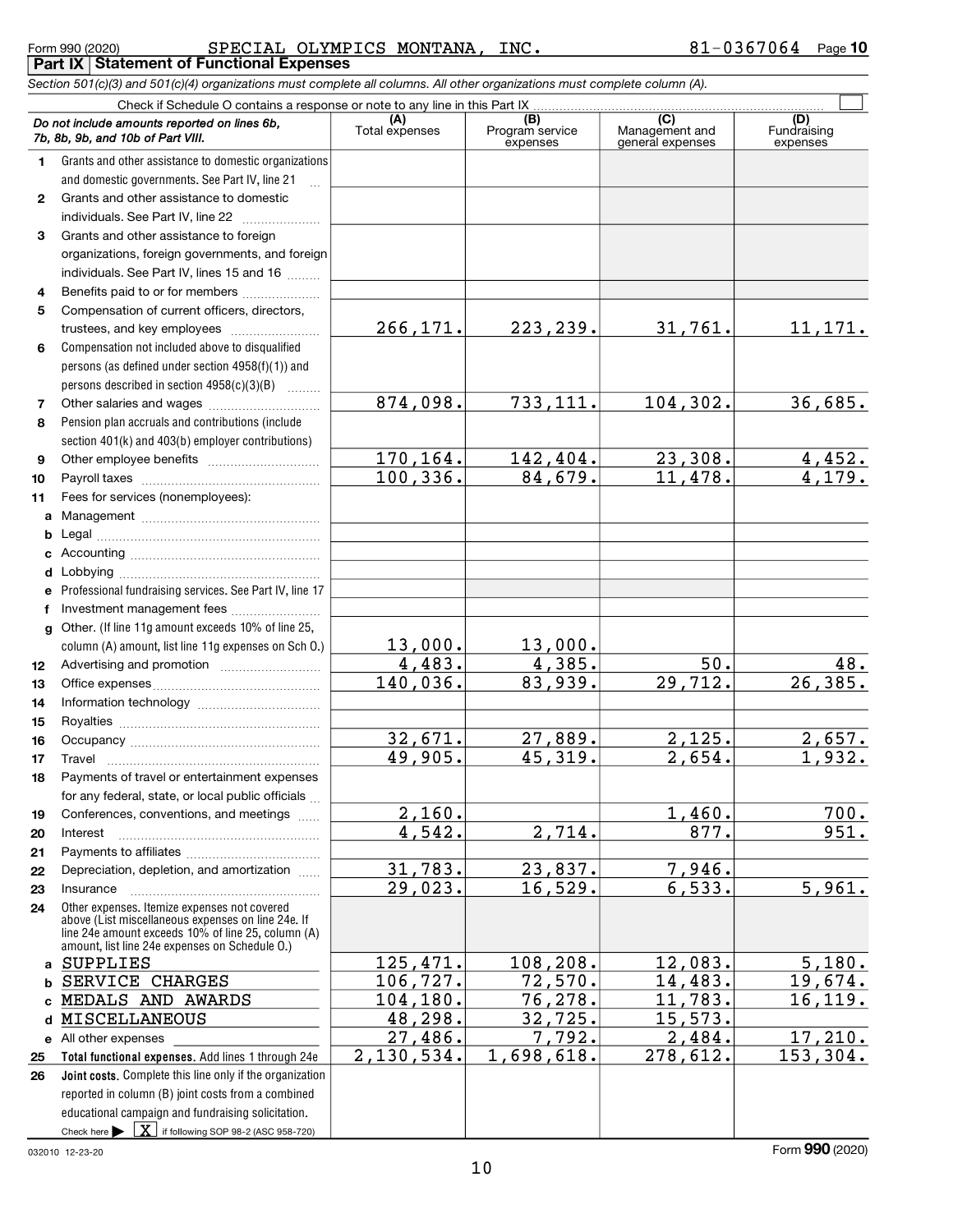Form 990 (2020) SPECIAL OLYMPICS MONTANA, INC. 81-0367064 Page 10

## Part IX Statement of Functional Expenses

*Section 501(c)(3) and 501(c)(4) organizations must complete all columns. All other organizations must complete column (A).*

Check if Schedule O contains a response or note to any line in this Part IX ☐

| | *Do not include amounts reported on lines 6b, 7b, 8b, 9b, and 10b of Part VIII.* | (A) Total expenses | (B) Program service expenses | (C) Management and general expenses | (D) Fundraising expenses |
|---|---|---|---|---|---|
| 1 | Grants and other assistance to domestic organizations and domestic governments. See Part IV, line 21 | | | | |
| 2 | Grants and other assistance to domestic individuals. See Part IV, line 22 | | | | |
| 3 | Grants and other assistance to foreign organizations, foreign governments, and foreign individuals. See Part IV, lines 15 and 16 | | | | |
| 4 | Benefits paid to or for members | | | | |
| 5 | Compensation of current officers, directors, trustees, and key employees | 266,171. | 223,239. | 31,761. | 11,171. |
| 6 | Compensation not included above to disqualified persons (as defined under section 4958(f)(1)) and persons described in section 4958(c)(3)(B) | | | | |
| 7 | Other salaries and wages | 874,098. | 733,111. | 104,302. | 36,685. |
| 8 | Pension plan accruals and contributions (include section 401(k) and 403(b) employer contributions) | | | | |
| 9 | Other employee benefits | 170,164. | 142,404. | 23,308. | 4,452. |
| 10 | Payroll taxes | 100,336. | 84,679. | 11,478. | 4,179. |
| 11 | Fees for services (nonemployees): | | | | |
| a | Management | | | | |
| b | Legal | | | | |
| c | Accounting | | | | |
| d | Lobbying | | | | |
| e | Professional fundraising services. See Part IV, line 17 | | | | |
| f | Investment management fees | | | | |
| g | Other. (If line 11g amount exceeds 10% of line 25, column (A) amount, list line 11g expenses on Sch O.) | 13,000. | 13,000. | | |
| 12 | Advertising and promotion | 4,483. | 4,385. | 50. | 48. |
| 13 | Office expenses | 140,036. | 83,939. | 29,712. | 26,385. |
| 14 | Information technology | | | | |
| 15 | Royalties | | | | |
| 16 | Occupancy | 32,671. | 27,889. | 2,125. | 2,657. |
| 17 | Travel | 49,905. | 45,319. | 2,654. | 1,932. |
| 18 | Payments of travel or entertainment expenses for any federal, state, or local public officials | | | | |
| 19 | Conferences, conventions, and meetings | 2,160. | | 1,460. | 700. |
| 20 | Interest | 4,542. | 2,714. | 877. | 951. |
| 21 | Payments to affiliates | | | | |
| 22 | Depreciation, depletion, and amortization | 31,783. | 23,837. | 7,946. | |
| 23 | Insurance | 29,023. | 16,529. | 6,533. | 5,961. |
| 24 | Other expenses. Itemize expenses not covered above (List miscellaneous expenses on line 24e. If line 24e amount exceeds 10% of line 25, column (A) amount, list line 24e expenses on Schedule O.) | | | | |
| a | SUPPLIES | 125,471. | 108,208. | 12,083. | 5,180. |
| b | SERVICE CHARGES | 106,727. | 72,570. | 14,483. | 19,674. |
| c | MEDALS AND AWARDS | 104,180. | 76,278. | 11,783. | 16,119. |
| d | MISCELLANEOUS | 48,298. | 32,725. | 15,573. | |
| e | All other expenses | 27,486. | 7,792. | 2,484. | 17,210. |
| 25 | **Total functional expenses.** Add lines 1 through 24e | 2,130,534. | 1,698,618. | 278,612. | 153,304. |
| 26 | **Joint costs.** Complete this line only if the organization reported in column (B) joint costs from a combined educational campaign and fundraising solicitation. Check here ▶ [X] if following SOP 98-2 (ASC 958-720) | | | | |

032010 12-23-20

Form **990** (2020)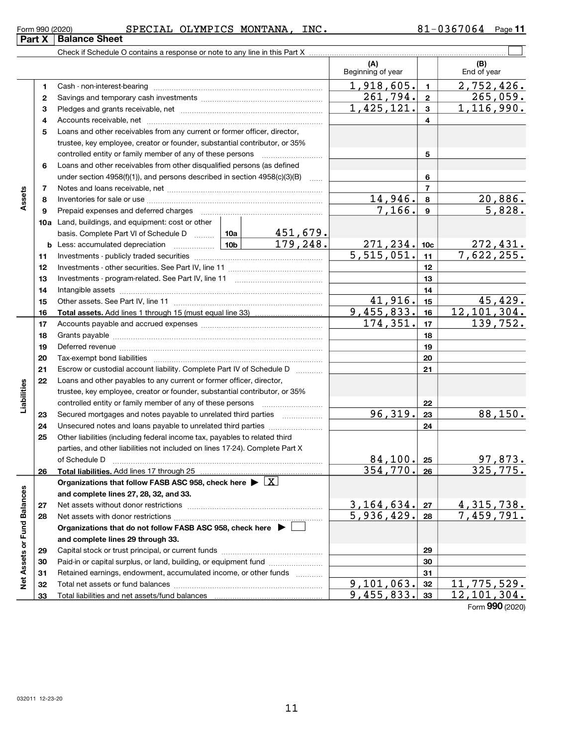Form 990 (2020) SPECIAL OLYMPICS MONTANA, INC. 81-0367064 Page 11

## Part X | Balance Sheet

Check if Schedule O contains a response or note to any line in this Part X ☐

| | | | | | (A) Beginning of year | | (B) End of year |
|---|---|---|---|---|---|---|---|
| **Assets** | 1 | Cash - non-interest-bearing | | | 1,918,605. | 1 | 2,752,426. |
| | 2 | Savings and temporary cash investments | | | 261,794. | 2 | 265,059. |
| | 3 | Pledges and grants receivable, net | | | 1,425,121. | 3 | 1,116,990. |
| | 4 | Accounts receivable, net | | | | 4 | |
| | 5 | Loans and other receivables from any current or former officer, director, trustee, key employee, creator or founder, substantial contributor, or 35% controlled entity or family member of any of these persons | | | | 5 | |
| | 6 | Loans and other receivables from other disqualified persons (as defined under section 4958(f)(1)), and persons described in section 4958(c)(3)(B) | | | | 6 | |
| | 7 | Notes and loans receivable, net | | | | 7 | |
| | 8 | Inventories for sale or use | | | 14,946. | 8 | 20,886. |
| | 9 | Prepaid expenses and deferred charges | | | 7,166. | 9 | 5,828. |
| | 10a | Land, buildings, and equipment: cost or other basis. Complete Part VI of Schedule D | 10a | 451,679. | | | |
| | b | Less: accumulated depreciation | 10b | 179,248. | 271,234. | 10c | 272,431. |
| | 11 | Investments - publicly traded securities | | | 5,515,051. | 11 | 7,622,255. |
| | 12 | Investments - other securities. See Part IV, line 11 | | | | 12 | |
| | 13 | Investments - program-related. See Part IV, line 11 | | | | 13 | |
| | 14 | Intangible assets | | | | 14 | |
| | 15 | Other assets. See Part IV, line 11 | | | 41,916. | 15 | 45,429. |
| | 16 | **Total assets.** Add lines 1 through 15 (must equal line 33) | | | 9,455,833. | 16 | 12,101,304. |
| **Liabilities** | 17 | Accounts payable and accrued expenses | | | 174,351. | 17 | 139,752. |
| | 18 | Grants payable | | | | 18 | |
| | 19 | Deferred revenue | | | | 19 | |
| | 20 | Tax-exempt bond liabilities | | | | 20 | |
| | 21 | Escrow or custodial account liability. Complete Part IV of Schedule D | | | | 21 | |
| | 22 | Loans and other payables to any current or former officer, director, trustee, key employee, creator or founder, substantial contributor, or 35% controlled entity or family member of any of these persons | | | | 22 | |
| | 23 | Secured mortgages and notes payable to unrelated third parties | | | 96,319. | 23 | 88,150. |
| | 24 | Unsecured notes and loans payable to unrelated third parties | | | | 24 | |
| | 25 | Other liabilities (including federal income tax, payables to related third parties, and other liabilities not included on lines 17-24). Complete Part X of Schedule D | | | 84,100. | 25 | 97,873. |
| | 26 | **Total liabilities.** Add lines 17 through 25 | | | 354,770. | 26 | 325,775. |
| **Net Assets or Fund Balances** | | **Organizations that follow FASB ASC 958, check here ▶ ☒ and complete lines 27, 28, 32, and 33.** | | | | | |
| | 27 | Net assets without donor restrictions | | | 3,164,634. | 27 | 4,315,738. |
| | 28 | Net assets with donor restrictions | | | 5,936,429. | 28 | 7,459,791. |
| | | **Organizations that do not follow FASB ASC 958, check here ▶ ☐ and complete lines 29 through 33.** | | | | | |
| | 29 | Capital stock or trust principal, or current funds | | | | 29 | |
| | 30 | Paid-in or capital surplus, or land, building, or equipment fund | | | | 30 | |
| | 31 | Retained earnings, endowment, accumulated income, or other funds | | | | 31 | |
| | 32 | Total net assets or fund balances | | | 9,101,063. | 32 | 11,775,529. |
| | 33 | Total liabilities and net assets/fund balances | | | 9,455,833. | 33 | 12,101,304. |

Form **990** (2020)

032011 12-23-20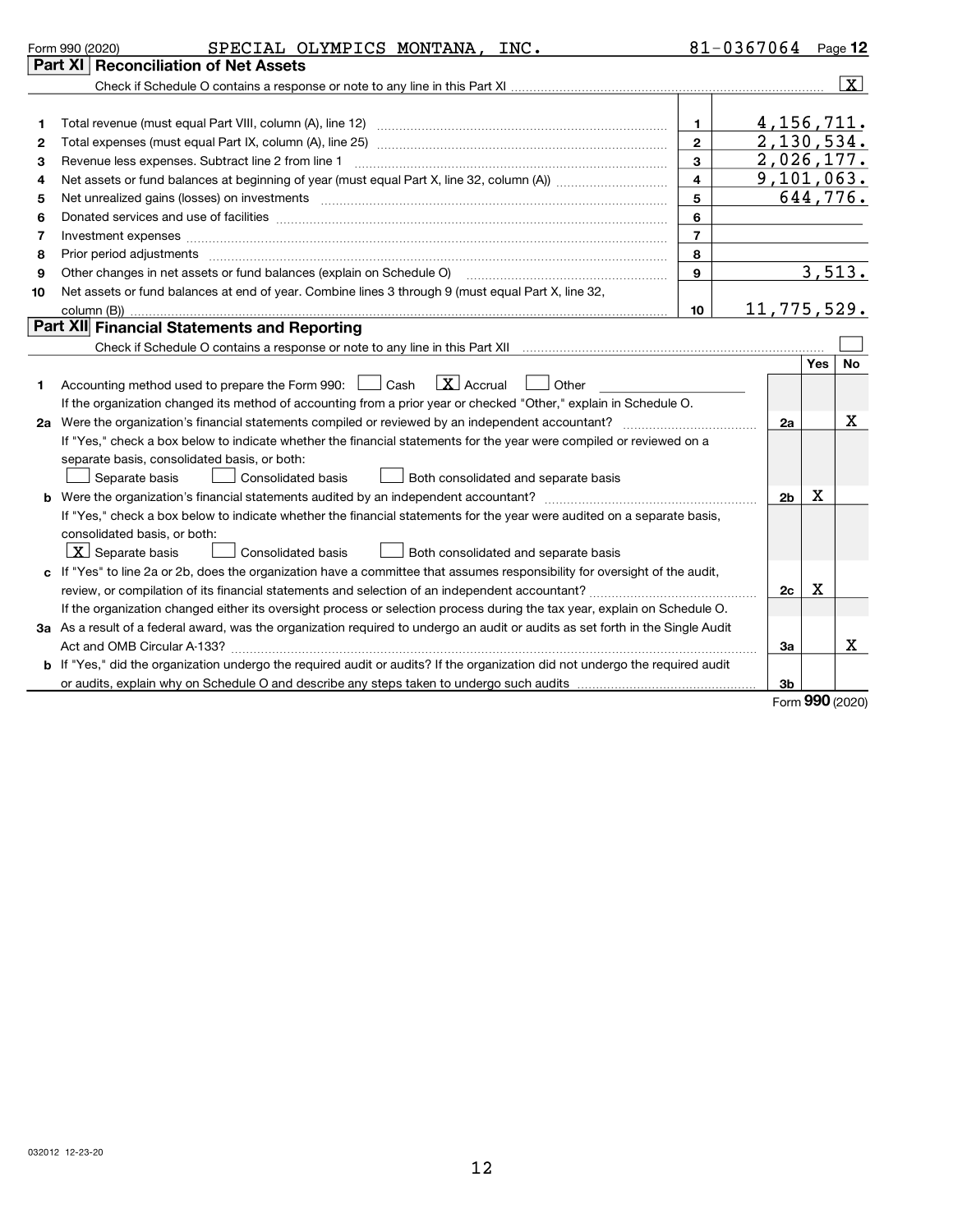Form 990 (2020) SPECIAL OLYMPICS MONTANA, INC. 81-0367064 Page **12**

## Part XI Reconciliation of Net Assets

Check if Schedule O contains a response or note to any line in this Part XI [X]

| | | | |
|---|---|---|---|
| 1 | Total revenue (must equal Part VIII, column (A), line 12) | 1 | 4,156,711. |
| 2 | Total expenses (must equal Part IX, column (A), line 25) | 2 | 2,130,534. |
| 3 | Revenue less expenses. Subtract line 2 from line 1 | 3 | 2,026,177. |
| 4 | Net assets or fund balances at beginning of year (must equal Part X, line 32, column (A)) | 4 | 9,101,063. |
| 5 | Net unrealized gains (losses) on investments | 5 | 644,776. |
| 6 | Donated services and use of facilities | 6 | |
| 7 | Investment expenses | 7 | |
| 8 | Prior period adjustments | 8 | |
| 9 | Other changes in net assets or fund balances (explain on Schedule O) | 9 | 3,513. |
| 10 | Net assets or fund balances at end of year. Combine lines 3 through 9 (must equal Part X, line 32, column (B)) | 10 | 11,775,529. |

## Part XII Financial Statements and Reporting

Check if Schedule O contains a response or note to any line in this Part XII [ ]

| | | | Yes | No |
|---|---|---|---|---|
| 1 | Accounting method used to prepare the Form 990: [ ] Cash [X] Accrual [ ] Other<br>If the organization changed its method of accounting from a prior year or checked "Other," explain in Schedule O. | | | |
| 2a | Were the organization's financial statements compiled or reviewed by an independent accountant?<br>If "Yes," check a box below to indicate whether the financial statements for the year were compiled or reviewed on a separate basis, consolidated basis, or both:<br>[ ] Separate basis [ ] Consolidated basis [ ] Both consolidated and separate basis | 2a | | X |
| b | Were the organization's financial statements audited by an independent accountant?<br>If "Yes," check a box below to indicate whether the financial statements for the year were audited on a separate basis, consolidated basis, or both:<br>[X] Separate basis [ ] Consolidated basis [ ] Both consolidated and separate basis | 2b | X | |
| c | If "Yes" to line 2a or 2b, does the organization have a committee that assumes responsibility for oversight of the audit, review, or compilation of its financial statements and selection of an independent accountant?<br>If the organization changed either its oversight process or selection process during the tax year, explain on Schedule O. | 2c | X | |
| 3a | As a result of a federal award, was the organization required to undergo an audit or audits as set forth in the Single Audit Act and OMB Circular A-133? | 3a | | X |
| b | If "Yes," did the organization undergo the required audit or audits? If the organization did not undergo the required audit or audits, explain why on Schedule O and describe any steps taken to undergo such audits | 3b | | |

Form **990** (2020)

032012 12-23-20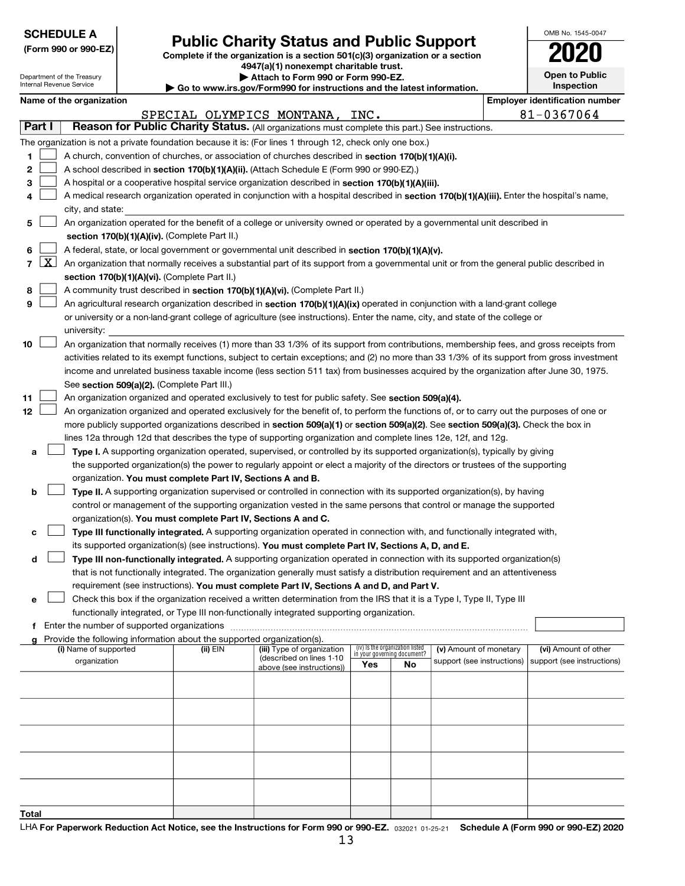**SCHEDULE A**
**(Form 990 or 990-EZ)**

Department of the Treasury
Internal Revenue Service

# Public Charity Status and Public Support

**Complete if the organization is a section 501(c)(3) organization or a section 4947(a)(1) nonexempt charitable trust.**
**▶ Attach to Form 990 or Form 990-EZ.**
**▶ Go to www.irs.gov/Form990 for instructions and the latest information.**

OMB No. 1545-0047

**2020**

**Open to Public Inspection**

**Name of the organization:** SPECIAL OLYMPICS MONTANA, INC.

**Employer identification number:** 81-0367064

## Part I — Reason for Public Charity Status. (All organizations must complete this part.) See instructions.

The organization is not a private foundation because it is: (For lines 1 through 12, check only one box.)

1. [ ] A church, convention of churches, or association of churches described in **section 170(b)(1)(A)(i).**
2. [ ] A school described in **section 170(b)(1)(A)(ii).** (Attach Schedule E (Form 990 or 990-EZ).)
3. [ ] A hospital or a cooperative hospital service organization described in **section 170(b)(1)(A)(iii).**
4. [ ] A medical research organization operated in conjunction with a hospital described in **section 170(b)(1)(A)(iii).** Enter the hospital's name, city, and state:
5. [ ] An organization operated for the benefit of a college or university owned or operated by a governmental unit described in **section 170(b)(1)(A)(iv).** (Complete Part II.)
6. [ ] A federal, state, or local government or governmental unit described in **section 170(b)(1)(A)(v).**
7. [X] An organization that normally receives a substantial part of its support from a governmental unit or from the general public described in **section 170(b)(1)(A)(vi).** (Complete Part II.)
8. [ ] A community trust described in **section 170(b)(1)(A)(vi).** (Complete Part II.)
9. [ ] An agricultural research organization described in **section 170(b)(1)(A)(ix)** operated in conjunction with a land-grant college or university or a non-land-grant college of agriculture (see instructions). Enter the name, city, and state of the college or university:
10. [ ] An organization that normally receives (1) more than 33 1/3% of its support from contributions, membership fees, and gross receipts from activities related to its exempt functions, subject to certain exceptions; and (2) no more than 33 1/3% of its support from gross investment income and unrelated business taxable income (less section 511 tax) from businesses acquired by the organization after June 30, 1975. See **section 509(a)(2).** (Complete Part III.)
11. [ ] An organization organized and operated exclusively to test for public safety. See **section 509(a)(4).**
12. [ ] An organization organized and operated exclusively for the benefit of, to perform the functions of, or to carry out the purposes of one or more publicly supported organizations described in **section 509(a)(1)** or **section 509(a)(2).** See **section 509(a)(3).** Check the box in lines 12a through 12d that describes the type of supporting organization and complete lines 12e, 12f, and 12g.
   - **a** [ ] **Type I.** A supporting organization operated, supervised, or controlled by its supported organization(s), typically by giving the supported organization(s) the power to regularly appoint or elect a majority of the directors or trustees of the supporting organization. **You must complete Part IV, Sections A and B.**
   - **b** [ ] **Type II.** A supporting organization supervised or controlled in connection with its supported organization(s), by having control or management of the supporting organization vested in the same persons that control or manage the supported organization(s). **You must complete Part IV, Sections A and C.**
   - **c** [ ] **Type III functionally integrated.** A supporting organization operated in connection with, and functionally integrated with, its supported organization(s) (see instructions). **You must complete Part IV, Sections A, D, and E.**
   - **d** [ ] **Type III non-functionally integrated.** A supporting organization operated in connection with its supported organization(s) that is not functionally integrated. The organization generally must satisfy a distribution requirement and an attentiveness requirement (see instructions). **You must complete Part IV, Sections A and D, and Part V.**
   - **e** [ ] Check this box if the organization received a written determination from the IRS that it is a Type I, Type II, Type III functionally integrated, or Type III non-functionally integrated supporting organization.
   - **f** Enter the number of supported organizations
   - **g** Provide the following information about the supported organization(s).

| (i) Name of supported organization | (ii) EIN | (iii) Type of organization (described on lines 1-10 above (see instructions)) | (iv) Is the organization listed in your governing document? Yes | No | (v) Amount of monetary support (see instructions) | (vi) Amount of other support (see instructions) |
|---|---|---|---|---|---|---|
| | | | | | | |
| | | | | | | |
| | | | | | | |
| | | | | | | |
| | | | | | | |
| **Total** | | | | | | |

LHA **For Paperwork Reduction Act Notice, see the Instructions for Form 990 or 990-EZ.** 032021 01-25-21 **Schedule A (Form 990 or 990-EZ) 2020**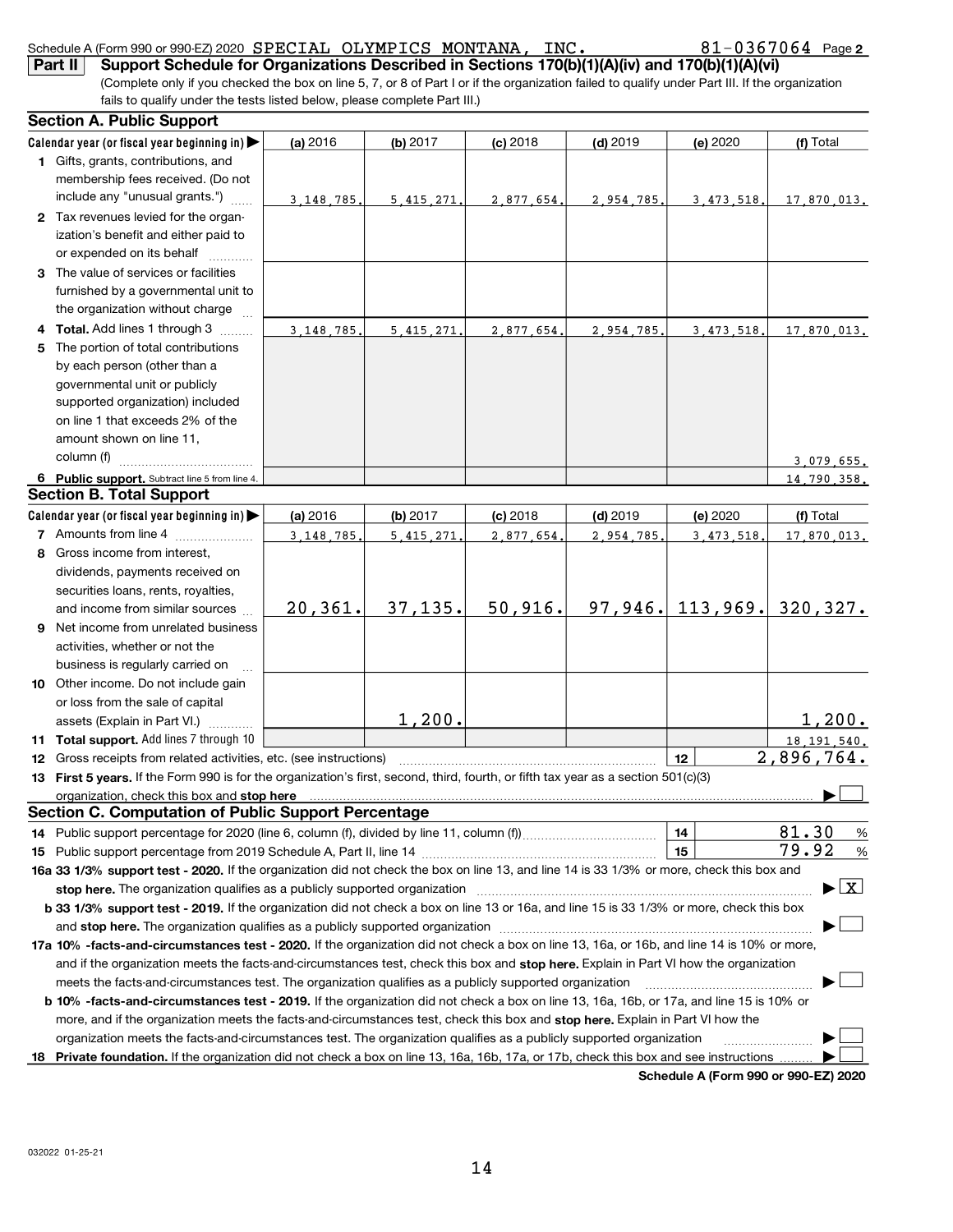Schedule A (Form 990 or 990-EZ) 2020 SPECIAL OLYMPICS MONTANA, INC. 81-0367064 Page 2

**Part II Support Schedule for Organizations Described in Sections 170(b)(1)(A)(iv) and 170(b)(1)(A)(vi)**

(Complete only if you checked the box on line 5, 7, or 8 of Part I or if the organization failed to qualify under Part III. If the organization fails to qualify under the tests listed below, please complete Part III.)

**Section A. Public Support**

| Calendar year (or fiscal year beginning in) | (a) 2016 | (b) 2017 | (c) 2018 | (d) 2019 | (e) 2020 | (f) Total |
|---|---|---|---|---|---|---|
| 1 Gifts, grants, contributions, and membership fees received. (Do not include any "unusual grants.") | 3,148,785. | 5,415,271. | 2,877,654. | 2,954,785. | 3,473,518. | 17,870,013. |
| 2 Tax revenues levied for the organization's benefit and either paid to or expended on its behalf | | | | | | |
| 3 The value of services or facilities furnished by a governmental unit to the organization without charge | | | | | | |
| 4 **Total.** Add lines 1 through 3 | 3,148,785. | 5,415,271. | 2,877,654. | 2,954,785. | 3,473,518. | 17,870,013. |
| 5 The portion of total contributions by each person (other than a governmental unit or publicly supported organization) included on line 1 that exceeds 2% of the amount shown on line 11, column (f) | | | | | | 3,079,655. |
| 6 **Public support.** Subtract line 5 from line 4. | | | | | | 14,790,358. |

**Section B. Total Support**

| Calendar year (or fiscal year beginning in) | (a) 2016 | (b) 2017 | (c) 2018 | (d) 2019 | (e) 2020 | (f) Total |
|---|---|---|---|---|---|---|
| 7 Amounts from line 4 | 3,148,785. | 5,415,271. | 2,877,654. | 2,954,785. | 3,473,518. | 17,870,013. |
| 8 Gross income from interest, dividends, payments received on securities loans, rents, royalties, and income from similar sources | 20,361. | 37,135. | 50,916. | 97,946. | 113,969. | 320,327. |
| 9 Net income from unrelated business activities, whether or not the business is regularly carried on | | | | | | |
| 10 Other income. Do not include gain or loss from the sale of capital assets (Explain in Part VI.) | | 1,200. | | | | 1,200. |
| 11 **Total support.** Add lines 7 through 10 | | | | | | 18,191,540. |

12 Gross receipts from related activities, etc. (see instructions) | 12 | 2,896,764.

13 **First 5 years.** If the Form 990 is for the organization's first, second, third, fourth, or fifth tax year as a section 501(c)(3) organization, check this box and **stop here** ☐

**Section C. Computation of Public Support Percentage**

14 Public support percentage for 2020 (line 6, column (f), divided by line 11, column (f)) | 14 | 81.30 %

15 Public support percentage from 2019 Schedule A, Part II, line 14 | 15 | 79.92 %

**16a 33 1/3% support test - 2020.** If the organization did not check the box on line 13, and line 14 is 33 1/3% or more, check this box and **stop here.** The organization qualifies as a publicly supported organization ☒

**b 33 1/3% support test - 2019.** If the organization did not check a box on line 13 or 16a, and line 15 is 33 1/3% or more, check this box and **stop here.** The organization qualifies as a publicly supported organization ☐

**17a 10% -facts-and-circumstances test - 2020.** If the organization did not check a box on line 13, 16a, or 16b, and line 14 is 10% or more, and if the organization meets the facts-and-circumstances test, check this box and **stop here.** Explain in Part VI how the organization meets the facts-and-circumstances test. The organization qualifies as a publicly supported organization ☐

**b 10% -facts-and-circumstances test - 2019.** If the organization did not check a box on line 13, 16a, 16b, or 17a, and line 15 is 10% or more, and if the organization meets the facts-and-circumstances test, check this box and **stop here.** Explain in Part VI how the organization meets the facts-and-circumstances test. The organization qualifies as a publicly supported organization ☐

18 **Private foundation.** If the organization did not check a box on line 13, 16a, 16b, 17a, or 17b, check this box and see instructions ☐

**Schedule A (Form 990 or 990-EZ) 2020**

032022 01-25-21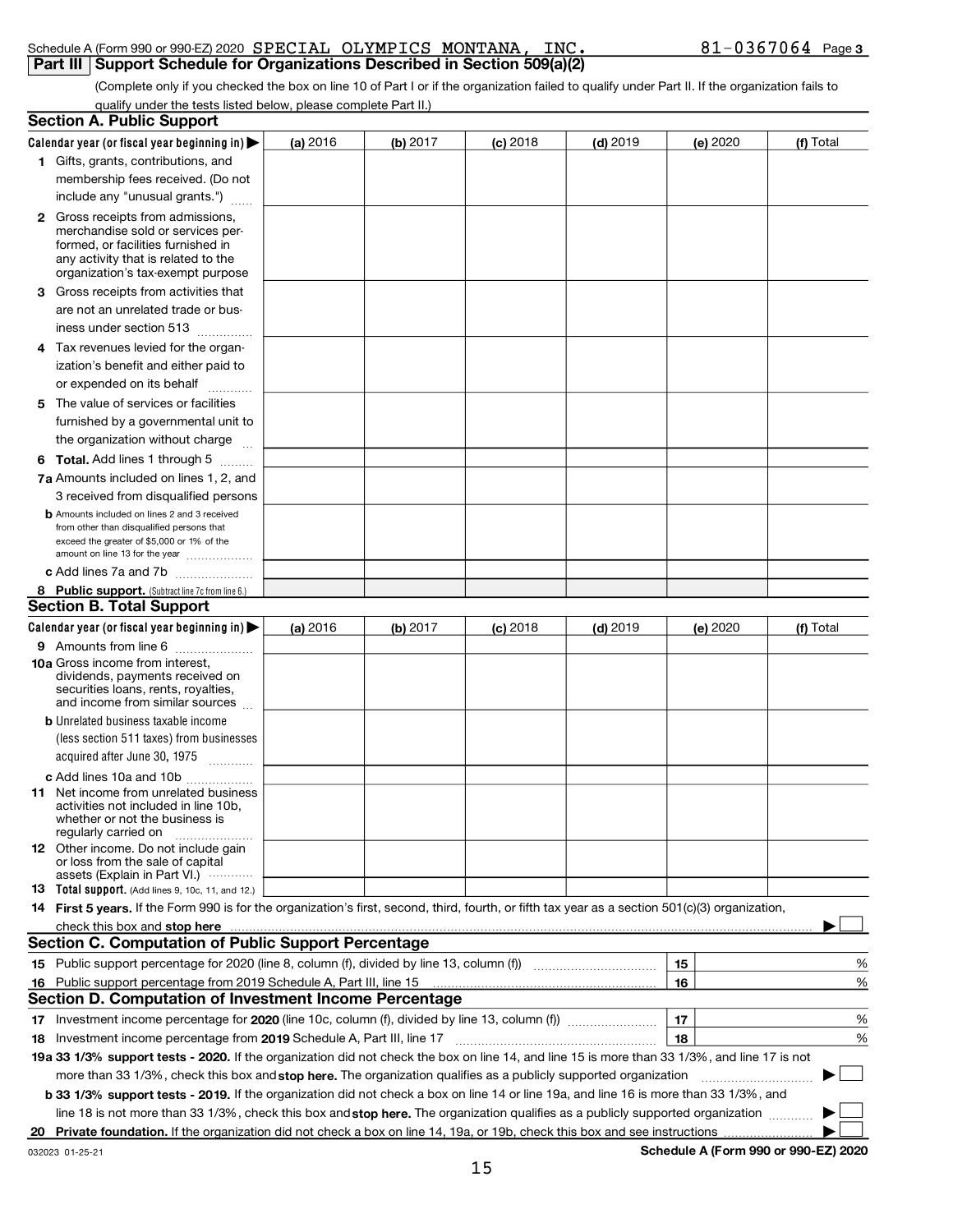Schedule A (Form 990 or 990-EZ) 2020 SPECIAL OLYMPICS MONTANA, INC. 81-0367064 Page 3

## Part III Support Schedule for Organizations Described in Section 509(a)(2)

(Complete only if you checked the box on line 10 of Part I or if the organization failed to qualify under Part II. If the organization fails to qualify under the tests listed below, please complete Part II.)

### Section A. Public Support

| Calendar year (or fiscal year beginning in) ▶ | (a) 2016 | (b) 2017 | (c) 2018 | (d) 2019 | (e) 2020 | (f) Total |
|---|---|---|---|---|---|---|
| **1** Gifts, grants, contributions, and membership fees received. (Do not include any "unusual grants.") | | | | | | |
| **2** Gross receipts from admissions, merchandise sold or services performed, or facilities furnished in any activity that is related to the organization's tax-exempt purpose | | | | | | |
| **3** Gross receipts from activities that are not an unrelated trade or business under section 513 | | | | | | |
| **4** Tax revenues levied for the organization's benefit and either paid to or expended on its behalf | | | | | | |
| **5** The value of services or facilities furnished by a governmental unit to the organization without charge | | | | | | |
| **6 Total.** Add lines 1 through 5 | | | | | | |
| **7a** Amounts included on lines 1, 2, and 3 received from disqualified persons | | | | | | |
| **b** Amounts included on lines 2 and 3 received from other than disqualified persons that exceed the greater of $5,000 or 1% of the amount on line 13 for the year | | | | | | |
| **c** Add lines 7a and 7b | | | | | | |
| **8 Public support.** (Subtract line 7c from line 6.) | | | | | | |

### Section B. Total Support

| Calendar year (or fiscal year beginning in) ▶ | (a) 2016 | (b) 2017 | (c) 2018 | (d) 2019 | (e) 2020 | (f) Total |
|---|---|---|---|---|---|---|
| **9** Amounts from line 6 | | | | | | |
| **10a** Gross income from interest, dividends, payments received on securities loans, rents, royalties, and income from similar sources | | | | | | |
| **b** Unrelated business taxable income (less section 511 taxes) from businesses acquired after June 30, 1975 | | | | | | |
| **c** Add lines 10a and 10b | | | | | | |
| **11** Net income from unrelated business activities not included in line 10b, whether or not the business is regularly carried on | | | | | | |
| **12** Other income. Do not include gain or loss from the sale of capital assets (Explain in Part VI.) | | | | | | |
| **13 Total support.** (Add lines 9, 10c, 11, and 12.) | | | | | | |

**14 First 5 years.** If the Form 990 is for the organization's first, second, third, fourth, or fifth tax year as a section 501(c)(3) organization, check this box and **stop here** ▶ ☐

### Section C. Computation of Public Support Percentage

| | | | |
|---|---|---|---|
| **15** | Public support percentage for 2020 (line 8, column (f), divided by line 13, column (f)) | 15 | % |
| **16** | Public support percentage from 2019 Schedule A, Part III, line 15 | 16 | % |

### Section D. Computation of Investment Income Percentage

| | | | |
|---|---|---|---|
| **17** | Investment income percentage for **2020** (line 10c, column (f), divided by line 13, column (f)) | 17 | % |
| **18** | Investment income percentage from **2019** Schedule A, Part III, line 17 | 18 | % |

**19a 33 1/3% support tests - 2020.** If the organization did not check the box on line 14, and line 15 is more than 33 1/3%, and line 17 is not more than 33 1/3%, check this box and **stop here.** The organization qualifies as a publicly supported organization ▶ ☐

**b 33 1/3% support tests - 2019.** If the organization did not check a box on line 14 or line 19a, and line 16 is more than 33 1/3%, and line 18 is not more than 33 1/3%, check this box and **stop here.** The organization qualifies as a publicly supported organization ▶ ☐

**20 Private foundation.** If the organization did not check a box on line 14, 19a, or 19b, check this box and see instructions ▶ ☐

032023 01-25-21 **Schedule A (Form 990 or 990-EZ) 2020**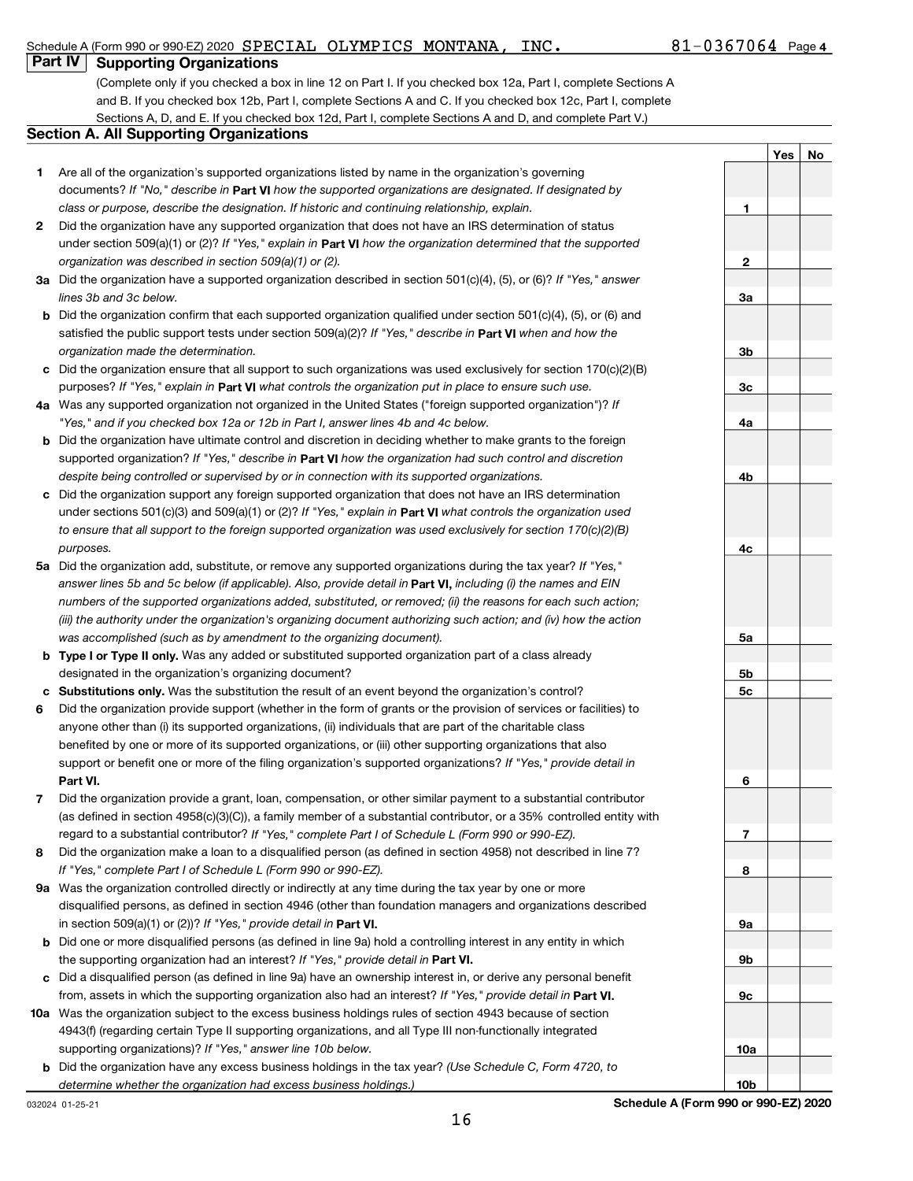Schedule A (Form 990 or 990-EZ) 2020 SPECIAL OLYMPICS MONTANA, INC. 81-0367064 Page 4

## Part IV Supporting Organizations

(Complete only if you checked a box in line 12 on Part I. If you checked box 12a, Part I, complete Sections A and B. If you checked box 12b, Part I, complete Sections A and C. If you checked box 12c, Part I, complete Sections A, D, and E. If you checked box 12d, Part I, complete Sections A and D, and complete Part V.)

### Section A. All Supporting Organizations

| | | | Yes | No |
|---|---|---|---|---|
| **1** | Are all of the organization's supported organizations listed by name in the organization's governing documents? *If "No," describe in* **Part VI** *how the supported organizations are designated. If designated by class or purpose, describe the designation. If historic and continuing relationship, explain.* | 1 | | |
| **2** | Did the organization have any supported organization that does not have an IRS determination of status under section 509(a)(1) or (2)? *If "Yes," explain in* **Part VI** *how the organization determined that the supported organization was described in section 509(a)(1) or (2).* | 2 | | |
| **3a** | Did the organization have a supported organization described in section 501(c)(4), (5), or (6)? *If "Yes," answer lines 3b and 3c below.* | 3a | | |
| **b** | Did the organization confirm that each supported organization qualified under section 501(c)(4), (5), or (6) and satisfied the public support tests under section 509(a)(2)? *If "Yes," describe in* **Part VI** *when and how the organization made the determination.* | 3b | | |
| **c** | Did the organization ensure that all support to such organizations was used exclusively for section 170(c)(2)(B) purposes? *If "Yes," explain in* **Part VI** *what controls the organization put in place to ensure such use.* | 3c | | |
| **4a** | Was any supported organization not organized in the United States ("foreign supported organization")? *If "Yes," and if you checked box 12a or 12b in Part I, answer lines 4b and 4c below.* | 4a | | |
| **b** | Did the organization have ultimate control and discretion in deciding whether to make grants to the foreign supported organization? *If "Yes," describe in* **Part VI** *how the organization had such control and discretion despite being controlled or supervised by or in connection with its supported organizations.* | 4b | | |
| **c** | Did the organization support any foreign supported organization that does not have an IRS determination under sections 501(c)(3) and 509(a)(1) or (2)? *If "Yes," explain in* **Part VI** *what controls the organization used to ensure that all support to the foreign supported organization was used exclusively for section 170(c)(2)(B) purposes.* | 4c | | |
| **5a** | Did the organization add, substitute, or remove any supported organizations during the tax year? *If "Yes," answer lines 5b and 5c below (if applicable). Also, provide detail in* **Part VI,** *including (i) the names and EIN numbers of the supported organizations added, substituted, or removed; (ii) the reasons for each such action; (iii) the authority under the organization's organizing document authorizing such action; and (iv) how the action was accomplished (such as by amendment to the organizing document).* | 5a | | |
| **b** | **Type I or Type II only.** Was any added or substituted supported organization part of a class already designated in the organization's organizing document? | 5b | | |
| **c** | **Substitutions only.** Was the substitution the result of an event beyond the organization's control? | 5c | | |
| **6** | Did the organization provide support (whether in the form of grants or the provision of services or facilities) to anyone other than (i) its supported organizations, (ii) individuals that are part of the charitable class benefited by one or more of its supported organizations, or (iii) other supporting organizations that also support or benefit one or more of the filing organization's supported organizations? *If "Yes," provide detail in* **Part VI.** | 6 | | |
| **7** | Did the organization provide a grant, loan, compensation, or other similar payment to a substantial contributor (as defined in section 4958(c)(3)(C)), a family member of a substantial contributor, or a 35% controlled entity with regard to a substantial contributor? *If "Yes," complete Part I of Schedule L (Form 990 or 990-EZ).* | 7 | | |
| **8** | Did the organization make a loan to a disqualified person (as defined in section 4958) not described in line 7? *If "Yes," complete Part I of Schedule L (Form 990 or 990-EZ).* | 8 | | |
| **9a** | Was the organization controlled directly or indirectly at any time during the tax year by one or more disqualified persons, as defined in section 4946 (other than foundation managers and organizations described in section 509(a)(1) or (2))? *If "Yes," provide detail in* **Part VI.** | 9a | | |
| **b** | Did one or more disqualified persons (as defined in line 9a) hold a controlling interest in any entity in which the supporting organization had an interest? *If "Yes," provide detail in* **Part VI.** | 9b | | |
| **c** | Did a disqualified person (as defined in line 9a) have an ownership interest in, or derive any personal benefit from, assets in which the supporting organization also had an interest? *If "Yes," provide detail in* **Part VI.** | 9c | | |
| **10a** | Was the organization subject to the excess business holdings rules of section 4943 because of section 4943(f) (regarding certain Type II supporting organizations, and all Type III non-functionally integrated supporting organizations)? *If "Yes," answer line 10b below.* | 10a | | |
| **b** | Did the organization have any excess business holdings in the tax year? *(Use Schedule C, Form 4720, to determine whether the organization had excess business holdings.)* | 10b | | |

032024 01-25-21 **Schedule A (Form 990 or 990-EZ) 2020**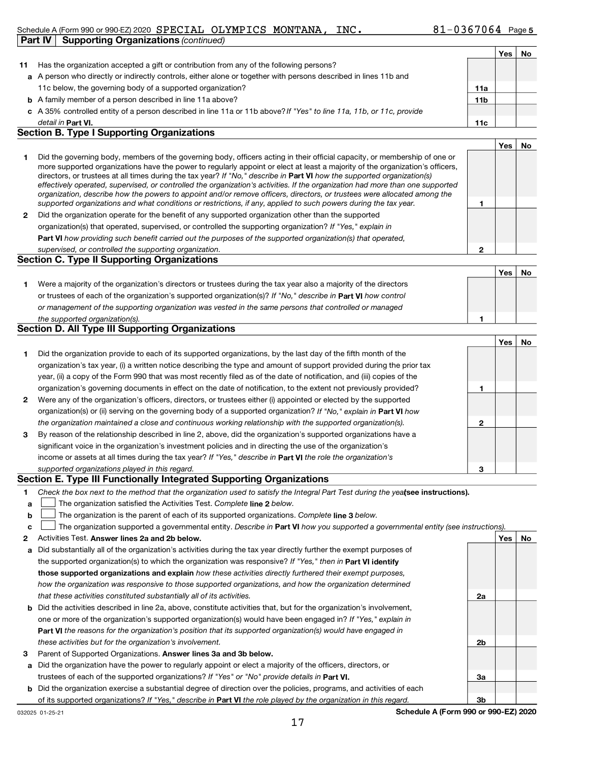Schedule A (Form 990 or 990-EZ) 2020 SPECIAL OLYMPICS MONTANA, INC. 81-0367064 Page 5

**Part IV | Supporting Organizations** *(continued)*

| | | | Yes | No |
|---|---|---|---|---|
| **11** | Has the organization accepted a gift or contribution from any of the following persons? | | | |
| **a** | A person who directly or indirectly controls, either alone or together with persons described in lines 11b and 11c below, the governing body of a supported organization? | **11a** | | |
| **b** | A family member of a person described in line 11a above? | **11b** | | |
| **c** | A 35% controlled entity of a person described in line 11a or 11b above? *If "Yes" to line 11a, 11b, or 11c, provide detail in* **Part VI.** | **11c** | | |

## Section B. Type I Supporting Organizations

| | | | Yes | No |
|---|---|---|---|---|
| **1** | Did the governing body, members of the governing body, officers acting in their official capacity, or membership of one or more supported organizations have the power to regularly appoint or elect at least a majority of the organization's officers, directors, or trustees at all times during the tax year? *If "No," describe in* **Part VI** *how the supported organization(s) effectively operated, supervised, or controlled the organization's activities. If the organization had more than one supported organization, describe how the powers to appoint and/or remove officers, directors, or trustees were allocated among the supported organizations and what conditions or restrictions, if any, applied to such powers during the tax year.* | **1** | | |
| **2** | Did the organization operate for the benefit of any supported organization other than the supported organization(s) that operated, supervised, or controlled the supporting organization? *If "Yes," explain in* **Part VI** *how providing such benefit carried out the purposes of the supported organization(s) that operated, supervised, or controlled the supporting organization.* | **2** | | |

## Section C. Type II Supporting Organizations

| | | | Yes | No |
|---|---|---|---|---|
| **1** | Were a majority of the organization's directors or trustees during the tax year also a majority of the directors or trustees of each of the organization's supported organization(s)? *If "No," describe in* **Part VI** *how control or management of the supporting organization was vested in the same persons that controlled or managed the supported organization(s).* | **1** | | |

## Section D. All Type III Supporting Organizations

| | | | Yes | No |
|---|---|---|---|---|
| **1** | Did the organization provide to each of its supported organizations, by the last day of the fifth month of the organization's tax year, (i) a written notice describing the type and amount of support provided during the prior tax year, (ii) a copy of the Form 990 that was most recently filed as of the date of notification, and (iii) copies of the organization's governing documents in effect on the date of notification, to the extent not previously provided? | **1** | | |
| **2** | Were any of the organization's officers, directors, or trustees either (i) appointed or elected by the supported organization(s) or (ii) serving on the governing body of a supported organization? *If "No," explain in* **Part VI** *how the organization maintained a close and continuous working relationship with the supported organization(s).* | **2** | | |
| **3** | By reason of the relationship described in line 2, above, did the organization's supported organizations have a significant voice in the organization's investment policies and in directing the use of the organization's income or assets at all times during the tax year? *If "Yes," describe in* **Part VI** *the role the organization's supported organizations played in this regard.* | **3** | | |

## Section E. Type III Functionally Integrated Supporting Organizations

**1** *Check the box next to the method that the organization used to satisfy the Integral Part Test during the year* **(see instructions).**

- **a** ☐ The organization satisfied the Activities Test. *Complete* **line 2** *below.*
- **b** ☐ The organization is the parent of each of its supported organizations. *Complete* **line 3** *below.*
- **c** ☐ The organization supported a governmental entity. *Describe in* **Part VI** *how you supported a governmental entity (see instructions).*

| | | | Yes | No |
|---|---|---|---|---|
| **2** | Activities Test. **Answer lines 2a and 2b below.** | | | |
| **a** | Did substantially all of the organization's activities during the tax year directly further the exempt purposes of the supported organization(s) to which the organization was responsive? *If "Yes," then in* **Part VI identify those supported organizations and explain** *how these activities directly furthered their exempt purposes, how the organization was responsive to those supported organizations, and how the organization determined that these activities constituted substantially all of its activities.* | **2a** | | |
| **b** | Did the activities described in line 2a, above, constitute activities that, but for the organization's involvement, one or more of the organization's supported organization(s) would have been engaged in? *If "Yes," explain in* **Part VI** *the reasons for the organization's position that its supported organization(s) would have engaged in these activities but for the organization's involvement.* | **2b** | | |
| **3** | Parent of Supported Organizations. **Answer lines 3a and 3b below.** | | | |
| **a** | Did the organization have the power to regularly appoint or elect a majority of the officers, directors, or trustees of each of the supported organizations? *If "Yes" or "No" provide details in* **Part VI.** | **3a** | | |
| **b** | Did the organization exercise a substantial degree of direction over the policies, programs, and activities of each of its supported organizations? *If "Yes," describe in* **Part VI** *the role played by the organization in this regard.* | **3b** | | |

032025 01-25-21 **Schedule A (Form 990 or 990-EZ) 2020**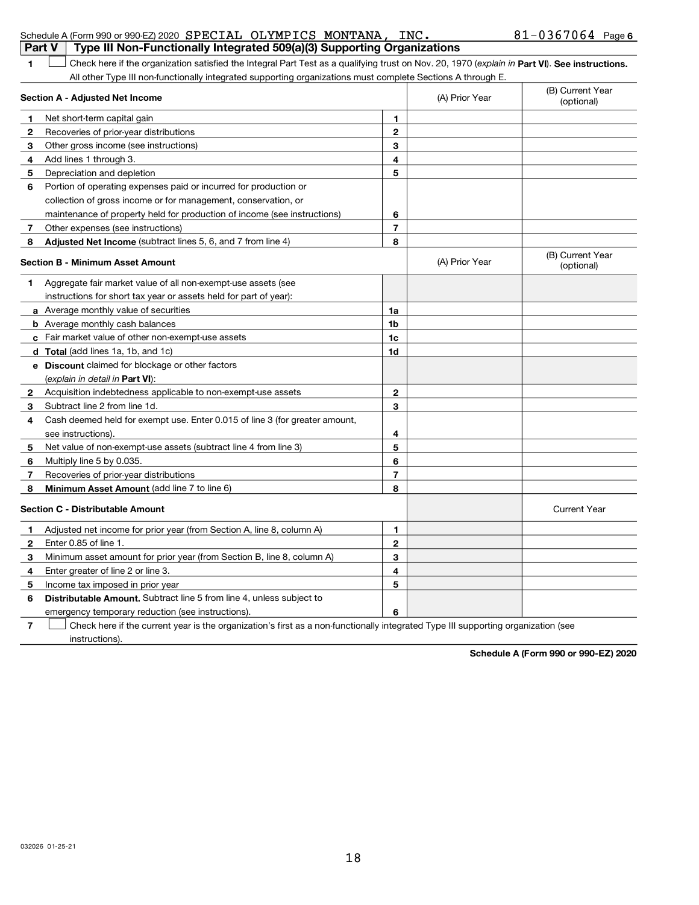Schedule A (Form 990 or 990-EZ) 2020 SPECIAL OLYMPICS MONTANA, INC. 81-0367064 Page 6

## Part V Type III Non-Functionally Integrated 509(a)(3) Supporting Organizations

1 ☐ Check here if the organization satisfied the Integral Part Test as a qualifying trust on Nov. 20, 1970 (*explain in* **Part VI**). **See instructions.** All other Type III non-functionally integrated supporting organizations must complete Sections A through E.

| **Section A - Adjusted Net Income** | | (A) Prior Year | (B) Current Year (optional) |
|---|---|---|---|
| 1 Net short-term capital gain | 1 | | |
| 2 Recoveries of prior-year distributions | 2 | | |
| 3 Other gross income (see instructions) | 3 | | |
| 4 Add lines 1 through 3. | 4 | | |
| 5 Depreciation and depletion | 5 | | |
| 6 Portion of operating expenses paid or incurred for production or collection of gross income or for management, conservation, or maintenance of property held for production of income (see instructions) | 6 | | |
| 7 Other expenses (see instructions) | 7 | | |
| 8 **Adjusted Net Income** (subtract lines 5, 6, and 7 from line 4) | 8 | | |

| **Section B - Minimum Asset Amount** | | (A) Prior Year | (B) Current Year (optional) |
|---|---|---|---|
| 1 Aggregate fair market value of all non-exempt-use assets (see instructions for short tax year or assets held for part of year): | | | |
| a Average monthly value of securities | 1a | | |
| b Average monthly cash balances | 1b | | |
| c Fair market value of other non-exempt-use assets | 1c | | |
| d **Total** (add lines 1a, 1b, and 1c) | 1d | | |
| e **Discount** claimed for blockage or other factors (*explain in detail in* **Part VI**): | | | |
| 2 Acquisition indebtedness applicable to non-exempt-use assets | 2 | | |
| 3 Subtract line 2 from line 1d. | 3 | | |
| 4 Cash deemed held for exempt use. Enter 0.015 of line 3 (for greater amount, see instructions). | 4 | | |
| 5 Net value of non-exempt-use assets (subtract line 4 from line 3) | 5 | | |
| 6 Multiply line 5 by 0.035. | 6 | | |
| 7 Recoveries of prior-year distributions | 7 | | |
| 8 **Minimum Asset Amount** (add line 7 to line 6) | 8 | | |

| **Section C - Distributable Amount** | | | Current Year |
|---|---|---|---|
| 1 Adjusted net income for prior year (from Section A, line 8, column A) | 1 | | |
| 2 Enter 0.85 of line 1. | 2 | | |
| 3 Minimum asset amount for prior year (from Section B, line 8, column A) | 3 | | |
| 4 Enter greater of line 2 or line 3. | 4 | | |
| 5 Income tax imposed in prior year | 5 | | |
| 6 **Distributable Amount.** Subtract line 5 from line 4, unless subject to emergency temporary reduction (see instructions). | 6 | | |

7 ☐ Check here if the current year is the organization's first as a non-functionally integrated Type III supporting organization (see instructions).

**Schedule A (Form 990 or 990-EZ) 2020**

032026 01-25-21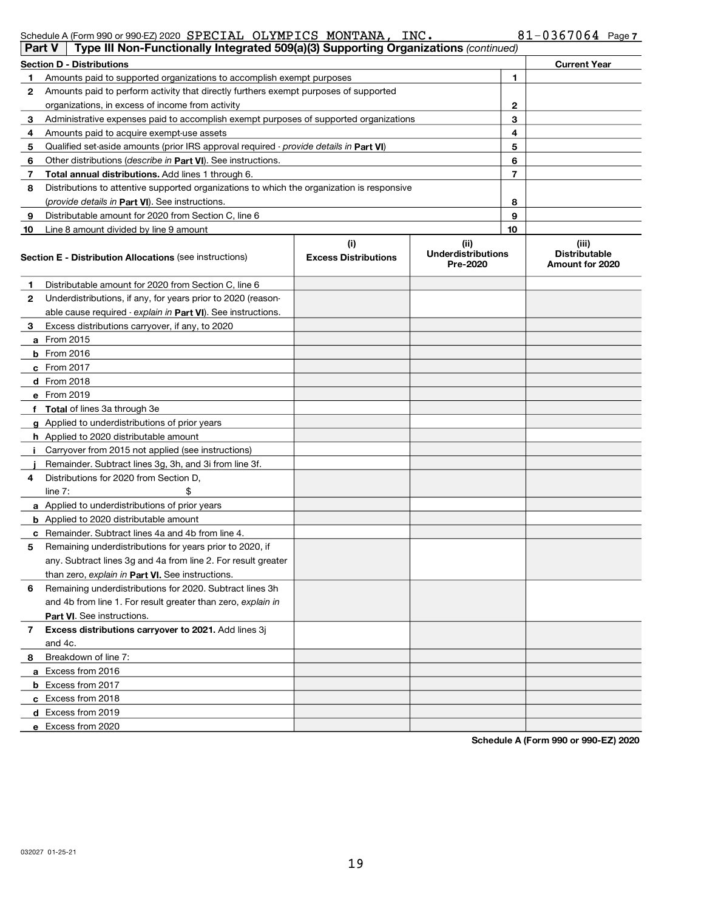Schedule A (Form 990 or 990-EZ) 2020 SPECIAL OLYMPICS MONTANA, INC. 81-0367064 Page 7

**Part V | Type III Non-Functionally Integrated 509(a)(3) Supporting Organizations** *(continued)*

| **Section D - Distributions** | | | **Current Year** |
|---|---|---|---|
| 1 | Amounts paid to supported organizations to accomplish exempt purposes | 1 | |
| 2 | Amounts paid to perform activity that directly furthers exempt purposes of supported organizations, in excess of income from activity | 2 | |
| 3 | Administrative expenses paid to accomplish exempt purposes of supported organizations | 3 | |
| 4 | Amounts paid to acquire exempt-use assets | 4 | |
| 5 | Qualified set-aside amounts (prior IRS approval required - *provide details in* **Part VI**) | 5 | |
| 6 | Other distributions (*describe in* **Part VI**). See instructions. | 6 | |
| 7 | **Total annual distributions.** Add lines 1 through 6. | 7 | |
| 8 | Distributions to attentive supported organizations to which the organization is responsive (*provide details in* **Part VI**). See instructions. | 8 | |
| 9 | Distributable amount for 2020 from Section C, line 6 | 9 | |
| 10 | Line 8 amount divided by line 9 amount | 10 | |

| | **Section E - Distribution Allocations** (see instructions) | **(i)** **Excess Distributions** | **(ii)** **Underdistributions Pre-2020** | **(iii)** **Distributable Amount for 2020** |
|---|---|---|---|---|
| 1 | Distributable amount for 2020 from Section C, line 6 | | | |
| 2 | Underdistributions, if any, for years prior to 2020 (reasonable cause required - *explain in* **Part VI**). See instructions. | | | |
| 3 | Excess distributions carryover, if any, to 2020 | | | |
| a | From 2015 | | | |
| b | From 2016 | | | |
| c | From 2017 | | | |
| d | From 2018 | | | |
| e | From 2019 | | | |
| f | **Total** of lines 3a through 3e | | | |
| g | Applied to underdistributions of prior years | | | |
| h | Applied to 2020 distributable amount | | | |
| i | Carryover from 2015 not applied (see instructions) | | | |
| j | Remainder. Subtract lines 3g, 3h, and 3i from line 3f. | | | |
| 4 | Distributions for 2020 from Section D, line 7: $ | | | |
| a | Applied to underdistributions of prior years | | | |
| b | Applied to 2020 distributable amount | | | |
| c | Remainder. Subtract lines 4a and 4b from line 4. | | | |
| 5 | Remaining underdistributions for years prior to 2020, if any. Subtract lines 3g and 4a from line 2. For result greater than zero, *explain in* **Part VI.** See instructions. | | | |
| 6 | Remaining underdistributions for 2020. Subtract lines 3h and 4b from line 1. For result greater than zero, *explain in* **Part VI**. See instructions. | | | |
| 7 | **Excess distributions carryover to 2021.** Add lines 3j and 4c. | | | |
| 8 | Breakdown of line 7: | | | |
| a | Excess from 2016 | | | |
| b | Excess from 2017 | | | |
| c | Excess from 2018 | | | |
| d | Excess from 2019 | | | |
| e | Excess from 2020 | | | |

**Schedule A (Form 990 or 990-EZ) 2020**

032027 01-25-21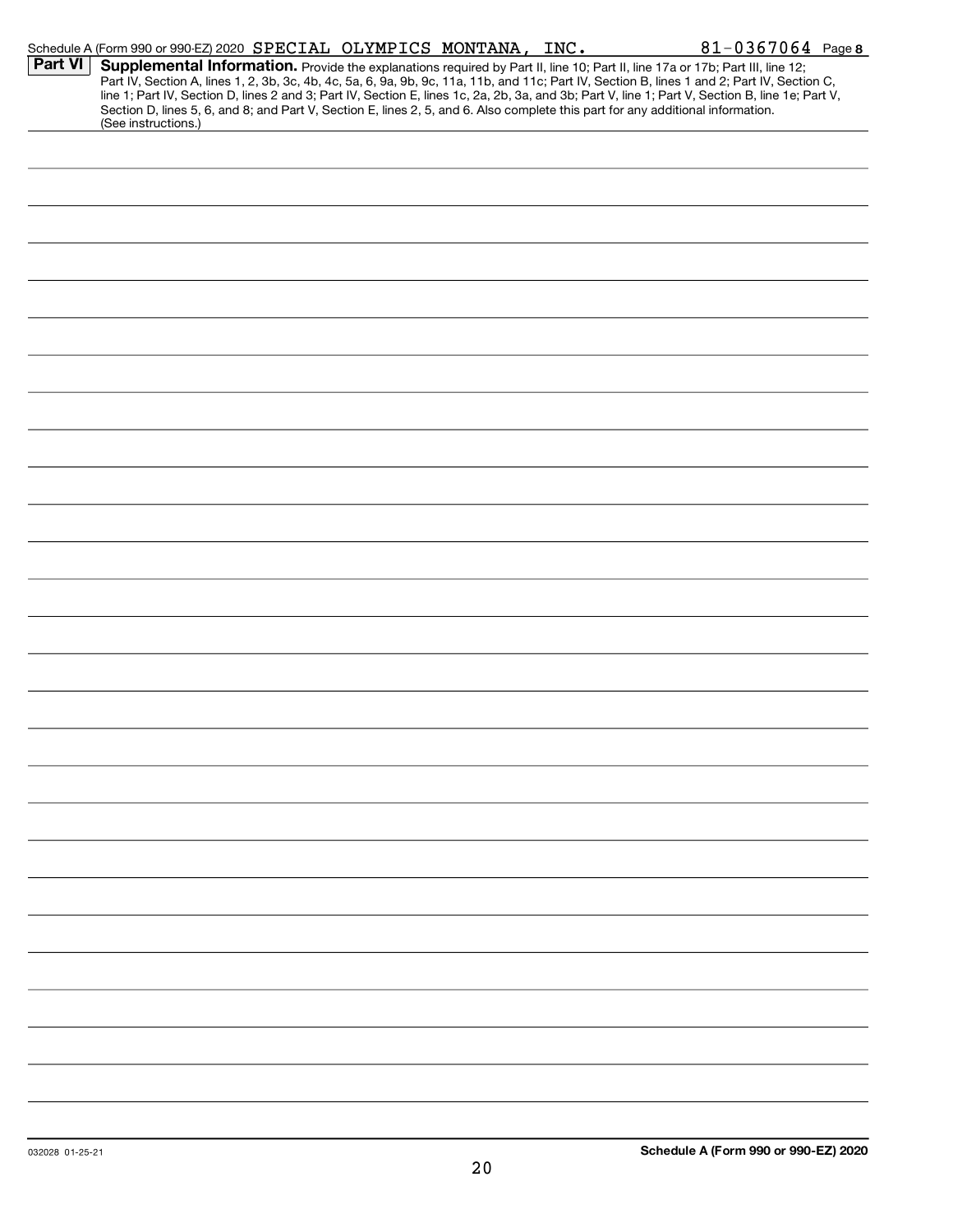Schedule A (Form 990 or 990-EZ) 2020 SPECIAL OLYMPICS MONTANA, INC. 81-0367064 Page **8**

**Part VI** **Supplemental Information.** Provide the explanations required by Part II, line 10; Part II, line 17a or 17b; Part III, line 12; Part IV, Section A, lines 1, 2, 3b, 3c, 4b, 4c, 5a, 6, 9a, 9b, 9c, 11a, 11b, and 11c; Part IV, Section B, lines 1 and 2; Part IV, Section C, line 1; Part IV, Section D, lines 2 and 3; Part IV, Section E, lines 1c, 2a, 2b, 3a, and 3b; Part V, line 1; Part V, Section B, line 1e; Part V, Section D, lines 5, 6, and 8; and Part V, Section E, lines 2, 5, and 6. Also complete this part for any additional information. (See instructions.)

032028 01-25-21

**Schedule A (Form 990 or 990-EZ) 2020**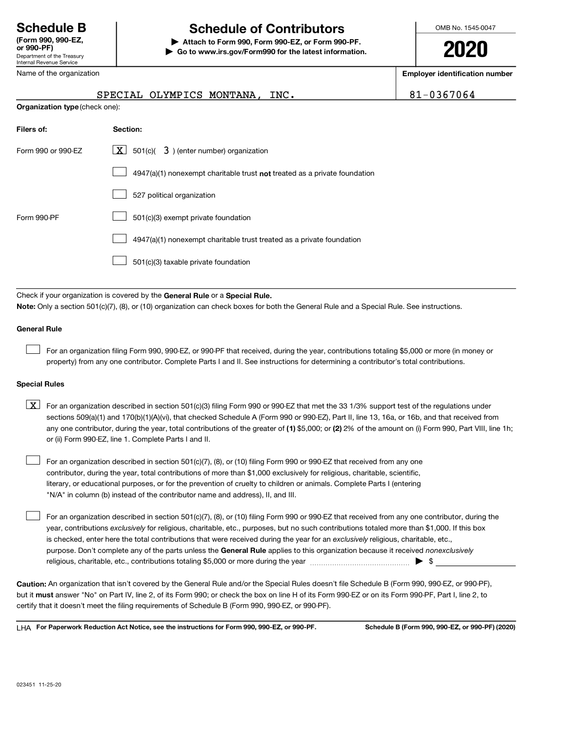**Schedule B**
**(Form 990, 990-EZ, or 990-PF)**
Department of the Treasury
Internal Revenue Service

# Schedule of Contributors

▶ **Attach to Form 990, Form 990-EZ, or Form 990-PF.**
▶ **Go to www.irs.gov/Form990 for the latest information.**

OMB No. 1545-0047

**2020**

Name of the organization: SPECIAL OLYMPICS MONTANA, INC.

**Employer identification number:** 81-0367064

**Organization type** (check one):

| **Filers of:** | **Section:** |
|---|---|
| Form 990 or 990-EZ | [X] 501(c)( 3 ) (enter number) organization |
| | [ ] 4947(a)(1) nonexempt charitable trust **not** treated as a private foundation |
| | [ ] 527 political organization |
| Form 990-PF | [ ] 501(c)(3) exempt private foundation |
| | [ ] 4947(a)(1) nonexempt charitable trust treated as a private foundation |
| | [ ] 501(c)(3) taxable private foundation |

Check if your organization is covered by the **General Rule** or a **Special Rule.**

**Note:** Only a section 501(c)(7), (8), or (10) organization can check boxes for both the General Rule and a Special Rule. See instructions.

**General Rule**

[ ] For an organization filing Form 990, 990-EZ, or 990-PF that received, during the year, contributions totaling $5,000 or more (in money or property) from any one contributor. Complete Parts I and II. See instructions for determining a contributor's total contributions.

**Special Rules**

[X] For an organization described in section 501(c)(3) filing Form 990 or 990-EZ that met the 33 1/3% support test of the regulations under sections 509(a)(1) and 170(b)(1)(A)(vi), that checked Schedule A (Form 990 or 990-EZ), Part II, line 13, 16a, or 16b, and that received from any one contributor, during the year, total contributions of the greater of **(1)** $5,000; or **(2)** 2% of the amount on (i) Form 990, Part VIII, line 1h; or (ii) Form 990-EZ, line 1. Complete Parts I and II.

[ ] For an organization described in section 501(c)(7), (8), or (10) filing Form 990 or 990-EZ that received from any one contributor, during the year, total contributions of more than $1,000 exclusively for religious, charitable, scientific, literary, or educational purposes, or for the prevention of cruelty to children or animals. Complete Parts I (entering "N/A" in column (b) instead of the contributor name and address), II, and III.

[ ] For an organization described in section 501(c)(7), (8), or (10) filing Form 990 or 990-EZ that received from any one contributor, during the year, contributions *exclusively* for religious, charitable, etc., purposes, but no such contributions totaled more than $1,000. If this box is checked, enter here the total contributions that were received during the year for an *exclusively* religious, charitable, etc., purpose. Don't complete any of the parts unless the **General Rule** applies to this organization because it received *nonexclusively* religious, charitable, etc., contributions totaling $5,000 or more during the year ▶ $ ____________

**Caution:** An organization that isn't covered by the General Rule and/or the Special Rules doesn't file Schedule B (Form 990, 990-EZ, or 990-PF), but it **must** answer "No" on Part IV, line 2, of its Form 990; or check the box on line H of its Form 990-EZ or on its Form 990-PF, Part I, line 2, to certify that it doesn't meet the filing requirements of Schedule B (Form 990, 990-EZ, or 990-PF).

LHA **For Paperwork Reduction Act Notice, see the instructions for Form 990, 990-EZ, or 990-PF.** **Schedule B (Form 990, 990-EZ, or 990-PF) (2020)**

023451 11-25-20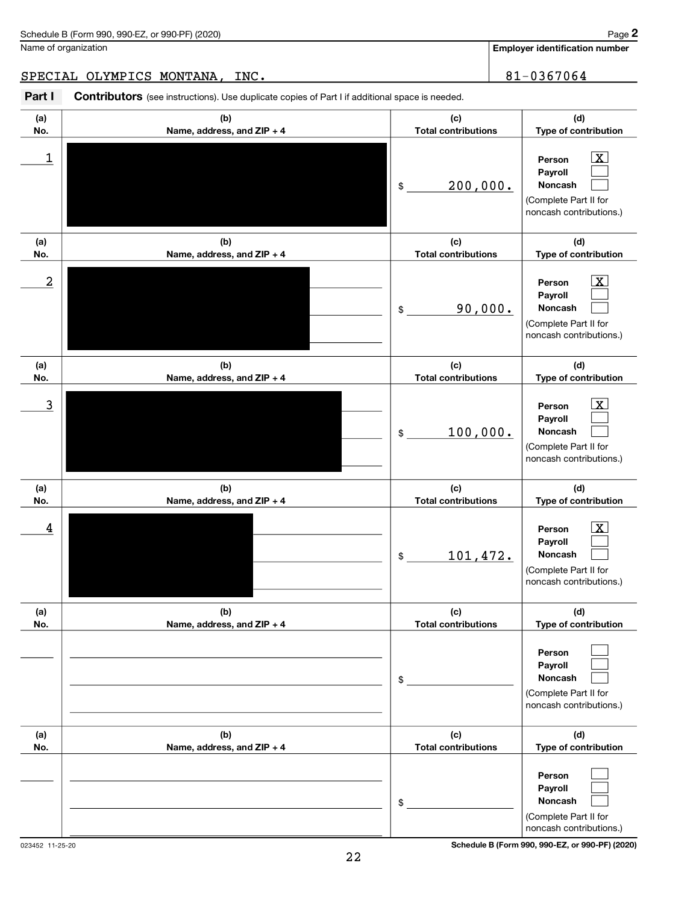Schedule B (Form 990, 990-EZ, or 990-PF) (2020)

Name of organization: SPECIAL OLYMPICS MONTANA, INC.

Employer identification number: 81-0367064

**Part I** **Contributors** (see instructions). Use duplicate copies of Part I if additional space is needed.

| (a) No. | (b) Name, address, and ZIP + 4 | (c) Total contributions | (d) Type of contribution |
|---|---|---|---|
| 1 | [REDACTED] | $ 200,000. | Person [X] Payroll [ ] Noncash [ ] (Complete Part II for noncash contributions.) |
| 2 | [REDACTED] | $ 90,000. | Person [X] Payroll [ ] Noncash [ ] (Complete Part II for noncash contributions.) |
| 3 | [REDACTED] | $ 100,000. | Person [X] Payroll [ ] Noncash [ ] (Complete Part II for noncash contributions.) |
| 4 | [REDACTED] | $ 101,472. | Person [X] Payroll [ ] Noncash [ ] (Complete Part II for noncash contributions.) |
| | | $ | Person [ ] Payroll [ ] Noncash [ ] (Complete Part II for noncash contributions.) |
| | | $ | Person [ ] Payroll [ ] Noncash [ ] (Complete Part II for noncash contributions.) |

023452 11-25-20

Schedule B (Form 990, 990-EZ, or 990-PF) (2020)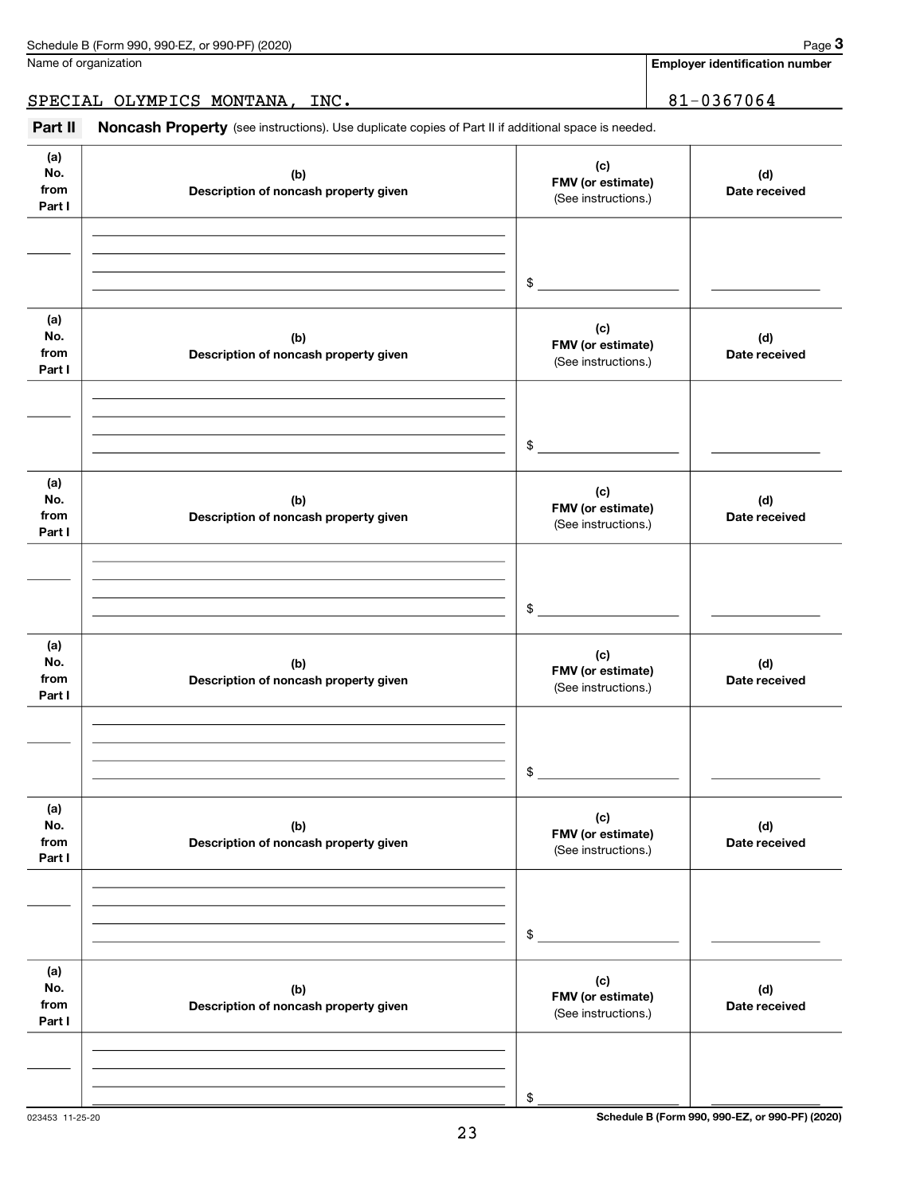Name of organization

SPECIAL OLYMPICS MONTANA, INC.

**Employer identification number**

81-0367064

**Part II** **Noncash Property** (see instructions). Use duplicate copies of Part II if additional space is needed.

| (a) No. from Part I | (b) Description of noncash property given | (c) FMV (or estimate) (See instructions.) | (d) Date received |
|---|---|---|---|
| | | $ | |

| (a) No. from Part I | (b) Description of noncash property given | (c) FMV (or estimate) (See instructions.) | (d) Date received |
|---|---|---|---|
| | | $ | |

| (a) No. from Part I | (b) Description of noncash property given | (c) FMV (or estimate) (See instructions.) | (d) Date received |
|---|---|---|---|
| | | $ | |

| (a) No. from Part I | (b) Description of noncash property given | (c) FMV (or estimate) (See instructions.) | (d) Date received |
|---|---|---|---|
| | | $ | |

| (a) No. from Part I | (b) Description of noncash property given | (c) FMV (or estimate) (See instructions.) | (d) Date received |
|---|---|---|---|
| | | $ | |

| (a) No. from Part I | (b) Description of noncash property given | (c) FMV (or estimate) (See instructions.) | (d) Date received |
|---|---|---|---|
| | | $ | |

023453 11-25-20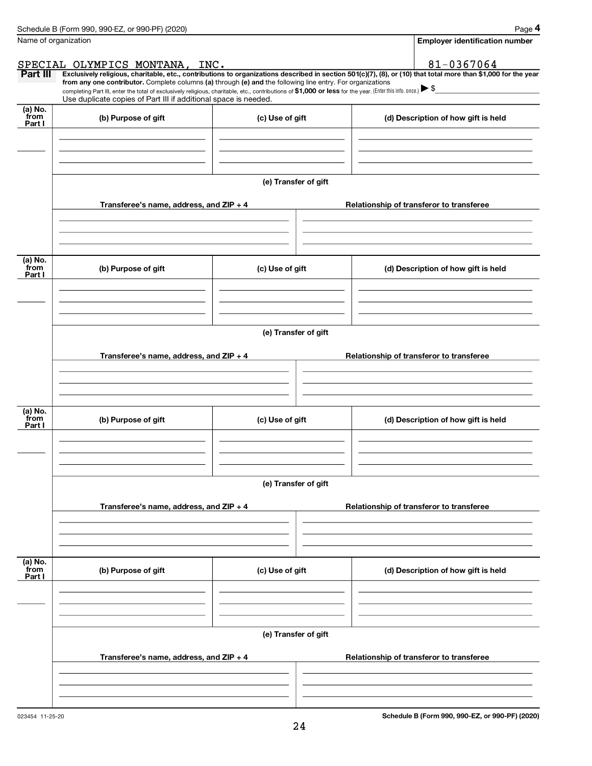Schedule B (Form 990, 990-EZ, or 990-PF) (2020) Page **4**

Name of organization: SPECIAL OLYMPICS MONTANA, INC.

**Employer identification number**: 81-0367064

**Part III** **Exclusively religious, charitable, etc., contributions to organizations described in section 501(c)(7), (8), or (10) that total more than $1,000 for the year from any one contributor.** Complete columns **(a)** through **(e)** and the following line entry. For organizations completing Part III, enter the total of exclusively religious, charitable, etc., contributions of **$1,000 or less** for the year. (Enter this info. once.) ▶ $

Use duplicate copies of Part III if additional space is needed.

| (a) No. from Part I | (b) Purpose of gift | (c) Use of gift | (d) Description of how gift is held |
|---|---|---|---|
| | | | |

**(e) Transfer of gift**

| Transferee's name, address, and ZIP + 4 | Relationship of transferor to transferee |
|---|---|
| | |

| (a) No. from Part I | (b) Purpose of gift | (c) Use of gift | (d) Description of how gift is held |
|---|---|---|---|
| | | | |

**(e) Transfer of gift**

| Transferee's name, address, and ZIP + 4 | Relationship of transferor to transferee |
|---|---|
| | |

| (a) No. from Part I | (b) Purpose of gift | (c) Use of gift | (d) Description of how gift is held |
|---|---|---|---|
| | | | |

**(e) Transfer of gift**

| Transferee's name, address, and ZIP + 4 | Relationship of transferor to transferee |
|---|---|
| | |

| (a) No. from Part I | (b) Purpose of gift | (c) Use of gift | (d) Description of how gift is held |
|---|---|---|---|
| | | | |

**(e) Transfer of gift**

| Transferee's name, address, and ZIP + 4 | Relationship of transferor to transferee |
|---|---|
| | |

023454 11-25-20

**Schedule B (Form 990, 990-EZ, or 990-PF) (2020)**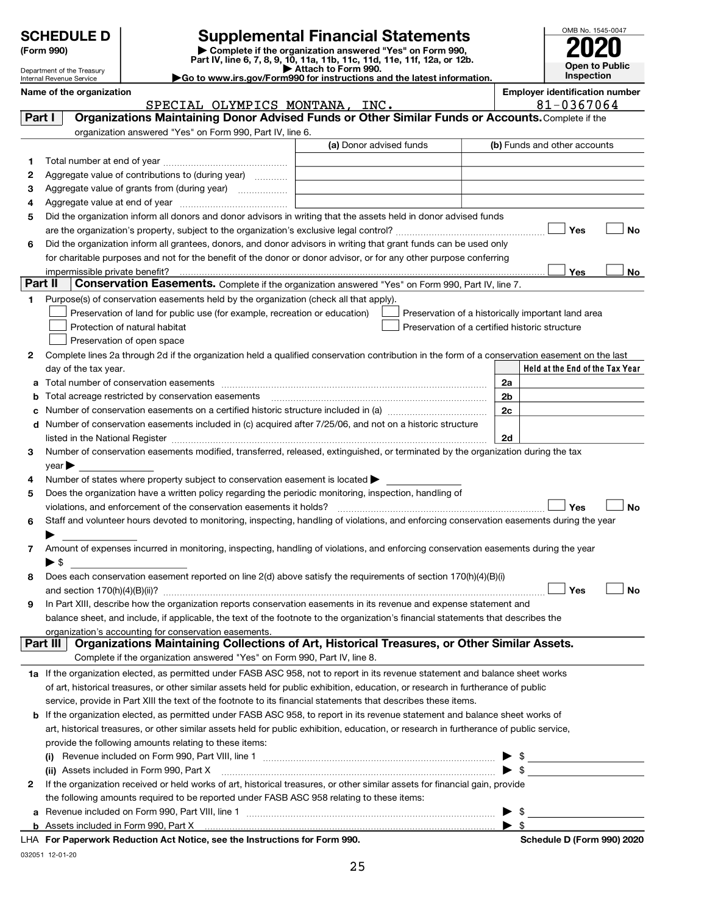# SCHEDULE D (Form 990)

Department of the Treasury
Internal Revenue Service

## Supplemental Financial Statements

▶ Complete if the organization answered "Yes" on Form 990, Part IV, line 6, 7, 8, 9, 10, 11a, 11b, 11c, 11d, 11e, 11f, 12a, or 12b.
▶ Attach to Form 990.
▶Go to www.irs.gov/Form990 for instructions and the latest information.

OMB No. 1545-0047

**2020**

**Open to Public Inspection**

**Name of the organization:** SPECIAL OLYMPICS MONTANA, INC.

**Employer identification number:** 81-0367064

### Part I — Organizations Maintaining Donor Advised Funds or Other Similar Funds or Accounts.

Complete if the organization answered "Yes" on Form 990, Part IV, line 6.

| | | (a) Donor advised funds | (b) Funds and other accounts |
|---|---|---|---|
| 1 | Total number at end of year | | |
| 2 | Aggregate value of contributions to (during year) | | |
| 3 | Aggregate value of grants from (during year) | | |
| 4 | Aggregate value at end of year | | |

5 Did the organization inform all donors and donor advisors in writing that the assets held in donor advised funds are the organization's property, subject to the organization's exclusive legal control? ☐ Yes ☐ No

6 Did the organization inform all grantees, donors, and donor advisors in writing that grant funds can be used only for charitable purposes and not for the benefit of the donor or donor advisor, or for any other purpose conferring impermissible private benefit? ☐ Yes ☐ No

### Part II — Conservation Easements.

Complete if the organization answered "Yes" on Form 990, Part IV, line 7.

1 Purpose(s) of conservation easements held by the organization (check all that apply).

- ☐ Preservation of land for public use (for example, recreation or education)
- ☐ Protection of natural habitat
- ☐ Preservation of open space
- ☐ Preservation of a historically important land area
- ☐ Preservation of a certified historic structure

2 Complete lines 2a through 2d if the organization held a qualified conservation contribution in the form of a conservation easement on the last day of the tax year.

| | | | Held at the End of the Tax Year |
|---|---|---|---|
| a | Total number of conservation easements | 2a | |
| b | Total acreage restricted by conservation easements | 2b | |
| c | Number of conservation easements on a certified historic structure included in (a) | 2c | |
| d | Number of conservation easements included in (c) acquired after 7/25/06, and not on a historic structure listed in the National Register | 2d | |

3 Number of conservation easements modified, transferred, released, extinguished, or terminated by the organization during the tax year ▶

4 Number of states where property subject to conservation easement is located ▶

5 Does the organization have a written policy regarding the periodic monitoring, inspection, handling of violations, and enforcement of the conservation easements it holds? ☐ Yes ☐ No

6 Staff and volunteer hours devoted to monitoring, inspecting, handling of violations, and enforcing conservation easements during the year ▶

7 Amount of expenses incurred in monitoring, inspecting, handling of violations, and enforcing conservation easements during the year ▶ $

8 Does each conservation easement reported on line 2(d) above satisfy the requirements of section 170(h)(4)(B)(i) and section 170(h)(4)(B)(ii)? ☐ Yes ☐ No

9 In Part XIII, describe how the organization reports conservation easements in its revenue and expense statement and balance sheet, and include, if applicable, the text of the footnote to the organization's financial statements that describes the organization's accounting for conservation easements.

### Part III — Organizations Maintaining Collections of Art, Historical Treasures, or Other Similar Assets.

Complete if the organization answered "Yes" on Form 990, Part IV, line 8.

1a If the organization elected, as permitted under FASB ASC 958, not to report in its revenue statement and balance sheet works of art, historical treasures, or other similar assets held for public exhibition, education, or research in furtherance of public service, provide in Part XIII the text of the footnote to its financial statements that describes these items.

b If the organization elected, as permitted under FASB ASC 958, to report in its revenue statement and balance sheet works of art, historical treasures, or other similar assets held for public exhibition, education, or research in furtherance of public service, provide the following amounts relating to these items:

(i) Revenue included on Form 990, Part VIII, line 1 ▶ $

(ii) Assets included in Form 990, Part X ▶ $

2 If the organization received or held works of art, historical treasures, or other similar assets for financial gain, provide the following amounts required to be reported under FASB ASC 958 relating to these items:

a Revenue included on Form 990, Part VIII, line 1 ▶ $

b Assets included in Form 990, Part X ▶ $

LHA For Paperwork Reduction Act Notice, see the Instructions for Form 990. **Schedule D (Form 990) 2020**

032051 12-01-20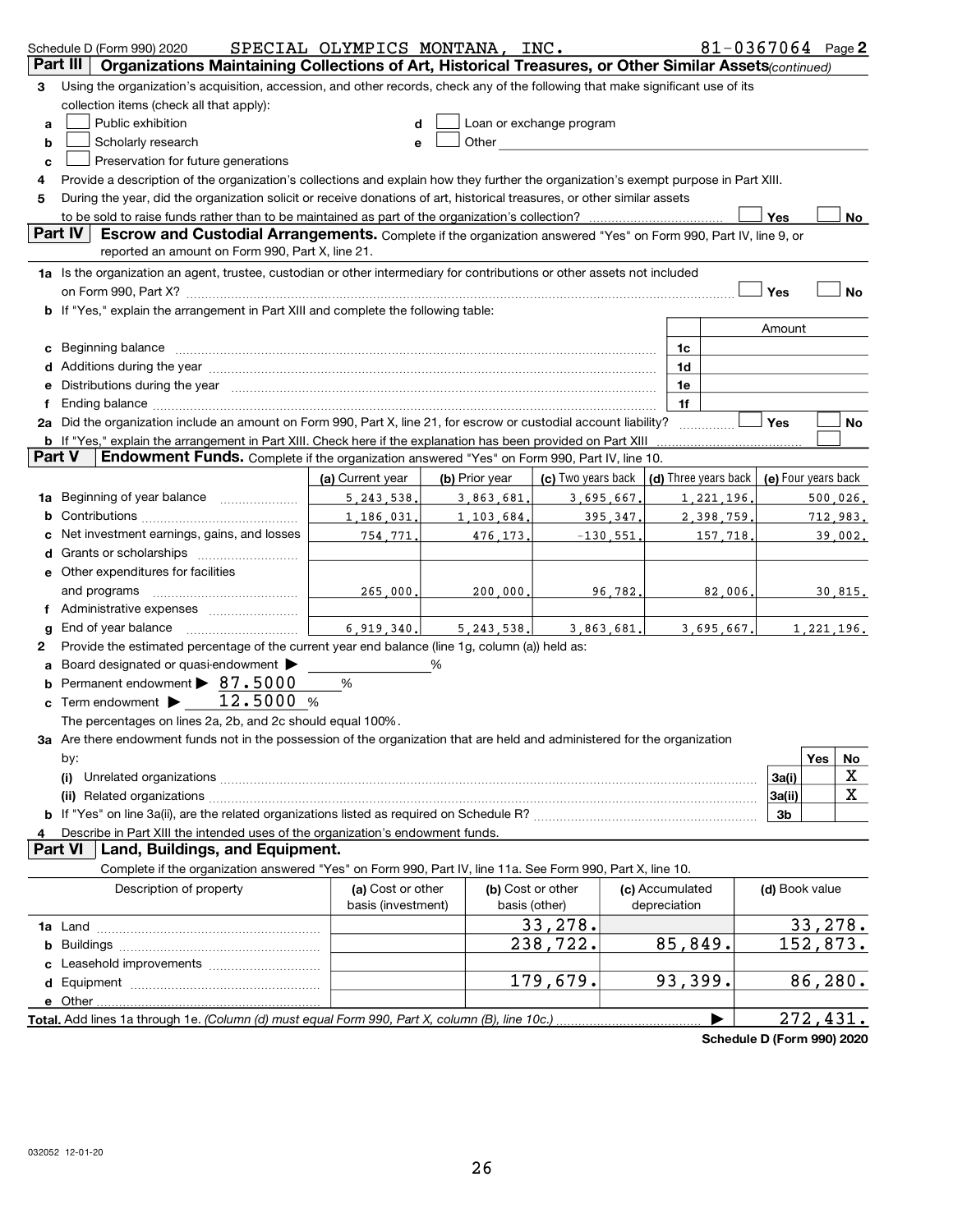Schedule D (Form 990) 2020 SPECIAL OLYMPICS MONTANA, INC. 81-0367064 Page 2

## Part III Organizations Maintaining Collections of Art, Historical Treasures, or Other Similar Assets *(continued)*

**3** Using the organization's acquisition, accession, and other records, check any of the following that make significant use of its collection items (check all that apply):

- **a** ☐ Public exhibition
- **b** ☐ Scholarly research
- **c** ☐ Preservation for future generations
- **d** ☐ Loan or exchange program
- **e** ☐ Other

**4** Provide a description of the organization's collections and explain how they further the organization's exempt purpose in Part XIII.

**5** During the year, did the organization solicit or receive donations of art, historical treasures, or other similar assets to be sold to raise funds rather than to be maintained as part of the organization's collection? ☐ Yes ☐ No

## Part IV Escrow and Custodial Arrangements.

Complete if the organization answered "Yes" on Form 990, Part IV, line 9, or reported an amount on Form 990, Part X, line 21.

**1a** Is the organization an agent, trustee, custodian or other intermediary for contributions or other assets not included on Form 990, Part X? ☐ Yes ☐ No

**b** If "Yes," explain the arrangement in Part XIII and complete the following table:

| | | Amount |
|---|---|---|
| **c** Beginning balance | 1c | |
| **d** Additions during the year | 1d | |
| **e** Distributions during the year | 1e | |
| **f** Ending balance | 1f | |

**2a** Did the organization include an amount on Form 990, Part X, line 21, for escrow or custodial account liability? ☐ Yes ☐ No

**b** If "Yes," explain the arrangement in Part XIII. Check here if the explanation has been provided on Part XIII ☐

## Part V Endowment Funds.

Complete if the organization answered "Yes" on Form 990, Part IV, line 10.

| | (a) Current year | (b) Prior year | (c) Two years back | (d) Three years back | (e) Four years back |
|---|---|---|---|---|---|
| **1a** Beginning of year balance | 5,243,538. | 3,863,681. | 3,695,667. | 1,221,196. | 500,026. |
| **b** Contributions | 1,186,031. | 1,103,684. | 395,347. | 2,398,759. | 712,983. |
| **c** Net investment earnings, gains, and losses | 754,771. | 476,173. | -130,551. | 157,718. | 39,002. |
| **d** Grants or scholarships | | | | | |
| **e** Other expenditures for facilities and programs | 265,000. | 200,000. | 96,782. | 82,006. | 30,815. |
| **f** Administrative expenses | | | | | |
| **g** End of year balance | 6,919,340. | 5,243,538. | 3,863,681. | 3,695,667. | 1,221,196. |

**2** Provide the estimated percentage of the current year end balance (line 1g, column (a)) held as:

- **a** Board designated or quasi-endowment ▶ ______ %
- **b** Permanent endowment ▶ 87.5000 %
- **c** Term endowment ▶ 12.5000 %

The percentages on lines 2a, 2b, and 2c should equal 100%.

**3a** Are there endowment funds not in the possession of the organization that are held and administered for the organization by:

| | | Yes | No |
|---|---|---|---|
| **(i)** Unrelated organizations | 3a(i) | | X |
| **(ii)** Related organizations | 3a(ii) | | X |
| **b** If "Yes" on line 3a(ii), are the related organizations listed as required on Schedule R? | 3b | | |

**4** Describe in Part XIII the intended uses of the organization's endowment funds.

## Part VI Land, Buildings, and Equipment.

Complete if the organization answered "Yes" on Form 990, Part IV, line 11a. See Form 990, Part X, line 10.

| Description of property | (a) Cost or other basis (investment) | (b) Cost or other basis (other) | (c) Accumulated depreciation | (d) Book value |
|---|---|---|---|---|
| **1a** Land | | 33,278. | | 33,278. |
| **b** Buildings | | 238,722. | 85,849. | 152,873. |
| **c** Leasehold improvements | | | | |
| **d** Equipment | | 179,679. | 93,399. | 86,280. |
| **e** Other | | | | |

**Total.** Add lines 1a through 1e. *(Column (d) must equal Form 990, Part X, column (B), line 10c.)* ▶ 272,431.

Schedule D (Form 990) 2020

032052 12-01-20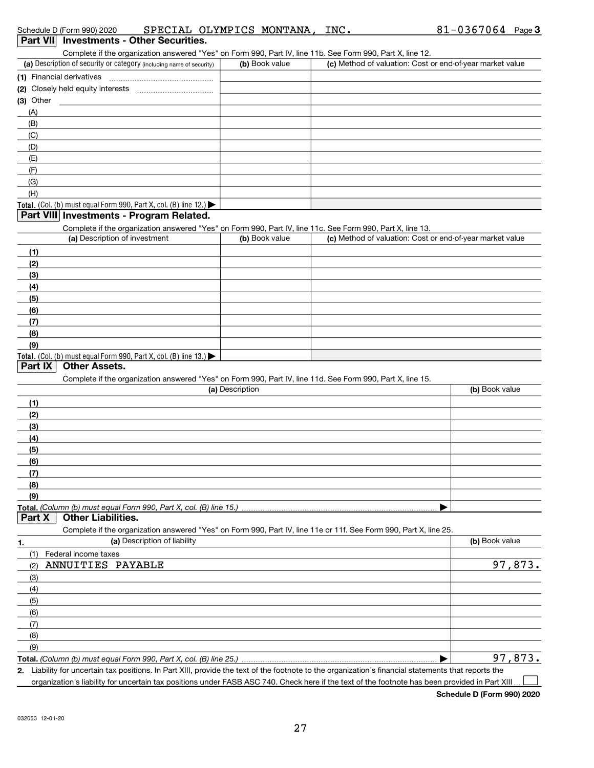Schedule D (Form 990) 2020 SPECIAL OLYMPICS MONTANA, INC. 81-0367064 Page 3

## Part VII Investments - Other Securities.

Complete if the organization answered "Yes" on Form 990, Part IV, line 11b. See Form 990, Part X, line 12.

| (a) Description of security or category (including name of security) | (b) Book value | (c) Method of valuation: Cost or end-of-year market value |
|---|---|---|
| (1) Financial derivatives | | |
| (2) Closely held equity interests | | |
| (3) Other | | |
| (A) | | |
| (B) | | |
| (C) | | |
| (D) | | |
| (E) | | |
| (F) | | |
| (G) | | |
| (H) | | |
| **Total.** (Col. (b) must equal Form 990, Part X, col. (B) line 12.) ▶ | | |

## Part VIII Investments - Program Related.

Complete if the organization answered "Yes" on Form 990, Part IV, line 11c. See Form 990, Part X, line 13.

| (a) Description of investment | (b) Book value | (c) Method of valuation: Cost or end-of-year market value |
|---|---|---|
| (1) | | |
| (2) | | |
| (3) | | |
| (4) | | |
| (5) | | |
| (6) | | |
| (7) | | |
| (8) | | |
| (9) | | |
| **Total.** (Col. (b) must equal Form 990, Part X, col. (B) line 13.) ▶ | | |

## Part IX Other Assets.

Complete if the organization answered "Yes" on Form 990, Part IV, line 11d. See Form 990, Part X, line 15.

| (a) Description | (b) Book value |
|---|---|
| (1) | |
| (2) | |
| (3) | |
| (4) | |
| (5) | |
| (6) | |
| (7) | |
| (8) | |
| (9) | |
| **Total.** *(Column (b) must equal Form 990, Part X, col. (B) line 15.)* ▶ | |

## Part X Other Liabilities.

Complete if the organization answered "Yes" on Form 990, Part IV, line 11e or 11f. See Form 990, Part X, line 25.

| 1. (a) Description of liability | (b) Book value |
|---|---|
| (1) Federal income taxes | |
| (2) ANNUITIES PAYABLE | 97,873. |
| (3) | |
| (4) | |
| (5) | |
| (6) | |
| (7) | |
| (8) | |
| (9) | |
| **Total.** *(Column (b) must equal Form 990, Part X, col. (B) line 25.)* ▶ | 97,873. |

**2.** Liability for uncertain tax positions. In Part XIII, provide the text of the footnote to the organization's financial statements that reports the organization's liability for uncertain tax positions under FASB ASC 740. Check here if the text of the footnote has been provided in Part XIII ☐

**Schedule D (Form 990) 2020**

032053 12-01-20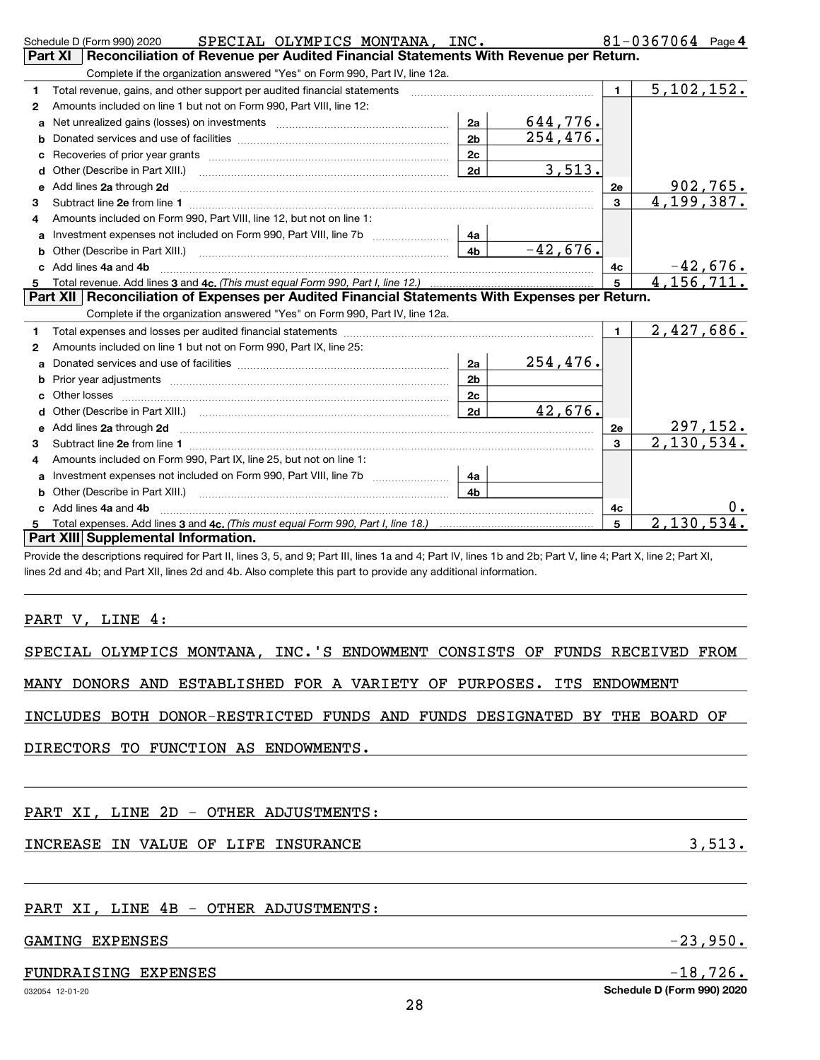Schedule D (Form 990) 2020 SPECIAL OLYMPICS MONTANA, INC. 81-0367064 Page 4

## Part XI Reconciliation of Revenue per Audited Financial Statements With Revenue per Return.

Complete if the organization answered "Yes" on Form 990, Part IV, line 12a.

| | | | | | |
|---|---|---|---|---|---|
| 1 | Total revenue, gains, and other support per audited financial statements | | | 1 | 5,102,152. |
| 2 | Amounts included on line 1 but not on Form 990, Part VIII, line 12: | | | | |
| a | Net unrealized gains (losses) on investments | 2a | 644,776. | | |
| b | Donated services and use of facilities | 2b | 254,476. | | |
| c | Recoveries of prior year grants | 2c | | | |
| d | Other (Describe in Part XIII.) | 2d | 3,513. | | |
| e | Add lines 2a through 2d | | | 2e | 902,765. |
| 3 | Subtract line 2e from line 1 | | | 3 | 4,199,387. |
| 4 | Amounts included on Form 990, Part VIII, line 12, but not on line 1: | | | | |
| a | Investment expenses not included on Form 990, Part VIII, line 7b | 4a | | | |
| b | Other (Describe in Part XIII.) | 4b | -42,676. | | |
| c | Add lines 4a and 4b | | | 4c | -42,676. |
| 5 | Total revenue. Add lines 3 and 4c. *(This must equal Form 990, Part I, line 12.)* | | | 5 | 4,156,711. |

## Part XII Reconciliation of Expenses per Audited Financial Statements With Expenses per Return.

Complete if the organization answered "Yes" on Form 990, Part IV, line 12a.

| | | | | | |
|---|---|---|---|---|---|
| 1 | Total expenses and losses per audited financial statements | | | 1 | 2,427,686. |
| 2 | Amounts included on line 1 but not on Form 990, Part IX, line 25: | | | | |
| a | Donated services and use of facilities | 2a | 254,476. | | |
| b | Prior year adjustments | 2b | | | |
| c | Other losses | 2c | | | |
| d | Other (Describe in Part XIII.) | 2d | 42,676. | | |
| e | Add lines 2a through 2d | | | 2e | 297,152. |
| 3 | Subtract line 2e from line 1 | | | 3 | 2,130,534. |
| 4 | Amounts included on Form 990, Part IX, line 25, but not on line 1: | | | | |
| a | Investment expenses not included on Form 990, Part VIII, line 7b | 4a | | | |
| b | Other (Describe in Part XIII.) | 4b | | | |
| c | Add lines 4a and 4b | | | 4c | 0. |
| 5 | Total expenses. Add lines 3 and 4c. *(This must equal Form 990, Part I, line 18.)* | | | 5 | 2,130,534. |

## Part XIII Supplemental Information.

Provide the descriptions required for Part II, lines 3, 5, and 9; Part III, lines 1a and 4; Part IV, lines 1b and 2b; Part V, line 4; Part X, line 2; Part XI, lines 2d and 4b; and Part XII, lines 2d and 4b. Also complete this part to provide any additional information.

PART V, LINE 4:

SPECIAL OLYMPICS MONTANA, INC.'S ENDOWMENT CONSISTS OF FUNDS RECEIVED FROM MANY DONORS AND ESTABLISHED FOR A VARIETY OF PURPOSES. ITS ENDOWMENT INCLUDES BOTH DONOR-RESTRICTED FUNDS AND FUNDS DESIGNATED BY THE BOARD OF DIRECTORS TO FUNCTION AS ENDOWMENTS.

PART XI, LINE 2D - OTHER ADJUSTMENTS:

| | |
|---|---|
| INCREASE IN VALUE OF LIFE INSURANCE | 3,513. |

PART XI, LINE 4B - OTHER ADJUSTMENTS:

| | |
|---|---|
| GAMING EXPENSES | -23,950. |
| FUNDRAISING EXPENSES | -18,726. |

032054 12-01-20 Schedule D (Form 990) 2020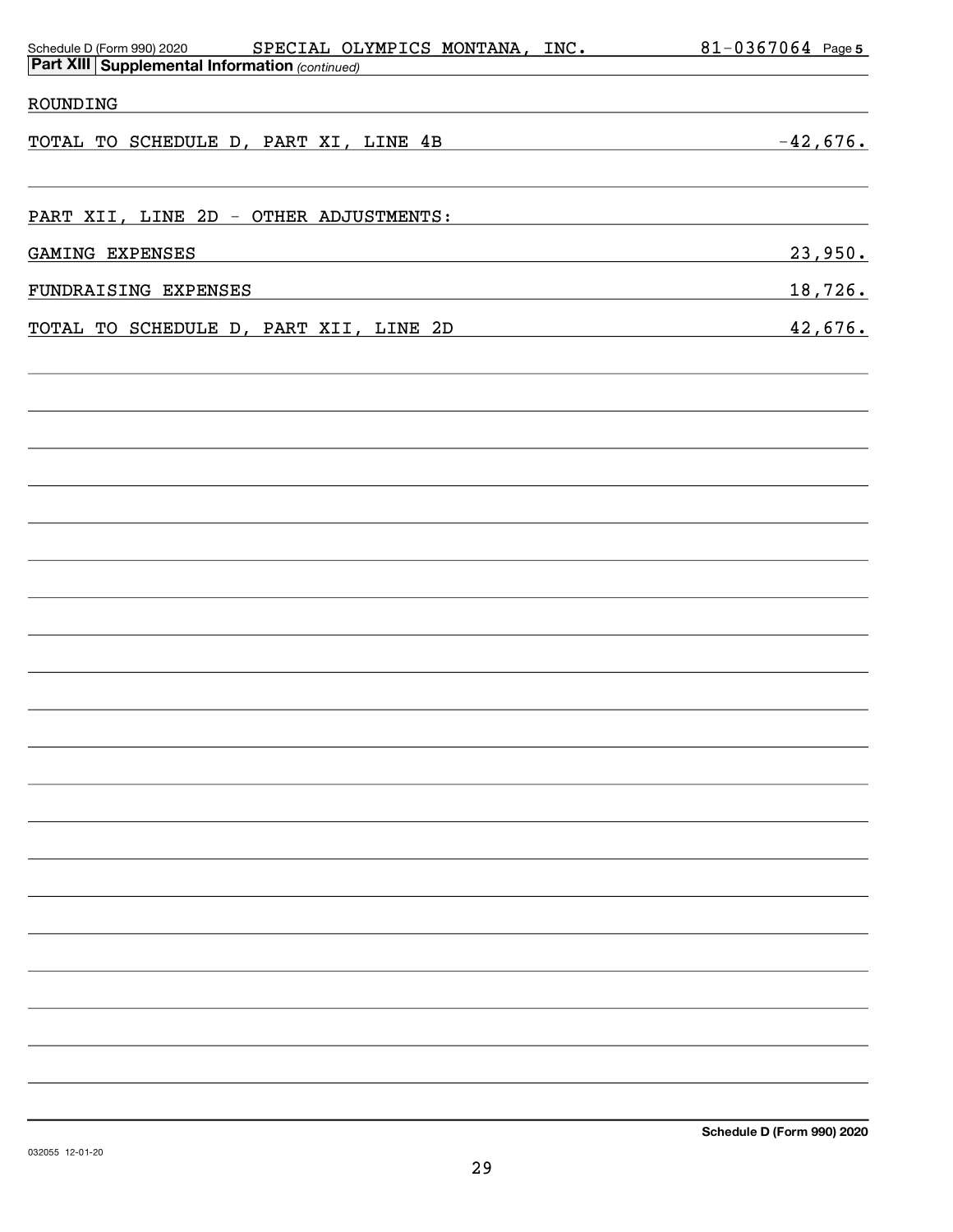Schedule D (Form 990) 2020 SPECIAL OLYMPICS MONTANA, INC. 81-0367064 Page 5

**Part XIII Supplemental Information** *(continued)*

ROUNDING

| | |
|---|---|
| TOTAL TO SCHEDULE D, PART XI, LINE 4B | -42,676. |

PART XII, LINE 2D - OTHER ADJUSTMENTS:

| | |
|---|---|
| GAMING EXPENSES | 23,950. |
| FUNDRAISING EXPENSES | 18,726. |
| TOTAL TO SCHEDULE D, PART XII, LINE 2D | 42,676. |

Schedule D (Form 990) 2020

032055 12-01-20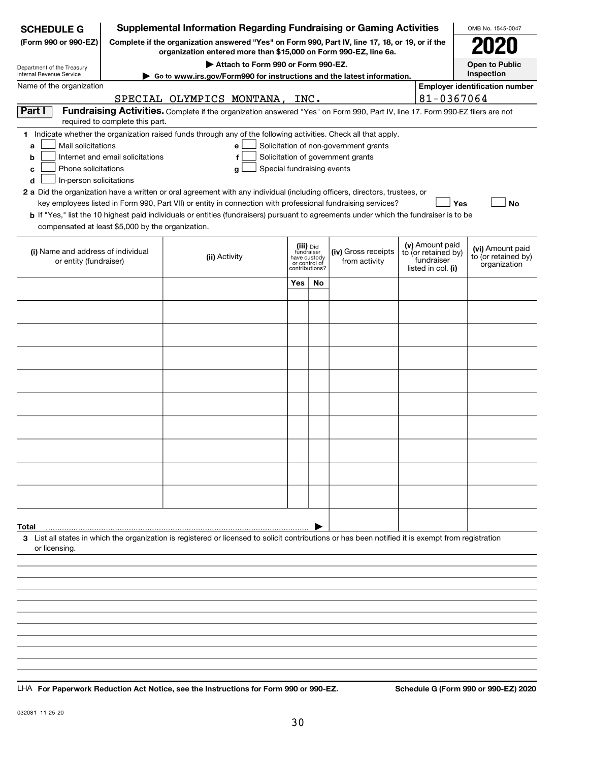**SCHEDULE G**
**(Form 990 or 990-EZ)**

Department of the Treasury
Internal Revenue Service

# Supplemental Information Regarding Fundraising or Gaming Activities

**Complete if the organization answered "Yes" on Form 990, Part IV, line 17, 18, or 19, or if the organization entered more than $15,000 on Form 990-EZ, line 6a.**

▶ **Attach to Form 990 or Form 990-EZ.**

▶ **Go to www.irs.gov/Form990 for instructions and the latest information.**

OMB No. 1545-0047

**2020**

**Open to Public Inspection**

Name of the organization: SPECIAL OLYMPICS MONTANA, INC.

**Employer identification number:** 81-0367064

**Part I** **Fundraising Activities.** Complete if the organization answered "Yes" on Form 990, Part IV, line 17. Form 990-EZ filers are not required to complete this part.

**1** Indicate whether the organization raised funds through any of the following activities. Check all that apply.

- **a** ☐ Mail solicitations
- **b** ☐ Internet and email solicitations
- **c** ☐ Phone solicitations
- **d** ☐ In-person solicitations
- **e** ☐ Solicitation of non-government grants
- **f** ☐ Solicitation of government grants
- **g** ☐ Special fundraising events

**2 a** Did the organization have a written or oral agreement with any individual (including officers, directors, trustees, or key employees listed in Form 990, Part VII) or entity in connection with professional fundraising services? ☐ **Yes** ☐ **No**

**b** If "Yes," list the 10 highest paid individuals or entities (fundraisers) pursuant to agreements under which the fundraiser is to be compensated at least $5,000 by the organization.

| (i) Name and address of individual or entity (fundraiser) | (ii) Activity | (iii) Did fundraiser have custody or control of contributions? | | (iv) Gross receipts from activity | (v) Amount paid to (or retained by) fundraiser listed in col. (i) | (vi) Amount paid to (or retained by) organization |
|---|---|---|---|---|---|---|
| | | Yes | No | | | |
| | | | | | | |
| | | | | | | |
| | | | | | | |
| | | | | | | |
| | | | | | | |
| | | | | | | |
| | | | | | | |
| | | | | | | |
| | | | | | | |
| | | | | | | |
| **Total** ▶ | | | | | | |

**3** List all states in which the organization is registered or licensed to solicit contributions or has been notified it is exempt from registration or licensing.

LHA **For Paperwork Reduction Act Notice, see the Instructions for Form 990 or 990-EZ.** **Schedule G (Form 990 or 990-EZ) 2020**

032081 11-25-20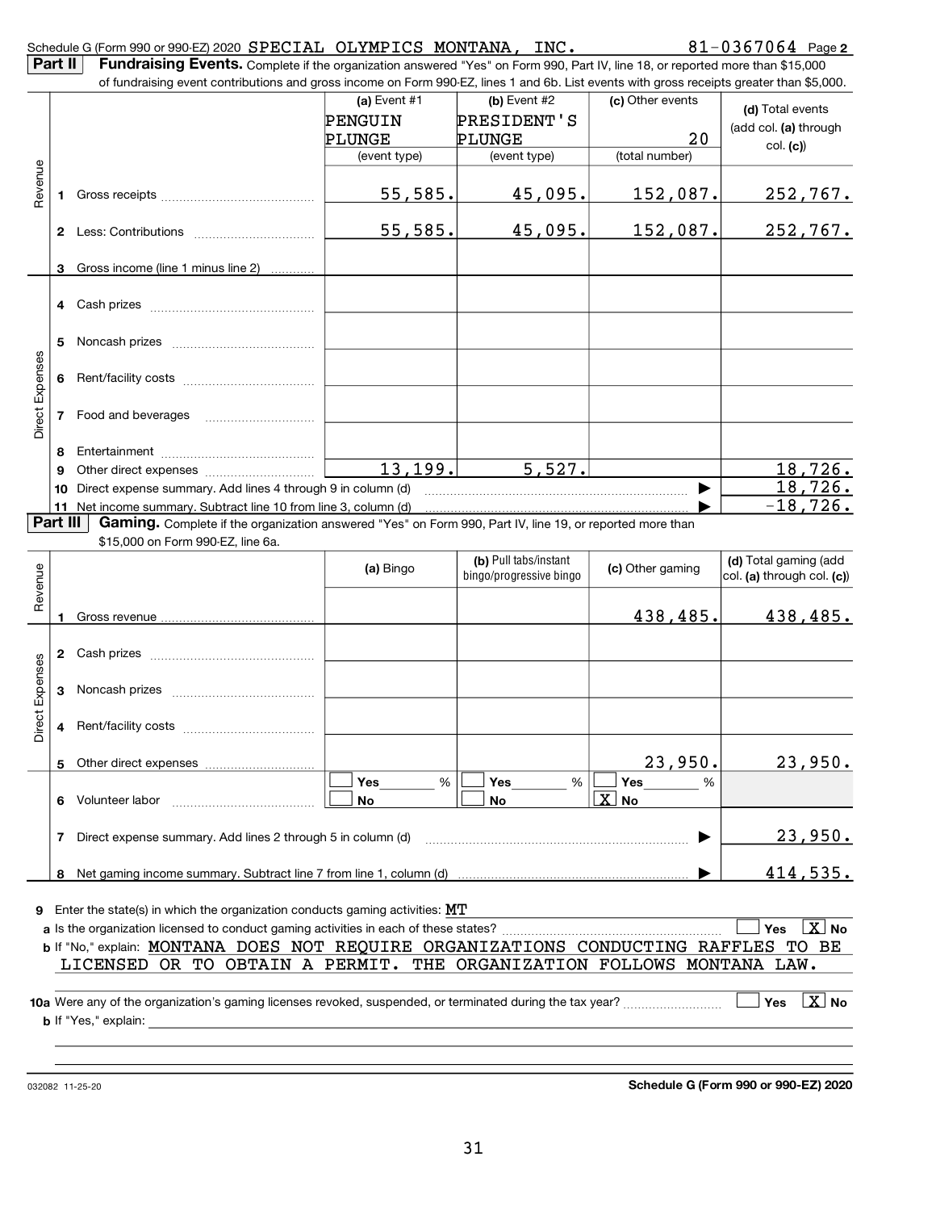Schedule G (Form 990 or 990-EZ) 2020 SPECIAL OLYMPICS MONTANA, INC. 81-0367064 Page 2

**Part II** **Fundraising Events.** Complete if the organization answered "Yes" on Form 990, Part IV, line 18, or reported more than $15,000 of fundraising event contributions and gross income on Form 990-EZ, lines 1 and 6b. List events with gross receipts greater than $5,000.

| | | (a) Event #1 | (b) Event #2 | (c) Other events | (d) Total events (add col. (a) through col. (c)) |
|---|---|---|---|---|---|
| | | PENGUIN PLUNGE | PRESIDENT'S PLUNGE | 20 | |
| | | (event type) | (event type) | (total number) | |
| Revenue | 1 Gross receipts | 55,585. | 45,095. | 152,087. | 252,767. |
| | 2 Less: Contributions | 55,585. | 45,095. | 152,087. | 252,767. |
| | 3 Gross income (line 1 minus line 2) | | | | |
| Direct Expenses | 4 Cash prizes | | | | |
| | 5 Noncash prizes | | | | |
| | 6 Rent/facility costs | | | | |
| | 7 Food and beverages | | | | |
| | 8 Entertainment | | | | |
| | 9 Other direct expenses | 13,199. | 5,527. | | 18,726. |
| | 10 Direct expense summary. Add lines 4 through 9 in column (d) | | | ▶ | 18,726. |
| | 11 Net income summary. Subtract line 10 from line 3, column (d) | | | ▶ | -18,726. |

**Part III** **Gaming.** Complete if the organization answered "Yes" on Form 990, Part IV, line 19, or reported more than $15,000 on Form 990-EZ, line 6a.

| | | (a) Bingo | (b) Pull tabs/instant bingo/progressive bingo | (c) Other gaming | (d) Total gaming (add col. (a) through col. (c)) |
|---|---|---|---|---|---|
| Revenue | 1 Gross revenue | | | 438,485. | 438,485. |
| Direct Expenses | 2 Cash prizes | | | | |
| | 3 Noncash prizes | | | | |
| | 4 Rent/facility costs | | | | |
| | 5 Other direct expenses | | | 23,950. | 23,950. |
| | 6 Volunteer labor | ☐ Yes ___ % ☐ No | ☐ Yes ___ % ☐ No | ☐ Yes ___ % ☒ No | |
| | 7 Direct expense summary. Add lines 2 through 5 in column (d) | | | ▶ | 23,950. |
| | 8 Net gaming income summary. Subtract line 7 from line 1, column (d) | | | ▶ | 414,535. |

9 Enter the state(s) in which the organization conducts gaming activities: MT

a Is the organization licensed to conduct gaming activities in each of these states? ☐ Yes ☒ No

b If "No," explain: MONTANA DOES NOT REQUIRE ORGANIZATIONS CONDUCTING RAFFLES TO BE LICENSED OR TO OBTAIN A PERMIT. THE ORGANIZATION FOLLOWS MONTANA LAW.

10a Were any of the organization's gaming licenses revoked, suspended, or terminated during the tax year? ☐ Yes ☒ No

b If "Yes," explain:

032082 11-25-20

Schedule G (Form 990 or 990-EZ) 2020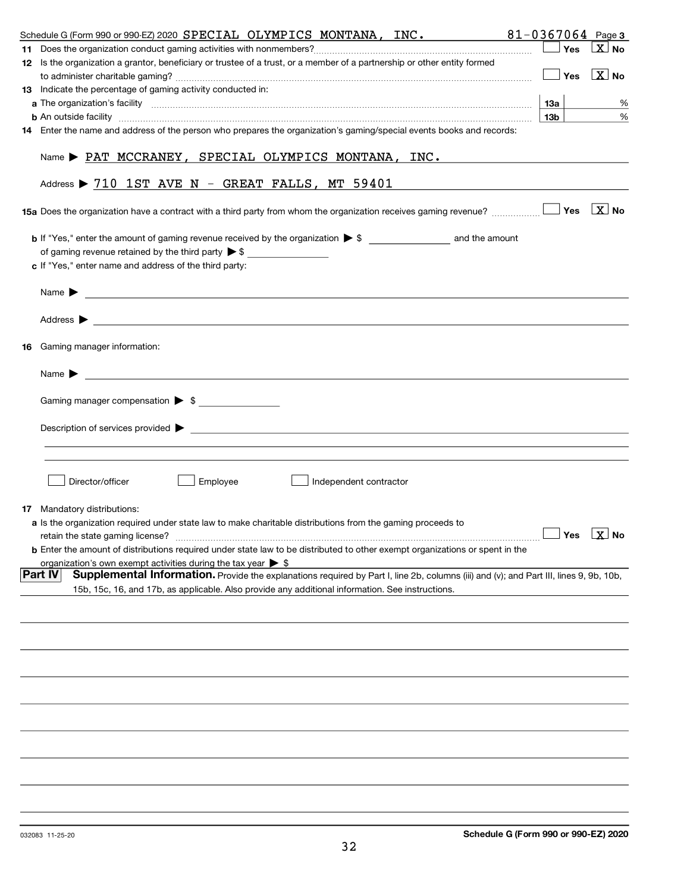Schedule G (Form 990 or 990-EZ) 2020 SPECIAL OLYMPICS MONTANA, INC. 81-0367064 Page 3

**11** Does the organization conduct gaming activities with nonmembers? ☐ Yes ☒ No

**12** Is the organization a grantor, beneficiary or trustee of a trust, or a member of a partnership or other entity formed to administer charitable gaming? ☐ Yes ☒ No

**13** Indicate the percentage of gaming activity conducted in:

**a** The organization's facility ... **13a** %

**b** An outside facility ... **13b** %

**14** Enter the name and address of the person who prepares the organization's gaming/special events books and records:

Name ▶ PAT MCCRANEY, SPECIAL OLYMPICS MONTANA, INC.

Address ▶ 710 1ST AVE N - GREAT FALLS, MT 59401

**15a** Does the organization have a contract with a third party from whom the organization receives gaming revenue? ☐ Yes ☒ No

**b** If "Yes," enter the amount of gaming revenue received by the organization ▶ $ ______ and the amount of gaming revenue retained by the third party ▶ $ ______

**c** If "Yes," enter name and address of the third party:

Name ▶

Address ▶

**16** Gaming manager information:

Name ▶

Gaming manager compensation ▶ $

Description of services provided ▶

☐ Director/officer ☐ Employee ☐ Independent contractor

**17** Mandatory distributions:

**a** Is the organization required under state law to make charitable distributions from the gaming proceeds to retain the state gaming license? ☐ Yes ☒ No

**b** Enter the amount of distributions required under state law to be distributed to other exempt organizations or spent in the organization's own exempt activities during the tax year ▶ $

**Part IV** **Supplemental Information.** Provide the explanations required by Part I, line 2b, columns (iii) and (v); and Part III, lines 9, 9b, 10b, 15b, 15c, 16, and 17b, as applicable. Also provide any additional information. See instructions.

032083 11-25-20 **Schedule G (Form 990 or 990-EZ) 2020**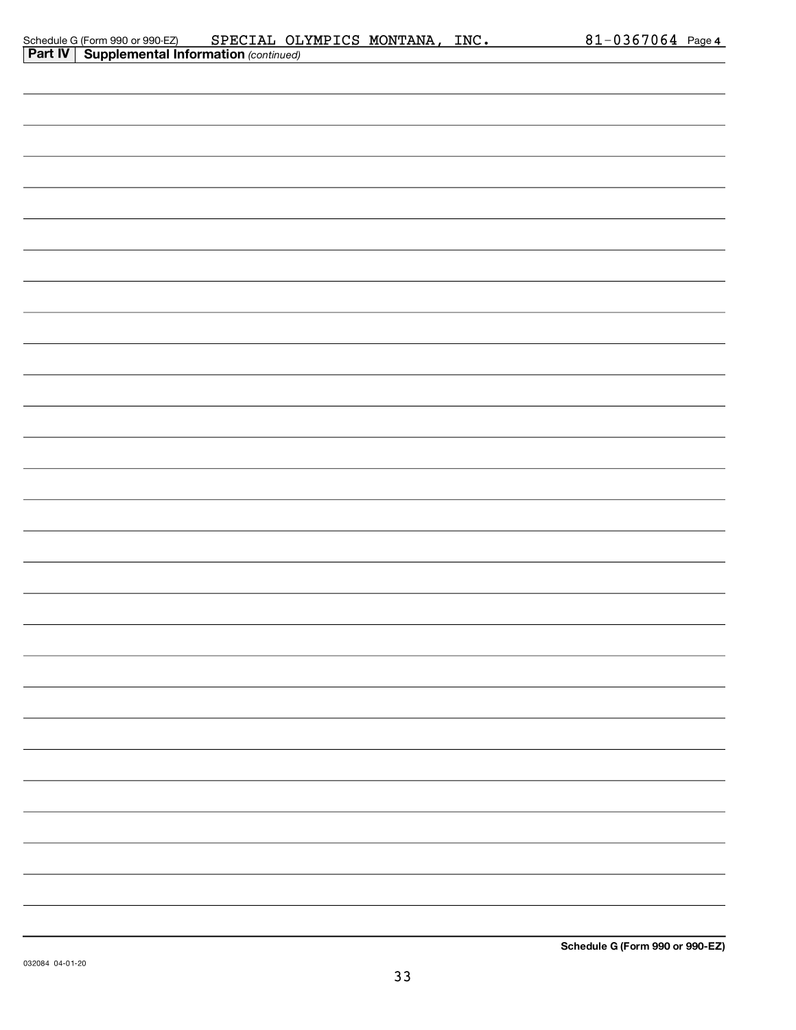Schedule G (Form 990 or 990-EZ) SPECIAL OLYMPICS MONTANA, INC. 81-0367064 Page 4

**Part IV | Supplemental Information** *(continued)*

**Schedule G (Form 990 or 990-EZ)**

032084 04-01-20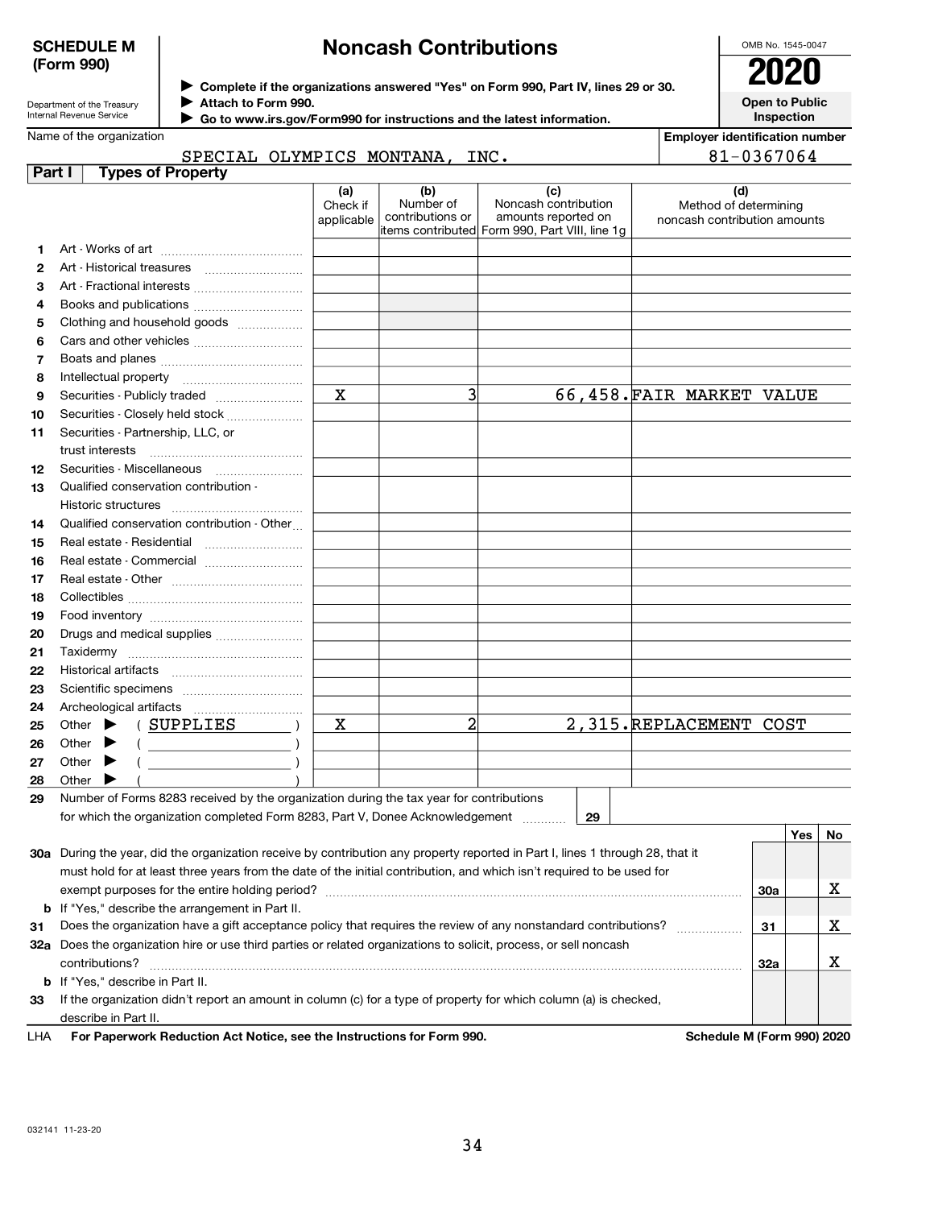**SCHEDULE M (Form 990)**

Department of the Treasury
Internal Revenue Service

# Noncash Contributions

► Complete if the organizations answered "Yes" on Form 990, Part IV, lines 29 or 30.
► Attach to Form 990.
► Go to www.irs.gov/Form990 for instructions and the latest information.

OMB No. 1545-0047

**2020**

**Open to Public Inspection**

Name of the organization: SPECIAL OLYMPICS MONTANA, INC.

Employer identification number: 81-0367064

## Part I Types of Property

| | | (a) Check if applicable | (b) Number of contributions or items contributed | (c) Noncash contribution amounts reported on Form 990, Part VIII, line 1g | (d) Method of determining noncash contribution amounts |
|---|---|---|---|---|---|
| 1 | Art - Works of art | | | | |
| 2 | Art - Historical treasures | | | | |
| 3 | Art - Fractional interests | | | | |
| 4 | Books and publications | | | | |
| 5 | Clothing and household goods | | | | |
| 6 | Cars and other vehicles | | | | |
| 7 | Boats and planes | | | | |
| 8 | Intellectual property | | | | |
| 9 | Securities - Publicly traded | X | 3 | 66,458. | FAIR MARKET VALUE |
| 10 | Securities - Closely held stock | | | | |
| 11 | Securities - Partnership, LLC, or trust interests | | | | |
| 12 | Securities - Miscellaneous | | | | |
| 13 | Qualified conservation contribution - Historic structures | | | | |
| 14 | Qualified conservation contribution - Other | | | | |
| 15 | Real estate - Residential | | | | |
| 16 | Real estate - Commercial | | | | |
| 17 | Real estate - Other | | | | |
| 18 | Collectibles | | | | |
| 19 | Food inventory | | | | |
| 20 | Drugs and medical supplies | | | | |
| 21 | Taxidermy | | | | |
| 22 | Historical artifacts | | | | |
| 23 | Scientific specimens | | | | |
| 24 | Archeological artifacts | | | | |
| 25 | Other ► ( SUPPLIES ) | X | 2 | 2,315. | REPLACEMENT COST |
| 26 | Other ► ( ) | | | | |
| 27 | Other ► ( ) | | | | |
| 28 | Other ► ( ) | | | | |

29 Number of Forms 8283 received by the organization during the tax year for contributions for which the organization completed Form 8283, Part V, Donee Acknowledgement ..... 29

| | | | Yes | No |
|---|---|---|---|---|
| 30a | During the year, did the organization receive by contribution any property reported in Part I, lines 1 through 28, that it must hold for at least three years from the date of the initial contribution, and which isn't required to be used for exempt purposes for the entire holding period? | 30a | | X |
| b | If "Yes," describe the arrangement in Part II. | | | |
| 31 | Does the organization have a gift acceptance policy that requires the review of any nonstandard contributions? | 31 | | X |
| 32a | Does the organization hire or use third parties or related organizations to solicit, process, or sell noncash contributions? | 32a | | X |
| b | If "Yes," describe in Part II. | | | |
| 33 | If the organization didn't report an amount in column (c) for a type of property for which column (a) is checked, describe in Part II. | | | |

LHA **For Paperwork Reduction Act Notice, see the Instructions for Form 990.** **Schedule M (Form 990) 2020**

032141 11-23-20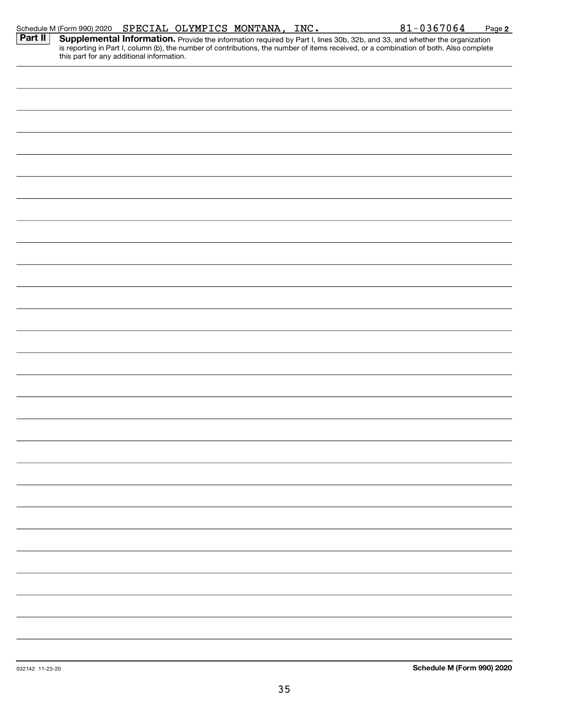Schedule M (Form 990) 2020 SPECIAL OLYMPICS MONTANA, INC. 81-0367064 Page **2**

**Part II** **Supplemental Information.** Provide the information required by Part I, lines 30b, 32b, and 33, and whether the organization is reporting in Part I, column (b), the number of contributions, the number of items received, or a combination of both. Also complete this part for any additional information.

032142 11-23-20 **Schedule M (Form 990) 2020**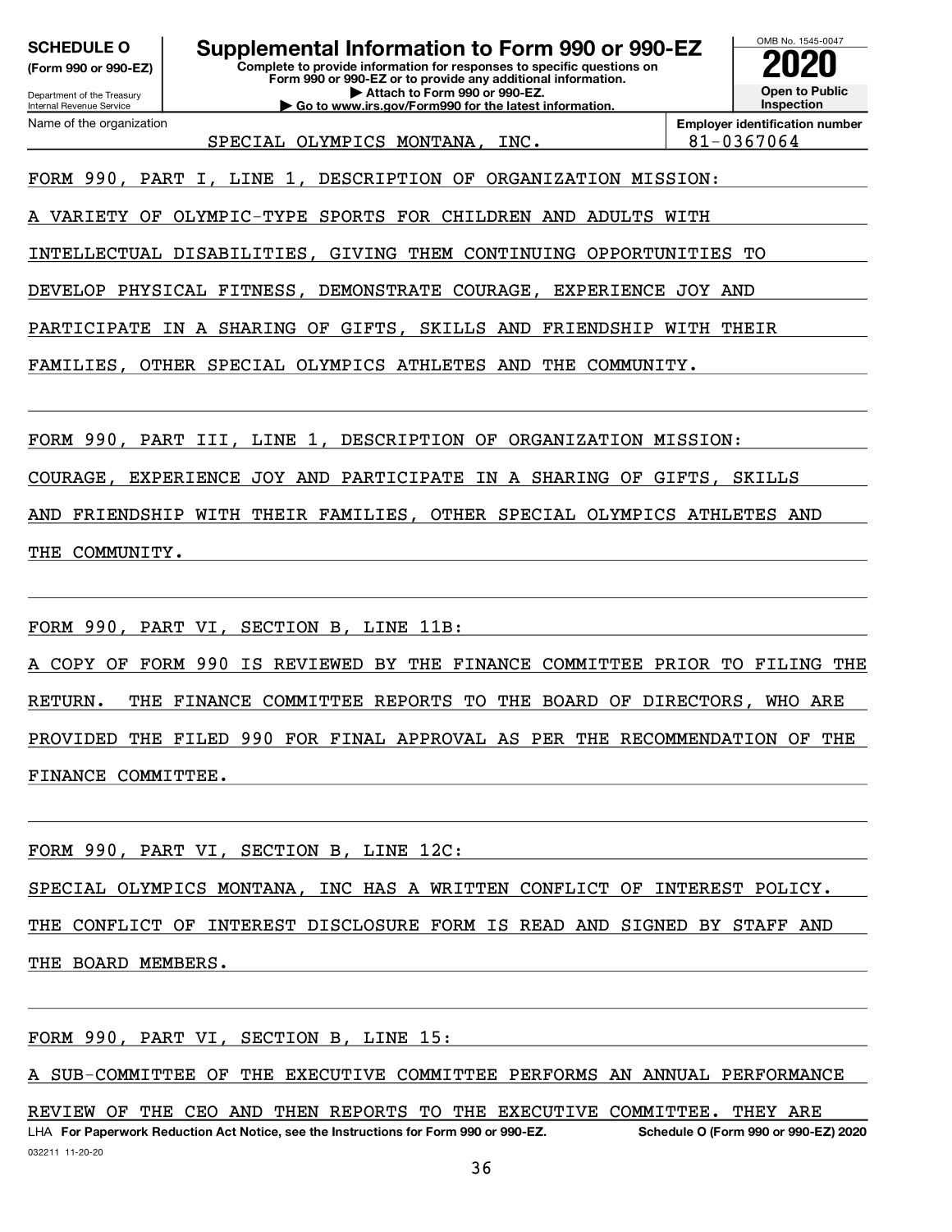**SCHEDULE O** (Form 990 or 990-EZ)

Department of the Treasury
Internal Revenue Service

# Supplemental Information to Form 990 or 990-EZ

**Complete to provide information for responses to specific questions on Form 990 or 990-EZ or to provide any additional information.**
**▶ Attach to Form 990 or 990-EZ.**
**▶ Go to www.irs.gov/Form990 for the latest information.**

OMB No. 1545-0047

**2020**

**Open to Public Inspection**

| Name of the organization | Employer identification number |
|---|---|
| SPECIAL OLYMPICS MONTANA, INC. | 81-0367064 |

FORM 990, PART I, LINE 1, DESCRIPTION OF ORGANIZATION MISSION:

A VARIETY OF OLYMPIC-TYPE SPORTS FOR CHILDREN AND ADULTS WITH INTELLECTUAL DISABILITIES, GIVING THEM CONTINUING OPPORTUNITIES TO DEVELOP PHYSICAL FITNESS, DEMONSTRATE COURAGE, EXPERIENCE JOY AND PARTICIPATE IN A SHARING OF GIFTS, SKILLS AND FRIENDSHIP WITH THEIR FAMILIES, OTHER SPECIAL OLYMPICS ATHLETES AND THE COMMUNITY.

FORM 990, PART III, LINE 1, DESCRIPTION OF ORGANIZATION MISSION:

COURAGE, EXPERIENCE JOY AND PARTICIPATE IN A SHARING OF GIFTS, SKILLS AND FRIENDSHIP WITH THEIR FAMILIES, OTHER SPECIAL OLYMPICS ATHLETES AND THE COMMUNITY.

FORM 990, PART VI, SECTION B, LINE 11B:

A COPY OF FORM 990 IS REVIEWED BY THE FINANCE COMMITTEE PRIOR TO FILING THE RETURN. THE FINANCE COMMITTEE REPORTS TO THE BOARD OF DIRECTORS, WHO ARE PROVIDED THE FILED 990 FOR FINAL APPROVAL AS PER THE RECOMMENDATION OF THE FINANCE COMMITTEE.

FORM 990, PART VI, SECTION B, LINE 12C:

SPECIAL OLYMPICS MONTANA, INC HAS A WRITTEN CONFLICT OF INTEREST POLICY. THE CONFLICT OF INTEREST DISCLOSURE FORM IS READ AND SIGNED BY STAFF AND THE BOARD MEMBERS.

FORM 990, PART VI, SECTION B, LINE 15:

A SUB-COMMITTEE OF THE EXECUTIVE COMMITTEE PERFORMS AN ANNUAL PERFORMANCE REVIEW OF THE CEO AND THEN REPORTS TO THE EXECUTIVE COMMITTEE. THEY ARE

LHA **For Paperwork Reduction Act Notice, see the Instructions for Form 990 or 990-EZ.** **Schedule O (Form 990 or 990-EZ) 2020**

032211 11-20-20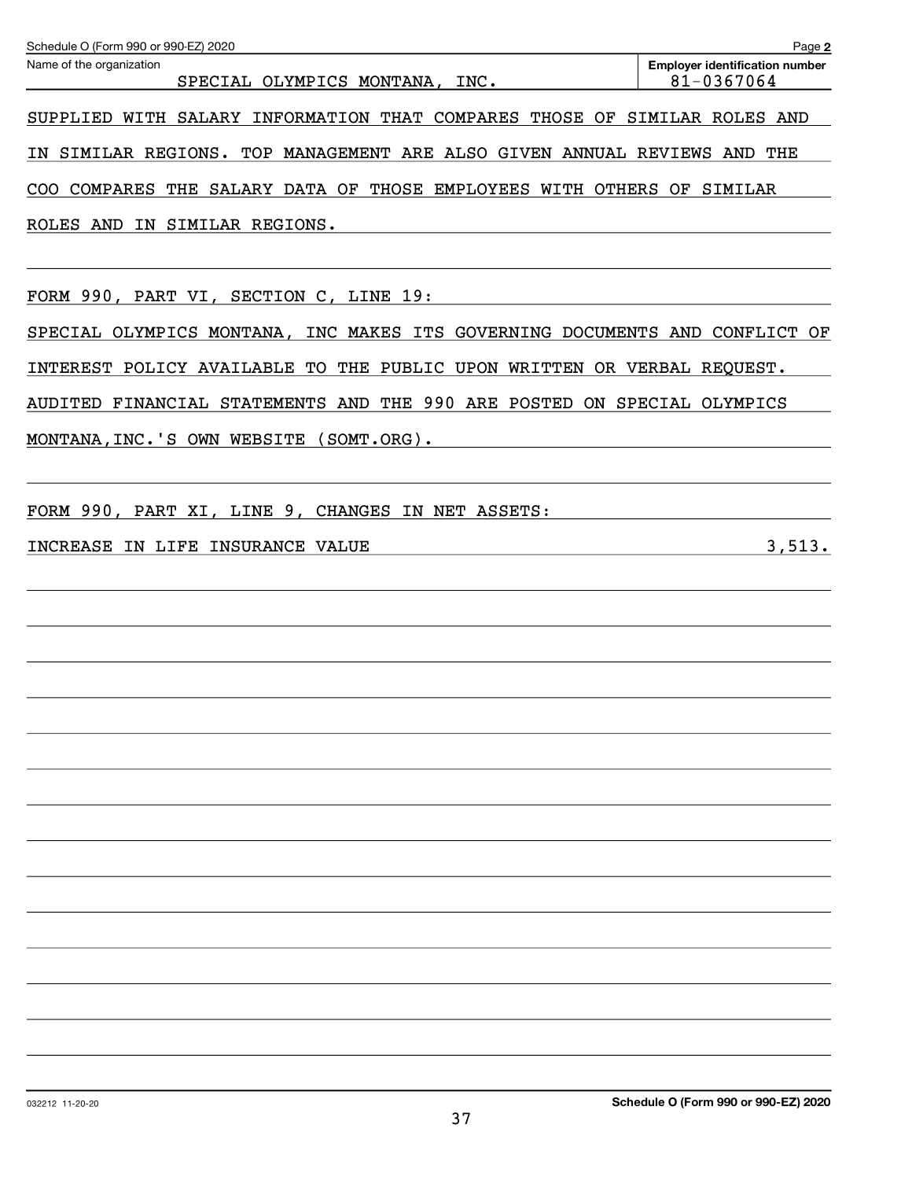Schedule O (Form 990 or 990-EZ) 2020

Name of the organization: SPECIAL OLYMPICS MONTANA, INC.

Employer identification number: 81-0367064

SUPPLIED WITH SALARY INFORMATION THAT COMPARES THOSE OF SIMILAR ROLES AND IN SIMILAR REGIONS. TOP MANAGEMENT ARE ALSO GIVEN ANNUAL REVIEWS AND THE COO COMPARES THE SALARY DATA OF THOSE EMPLOYEES WITH OTHERS OF SIMILAR ROLES AND IN SIMILAR REGIONS.

FORM 990, PART VI, SECTION C, LINE 19:

SPECIAL OLYMPICS MONTANA, INC MAKES ITS GOVERNING DOCUMENTS AND CONFLICT OF INTEREST POLICY AVAILABLE TO THE PUBLIC UPON WRITTEN OR VERBAL REQUEST. AUDITED FINANCIAL STATEMENTS AND THE 990 ARE POSTED ON SPECIAL OLYMPICS MONTANA,INC.'S OWN WEBSITE (SOMT.ORG).

FORM 990, PART XI, LINE 9, CHANGES IN NET ASSETS:

| | |
|---|---|
| INCREASE IN LIFE INSURANCE VALUE | 3,513. |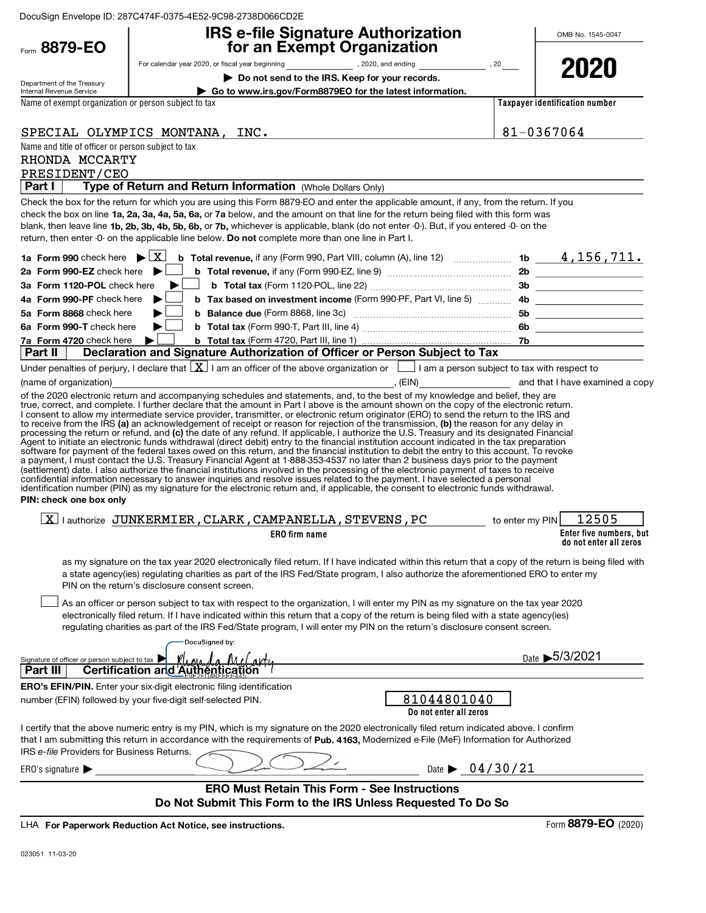DocuSign Envelope ID: 287C474F-0375-4E52-9C98-2738D066CD2E

Form **8879-EO**

Department of the Treasury
Internal Revenue Service

# IRS e-file Signature Authorization for an Exempt Organization

For calendar year 2020, or fiscal year beginning ______________, 2020, and ending ______________, 20___

▶ **Do not send to the IRS. Keep for your records.**

▶ **Go to www.irs.gov/Form8879EO for the latest information.**

OMB No. 1545-0047

**2020**

| Name of exempt organization or person subject to tax | Taxpayer identification number |
|---|---|
| SPECIAL OLYMPICS MONTANA, INC. | 81-0367064 |

Name and title of officer or person subject to tax
RHONDA MCCARTY
PRESIDENT/CEO

## Part I — Type of Return and Return Information (Whole Dollars Only)

Check the box for the return for which you are using this Form 8879-EO and enter the applicable amount, if any, from the return. If you check the box on line **1a, 2a, 3a, 4a, 5a, 6a,** or **7a** below, and the amount on that line for the return being filed with this form was blank, then leave line **1b, 2b, 3b, 4b, 5b, 6b,** or **7b,** whichever is applicable, blank (do not enter -0-). But, if you entered -0- on the return, then enter -0- on the applicable line below. **Do not** complete more than one line in Part I.

| | | | |
|---|---|---|---|
| **1a Form 990** check here ▶ [X] | **b Total revenue,** if any (Form 990, Part VIII, column (A), line 12) | 1b | 4,156,711. |
| **2a Form 990-EZ** check here ▶ [ ] | **b Total revenue,** if any (Form 990-EZ, line 9) | 2b | |
| **3a Form 1120-POL** check here ▶ [ ] | **b Total tax** (Form 1120-POL, line 22) | 3b | |
| **4a Form 990-PF** check here ▶ [ ] | **b Tax based on investment income** (Form 990-PF, Part VI, line 5) | 4b | |
| **5a Form 8868** check here ▶ [ ] | **b Balance due** (Form 8868, line 3c) | 5b | |
| **6a Form 990-T** check here ▶ [ ] | **b Total tax** (Form 990-T, Part III, line 4) | 6b | |
| **7a Form 4720** check here ▶ [ ] | **b Total tax** (Form 4720, Part III, line 1) | 7b | |

## Part II — Declaration and Signature Authorization of Officer or Person Subject to Tax

Under penalties of perjury, I declare that [X] I am an officer of the above organization or [ ] I am a person subject to tax with respect to (name of organization)______________________, (EIN)______________ and that I have examined a copy of the 2020 electronic return and accompanying schedules and statements, and, to the best of my knowledge and belief, they are true, correct, and complete. I further declare that the amount in Part I above is the amount shown on the copy of the electronic return. I consent to allow my intermediate service provider, transmitter, or electronic return originator (ERO) to send the return to the IRS and to receive from the IRS **(a)** an acknowledgement of receipt or reason for rejection of the transmission, **(b)** the reason for any delay in processing the return or refund, and **(c)** the date of any refund. If applicable, I authorize the U.S. Treasury and its designated Financial Agent to initiate an electronic funds withdrawal (direct debit) entry to the financial institution account indicated in the tax preparation software for payment of the federal taxes owed on this return, and the financial institution to debit the entry to this account. To revoke a payment, I must contact the U.S. Treasury Financial Agent at 1-888-353-4537 no later than 2 business days prior to the payment (settlement) date. I also authorize the financial institutions involved in the processing of the electronic payment of taxes to receive confidential information necessary to answer inquiries and resolve issues related to the payment. I have selected a personal identification number (PIN) as my signature for the electronic return and, if applicable, the consent to electronic funds withdrawal.

**PIN: check one box only**

[X] I authorize JUNKERMIER,CLARK,CAMPANELLA,STEVENS,PC (**ERO firm name**) to enter my PIN 12505 (**Enter five numbers, but do not enter all zeros**)

as my signature on the tax year 2020 electronically filed return. If I have indicated within this return that a copy of the return is being filed with a state agency(ies) regulating charities as part of the IRS Fed/State program, I also authorize the aforementioned ERO to enter my PIN on the return's disclosure consent screen.

[ ] As an officer or person subject to tax with respect to the organization, I will enter my PIN as my signature on the tax year 2020 electronically filed return. If I have indicated within this return that a copy of the return is being filed with a state agency(ies) regulating charities as part of the IRS Fed/State program, I will enter my PIN on the return's disclosure consent screen.

Signature of officer or person subject to tax ▶ DocuSigned by: Rhonda McCarty — Date ▶ 5/3/2021

## Part III — Certification and Authentication

**ERO's EFIN/PIN.** Enter your six-digit electronic filing identification number (EFIN) followed by your five-digit self-selected PIN. 81044801040 (**Do not enter all zeros**)

I certify that the above numeric entry is my PIN, which is my signature on the 2020 electronically filed return indicated above. I confirm that I am submitting this return in accordance with the requirements of **Pub. 4163,** Modernized e-File (MeF) Information for Authorized IRS *e-file* Providers for Business Returns.

ERO's signature ▶ [signature] — Date ▶ 04/30/21

**ERO Must Retain This Form - See Instructions**
**Do Not Submit This Form to the IRS Unless Requested To Do So**

LHA **For Paperwork Reduction Act Notice, see instructions.** — Form **8879-EO** (2020)

023051 11-03-20